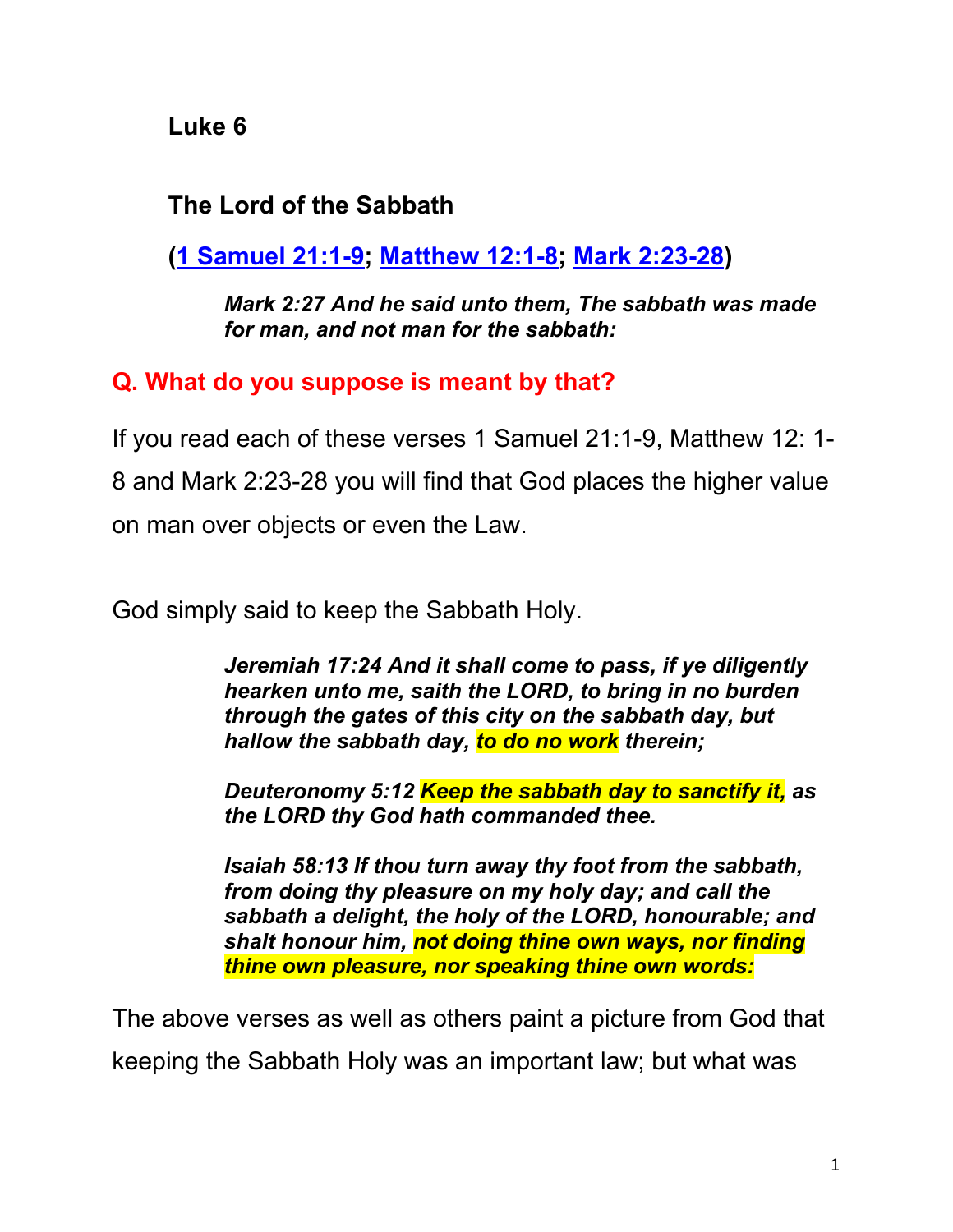## Luke 6

### The Lord of the Sabbath

**([1 Samuel 21:1-9]; [Matthew 12:1-8]; [Mark 2:23-28])**

> ***Mark 2:27 And he said unto them, The sabbath was made for man, and not man for the sabbath:***

**Q. What do you suppose is meant by that?**

If you read each of these verses 1 Samuel 21:1-9, Matthew 12: 1-8 and Mark 2:23-28 you will find that God places the higher value on man over objects or even the Law.

God simply said to keep the Sabbath Holy.

> ***Jeremiah 17:24 And it shall come to pass, if ye diligently hearken unto me, saith the LORD, to bring in no burden through the gates of this city on the sabbath day, but hallow the sabbath day, to do no work therein;***
>
> ***Deuteronomy 5:12 Keep the sabbath day to sanctify it, as the LORD thy God hath commanded thee.***
>
> ***Isaiah 58:13 If thou turn away thy foot from the sabbath, from doing thy pleasure on my holy day; and call the sabbath a delight, the holy of the LORD, honourable; and shalt honour him, not doing thine own ways, nor finding thine own pleasure, nor speaking thine own words:***

The above verses as well as others paint a picture from God that keeping the Sabbath Holy was an important law; but what was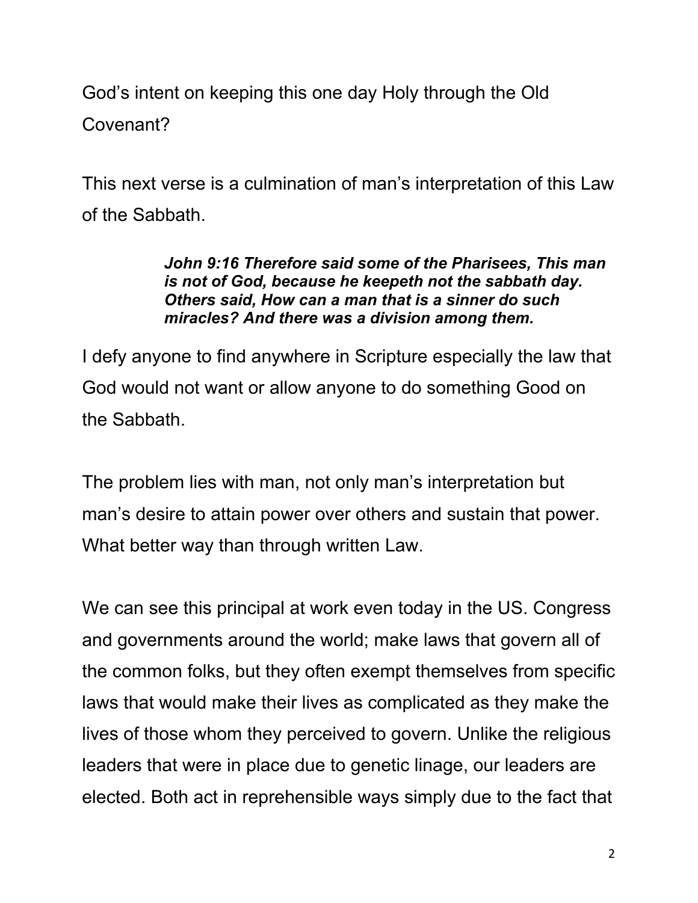God's intent on keeping this one day Holy through the Old Covenant?

This next verse is a culmination of man's interpretation of this Law of the Sabbath.

> ***John 9:16 Therefore said some of the Pharisees, This man is not of God, because he keepeth not the sabbath day. Others said, How can a man that is a sinner do such miracles? And there was a division among them.***

I defy anyone to find anywhere in Scripture especially the law that God would not want or allow anyone to do something Good on the Sabbath.

The problem lies with man, not only man's interpretation but man's desire to attain power over others and sustain that power. What better way than through written Law.

We can see this principal at work even today in the US. Congress and governments around the world; make laws that govern all of the common folks, but they often exempt themselves from specific laws that would make their lives as complicated as they make the lives of those whom they perceived to govern. Unlike the religious leaders that were in place due to genetic linage, our leaders are elected. Both act in reprehensible ways simply due to the fact that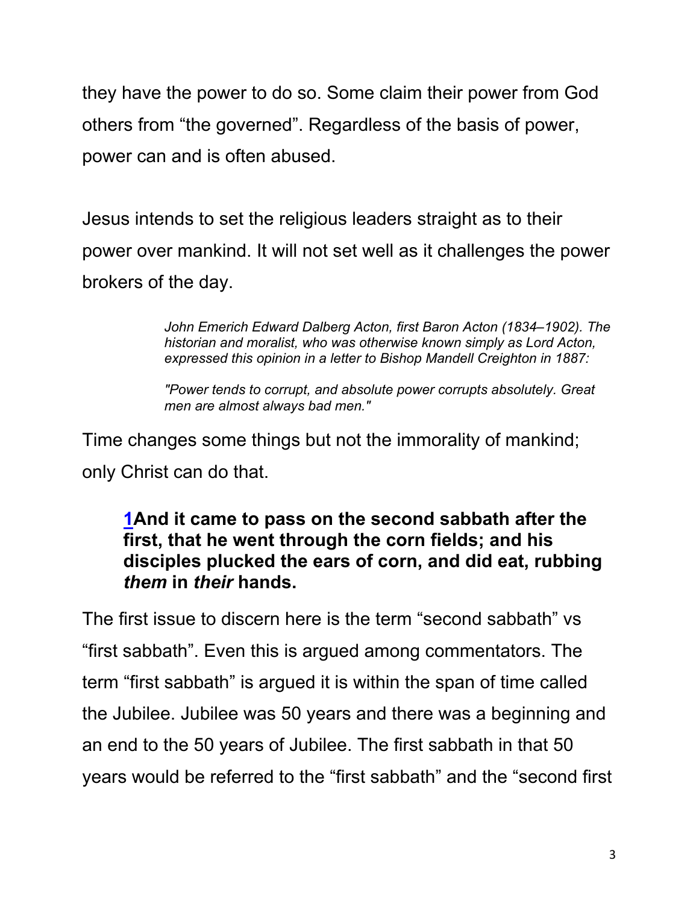they have the power to do so. Some claim their power from God others from "the governed". Regardless of the basis of power, power can and is often abused.

Jesus intends to set the religious leaders straight as to their power over mankind. It will not set well as it challenges the power brokers of the day.

> *John Emerich Edward Dalberg Acton, first Baron Acton (1834–1902). The historian and moralist, who was otherwise known simply as Lord Acton, expressed this opinion in a letter to Bishop Mandell Creighton in 1887:*
>
> *"Power tends to corrupt, and absolute power corrupts absolutely. Great men are almost always bad men."*

Time changes some things but not the immorality of mankind; only Christ can do that.

> **1And it came to pass on the second sabbath after the first, that he went through the corn fields; and his disciples plucked the ears of corn, and did eat, rubbing *them* in *their* hands.**

The first issue to discern here is the term "second sabbath" vs "first sabbath". Even this is argued among commentators. The term "first sabbath" is argued it is within the span of time called the Jubilee. Jubilee was 50 years and there was a beginning and an end to the 50 years of Jubilee. The first sabbath in that 50 years would be referred to the "first sabbath" and the "second first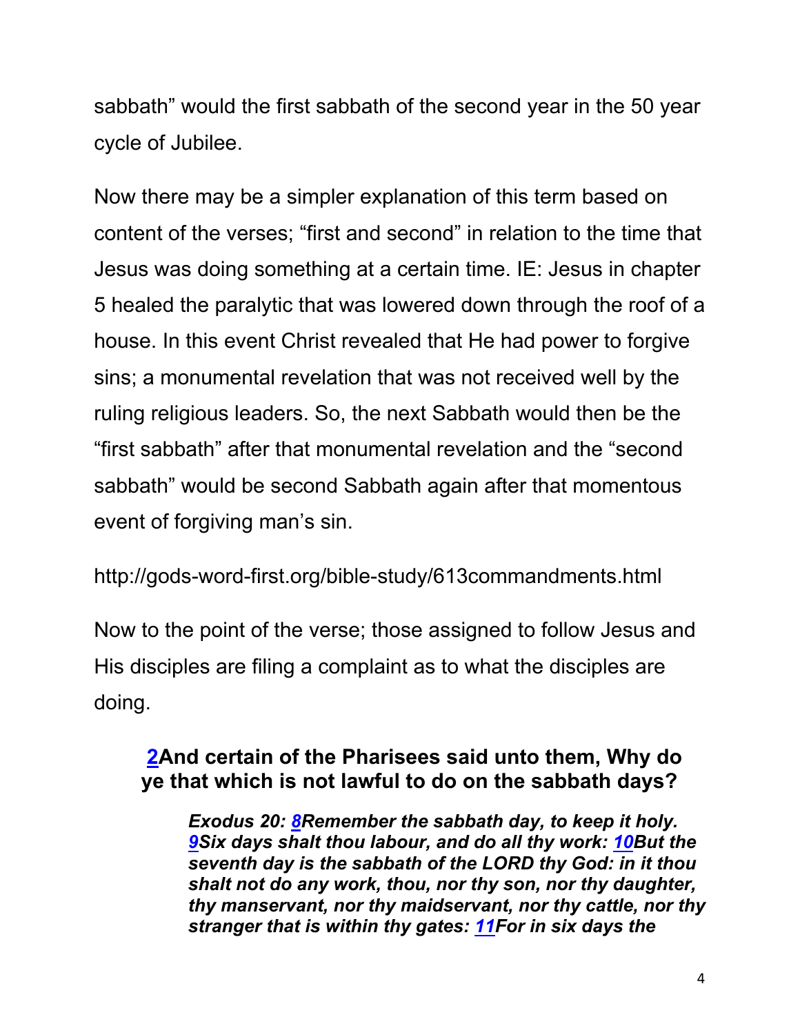sabbath" would the first sabbath of the second year in the 50 year cycle of Jubilee.

Now there may be a simpler explanation of this term based on content of the verses; "first and second" in relation to the time that Jesus was doing something at a certain time. IE: Jesus in chapter 5 healed the paralytic that was lowered down through the roof of a house. In this event Christ revealed that He had power to forgive sins; a monumental revelation that was not received well by the ruling religious leaders. So, the next Sabbath would then be the "first sabbath" after that monumental revelation and the "second sabbath" would be second Sabbath again after that momentous event of forgiving man's sin.

http://gods-word-first.org/bible-study/613commandments.html

Now to the point of the verse; those assigned to follow Jesus and His disciples are filing a complaint as to what the disciples are doing.

> **2And certain of the Pharisees said unto them, Why do ye that which is not lawful to do on the sabbath days?**
>
> > ***Exodus 20: 8Remember the sabbath day, to keep it holy. 9Six days shalt thou labour, and do all thy work: 10But the seventh day is the sabbath of the LORD thy God: in it thou shalt not do any work, thou, nor thy son, nor thy daughter, thy manservant, nor thy maidservant, nor thy cattle, nor thy stranger that is within thy gates: 11For in six days the***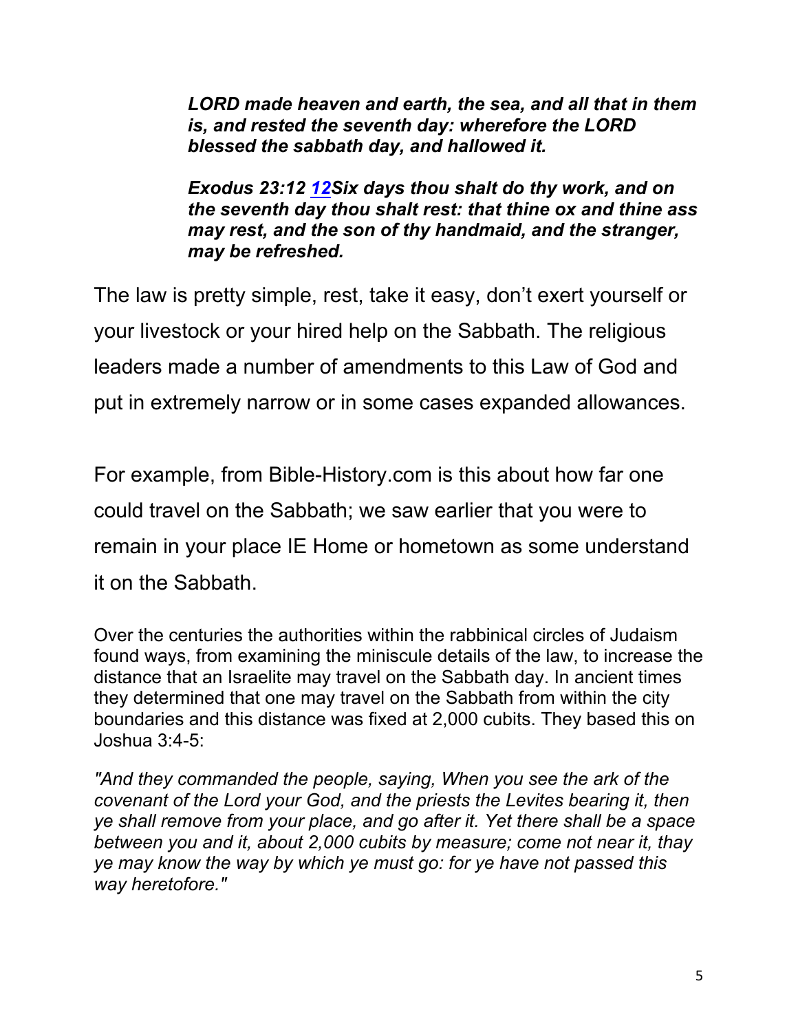***LORD made heaven and earth, the sea, and all that in them is, and rested the seventh day: wherefore the LORD blessed the sabbath day, and hallowed it.***

***Exodus 23:12 12Six days thou shalt do thy work, and on the seventh day thou shalt rest: that thine ox and thine ass may rest, and the son of thy handmaid, and the stranger, may be refreshed.***

The law is pretty simple, rest, take it easy, don't exert yourself or your livestock or your hired help on the Sabbath. The religious leaders made a number of amendments to this Law of God and put in extremely narrow or in some cases expanded allowances.

For example, from Bible-History.com is this about how far one could travel on the Sabbath; we saw earlier that you were to remain in your place IE Home or hometown as some understand it on the Sabbath.

Over the centuries the authorities within the rabbinical circles of Judaism found ways, from examining the miniscule details of the law, to increase the distance that an Israelite may travel on the Sabbath day. In ancient times they determined that one may travel on the Sabbath from within the city boundaries and this distance was fixed at 2,000 cubits. They based this on Joshua 3:4-5:

*"And they commanded the people, saying, When you see the ark of the covenant of the Lord your God, and the priests the Levites bearing it, then ye shall remove from your place, and go after it. Yet there shall be a space between you and it, about 2,000 cubits by measure; come not near it, thay ye may know the way by which ye must go: for ye have not passed this way heretofore."*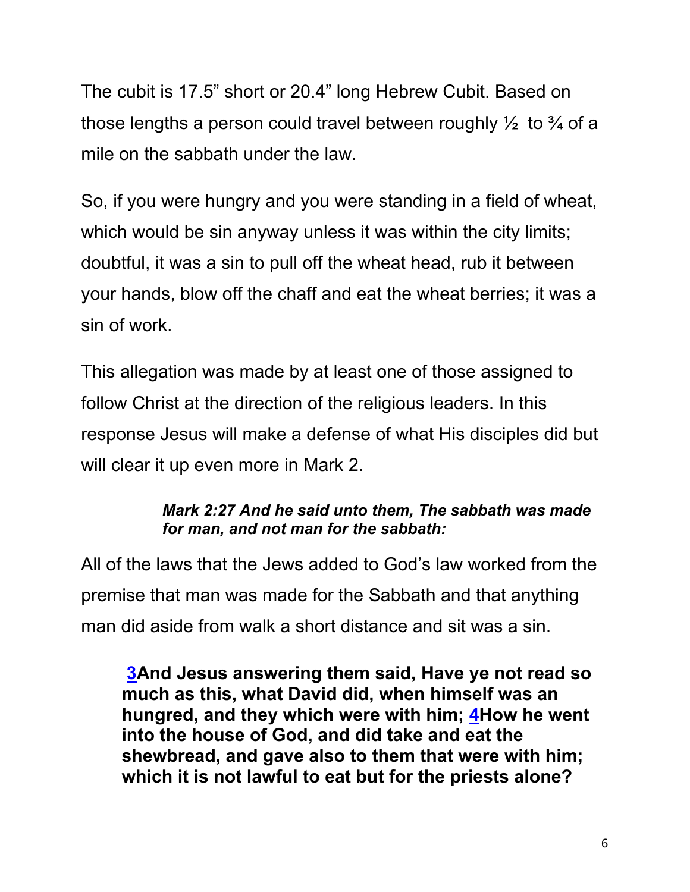The cubit is 17.5” short or 20.4” long Hebrew Cubit. Based on those lengths a person could travel between roughly ½ to ¾ of a mile on the sabbath under the law.

So, if you were hungry and you were standing in a field of wheat, which would be sin anyway unless it was within the city limits; doubtful, it was a sin to pull off the wheat head, rub it between your hands, blow off the chaff and eat the wheat berries; it was a sin of work.

This allegation was made by at least one of those assigned to follow Christ at the direction of the religious leaders. In this response Jesus will make a defense of what His disciples did but will clear it up even more in Mark 2.

> ***Mark 2:27 And he said unto them, The sabbath was made for man, and not man for the sabbath:***

All of the laws that the Jews added to God’s law worked from the premise that man was made for the Sabbath and that anything man did aside from walk a short distance and sit was a sin.

> **3And Jesus answering them said, Have ye not read so much as this, what David did, when himself was an hungred, and they which were with him; 4How he went into the house of God, and did take and eat the shewbread, and gave also to them that were with him; which it is not lawful to eat but for the priests alone?**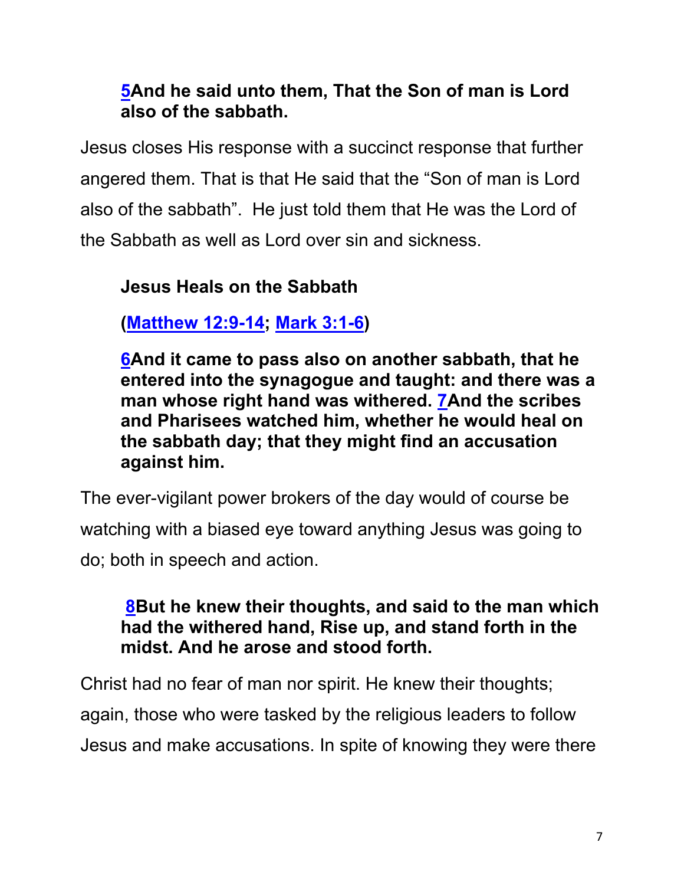**[5](#)And he said unto them, That the Son of man is Lord also of the sabbath.**

Jesus closes His response with a succinct response that further angered them. That is that He said that the "Son of man is Lord also of the sabbath". He just told them that He was the Lord of the Sabbath as well as Lord over sin and sickness.

**Jesus Heals on the Sabbath**

**([Matthew 12:9-14](#); [Mark 3:1-6](#))**

**[6](#)And it came to pass also on another sabbath, that he entered into the synagogue and taught: and there was a man whose right hand was withered. [7](#)And the scribes and Pharisees watched him, whether he would heal on the sabbath day; that they might find an accusation against him.**

The ever-vigilant power brokers of the day would of course be watching with a biased eye toward anything Jesus was going to do; both in speech and action.

**[8](#)But he knew their thoughts, and said to the man which had the withered hand, Rise up, and stand forth in the midst. And he arose and stood forth.**

Christ had no fear of man nor spirit. He knew their thoughts; again, those who were tasked by the religious leaders to follow Jesus and make accusations. In spite of knowing they were there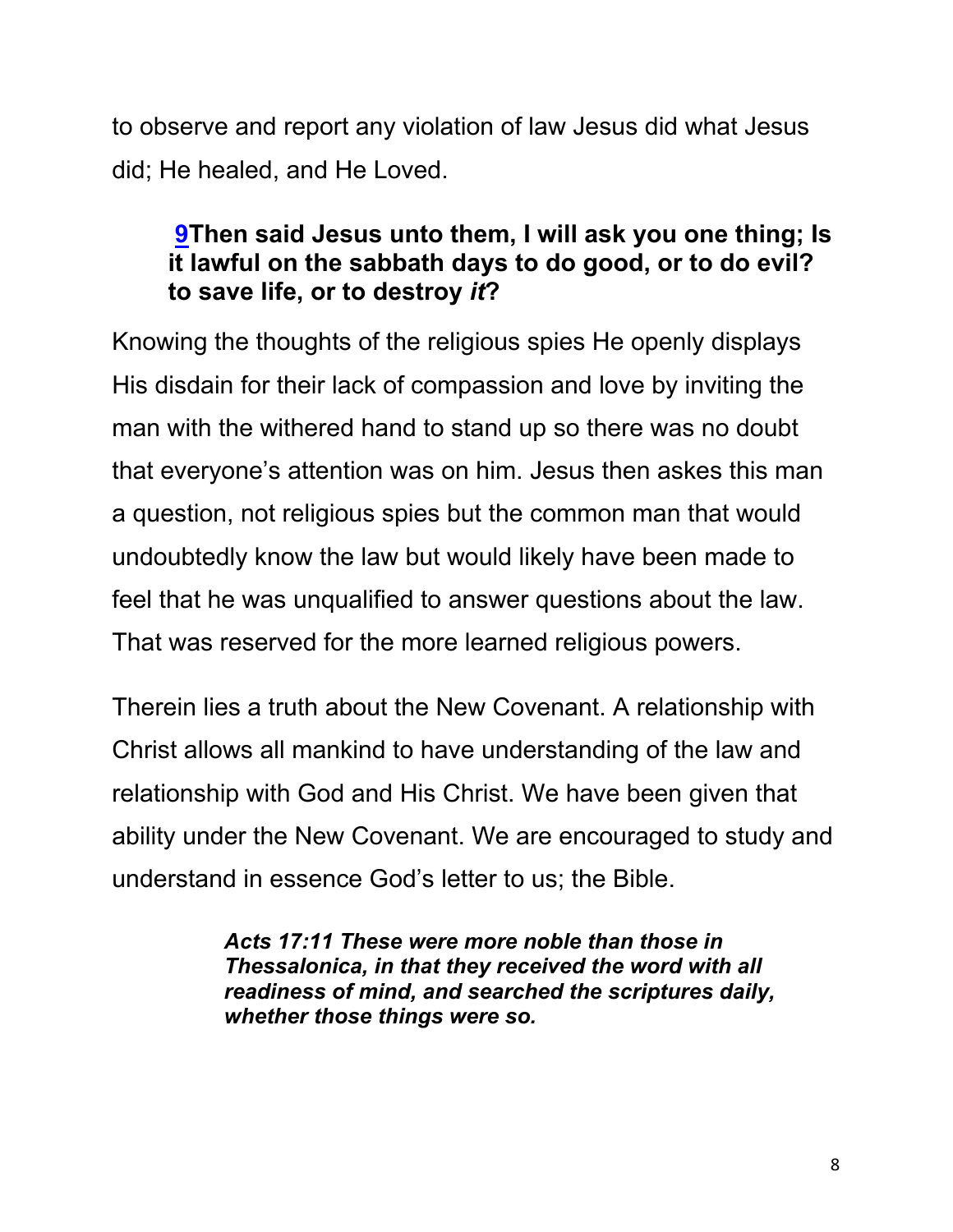to observe and report any violation of law Jesus did what Jesus did; He healed, and He Loved.

> **9Then said Jesus unto them, I will ask you one thing; Is it lawful on the sabbath days to do good, or to do evil? to save life, or to destroy *it*?**

Knowing the thoughts of the religious spies He openly displays His disdain for their lack of compassion and love by inviting the man with the withered hand to stand up so there was no doubt that everyone's attention was on him. Jesus then askes this man a question, not religious spies but the common man that would undoubtedly know the law but would likely have been made to feel that he was unqualified to answer questions about the law. That was reserved for the more learned religious powers.

Therein lies a truth about the New Covenant. A relationship with Christ allows all mankind to have understanding of the law and relationship with God and His Christ. We have been given that ability under the New Covenant. We are encouraged to study and understand in essence God's letter to us; the Bible.

> ***Acts 17:11 These were more noble than those in Thessalonica, in that they received the word with all readiness of mind, and searched the scriptures daily, whether those things were so.***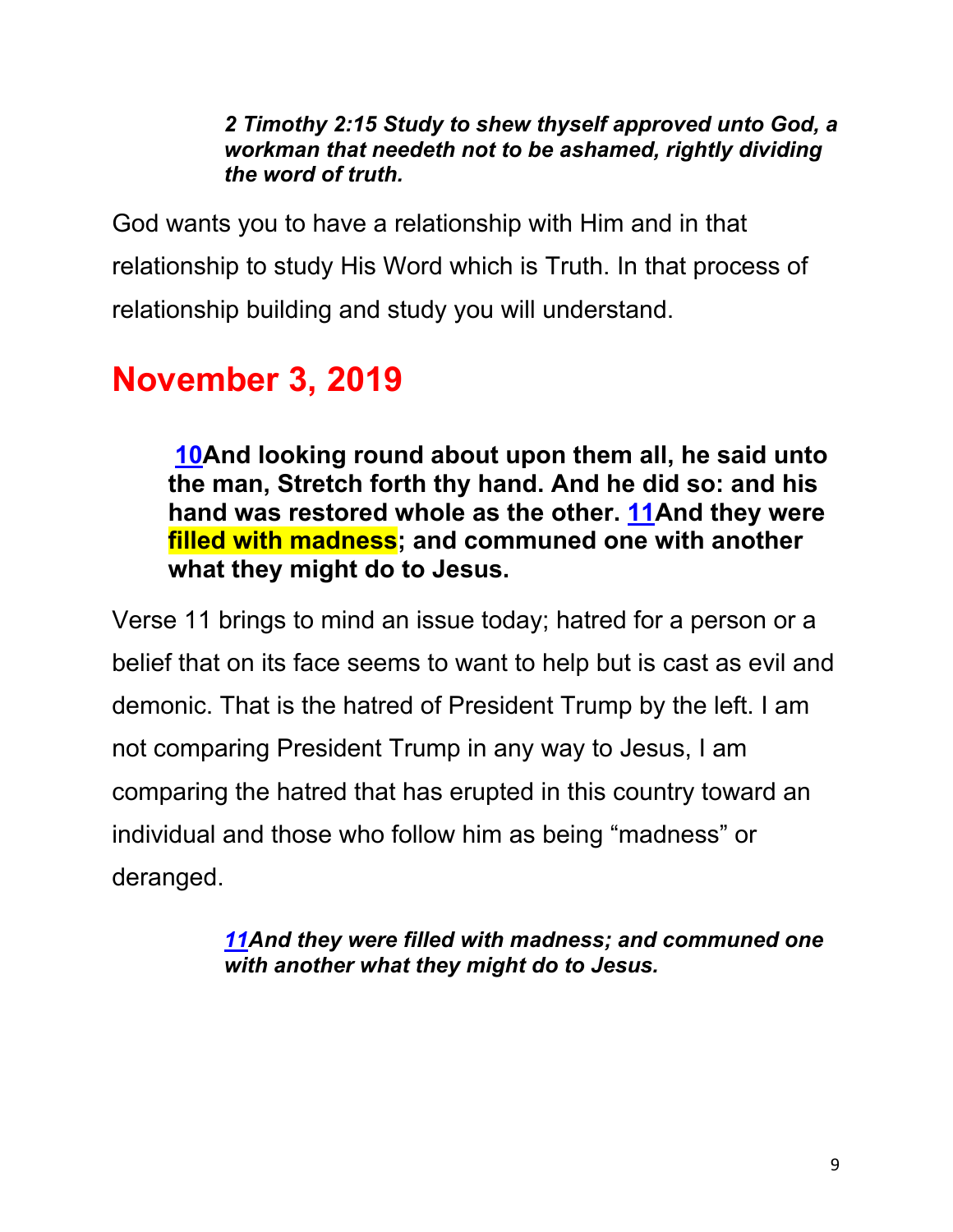> ***2 Timothy 2:15 Study to shew thyself approved unto God, a workman that needeth not to be ashamed, rightly dividing the word of truth.***

God wants you to have a relationship with Him and in that relationship to study His Word which is Truth. In that process of relationship building and study you will understand.

## November 3, 2019

> **10And looking round about upon them all, he said unto the man, Stretch forth thy hand. And he did so: and his hand was restored whole as the other. 11And they were filled with madness; and communed one with another what they might do to Jesus.**

Verse 11 brings to mind an issue today; hatred for a person or a belief that on its face seems to want to help but is cast as evil and demonic. That is the hatred of President Trump by the left. I am not comparing President Trump in any way to Jesus, I am comparing the hatred that has erupted in this country toward an individual and those who follow him as being “madness” or deranged.

> ***11And they were filled with madness; and communed one with another what they might do to Jesus.***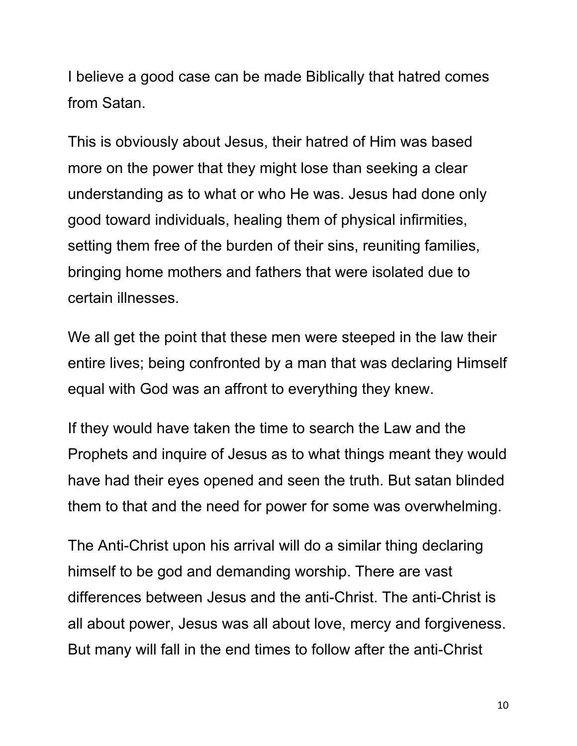I believe a good case can be made Biblically that hatred comes from Satan.

This is obviously about Jesus, their hatred of Him was based more on the power that they might lose than seeking a clear understanding as to what or who He was. Jesus had done only good toward individuals, healing them of physical infirmities, setting them free of the burden of their sins, reuniting families, bringing home mothers and fathers that were isolated due to certain illnesses.

We all get the point that these men were steeped in the law their entire lives; being confronted by a man that was declaring Himself equal with God was an affront to everything they knew.

If they would have taken the time to search the Law and the Prophets and inquire of Jesus as to what things meant they would have had their eyes opened and seen the truth. But satan blinded them to that and the need for power for some was overwhelming.

The Anti-Christ upon his arrival will do a similar thing declaring himself to be god and demanding worship. There are vast differences between Jesus and the anti-Christ. The anti-Christ is all about power, Jesus was all about love, mercy and forgiveness. But many will fall in the end times to follow after the anti-Christ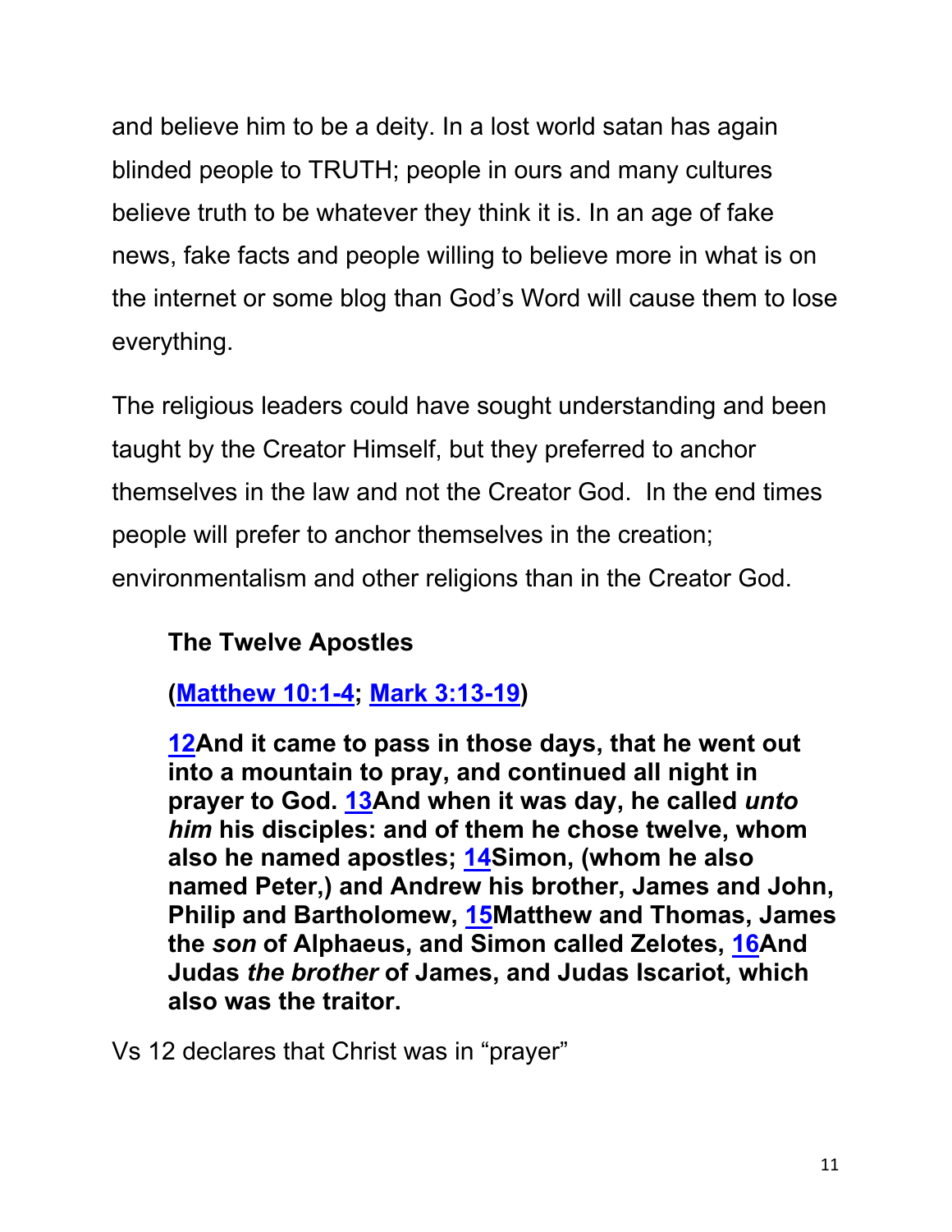and believe him to be a deity. In a lost world satan has again blinded people to TRUTH; people in ours and many cultures believe truth to be whatever they think it is. In an age of fake news, fake facts and people willing to believe more in what is on the internet or some blog than God's Word will cause them to lose everything.

The religious leaders could have sought understanding and been taught by the Creator Himself, but they preferred to anchor themselves in the law and not the Creator God. In the end times people will prefer to anchor themselves in the creation; environmentalism and other religions than in the Creator God.

**The Twelve Apostles**

**(Matthew 10:1-4; Mark 3:13-19)**

**12And it came to pass in those days, that he went out into a mountain to pray, and continued all night in prayer to God. 13And when it was day, he called *unto him* his disciples: and of them he chose twelve, whom also he named apostles; 14Simon, (whom he also named Peter,) and Andrew his brother, James and John, Philip and Bartholomew, 15Matthew and Thomas, James the *son* of Alphaeus, and Simon called Zelotes, 16And Judas *the brother* of James, and Judas Iscariot, which also was the traitor.**

Vs 12 declares that Christ was in "prayer"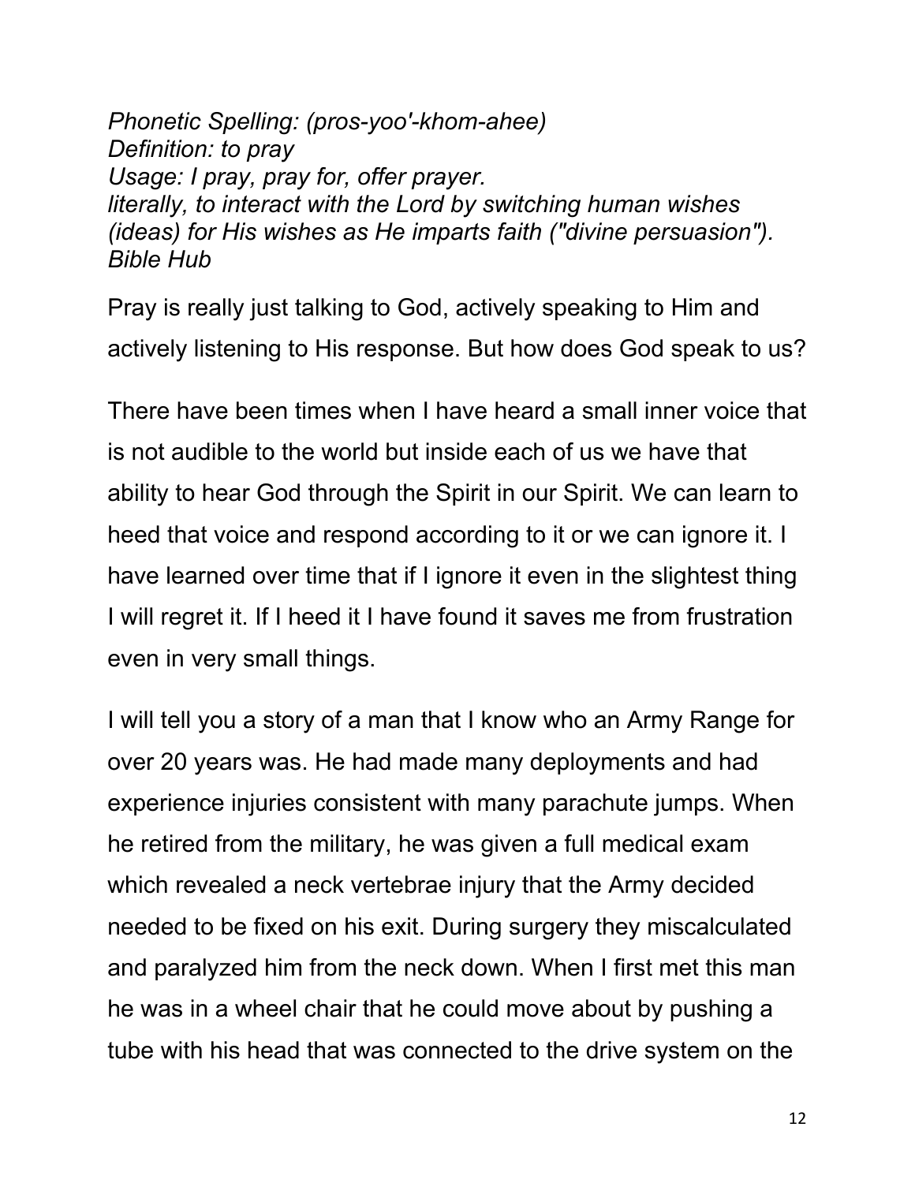*Phonetic Spelling: (pros-yoo'-khom-ahee)*
*Definition: to pray*
*Usage: I pray, pray for, offer prayer.*
*literally, to interact with the Lord by switching human wishes (ideas) for His wishes as He imparts faith ("divine persuasion").*
*Bible Hub*

Pray is really just talking to God, actively speaking to Him and actively listening to His response. But how does God speak to us?

There have been times when I have heard a small inner voice that is not audible to the world but inside each of us we have that ability to hear God through the Spirit in our Spirit. We can learn to heed that voice and respond according to it or we can ignore it. I have learned over time that if I ignore it even in the slightest thing I will regret it. If I heed it I have found it saves me from frustration even in very small things.

I will tell you a story of a man that I know who an Army Range for over 20 years was. He had made many deployments and had experience injuries consistent with many parachute jumps. When he retired from the military, he was given a full medical exam which revealed a neck vertebrae injury that the Army decided needed to be fixed on his exit. During surgery they miscalculated and paralyzed him from the neck down. When I first met this man he was in a wheel chair that he could move about by pushing a tube with his head that was connected to the drive system on the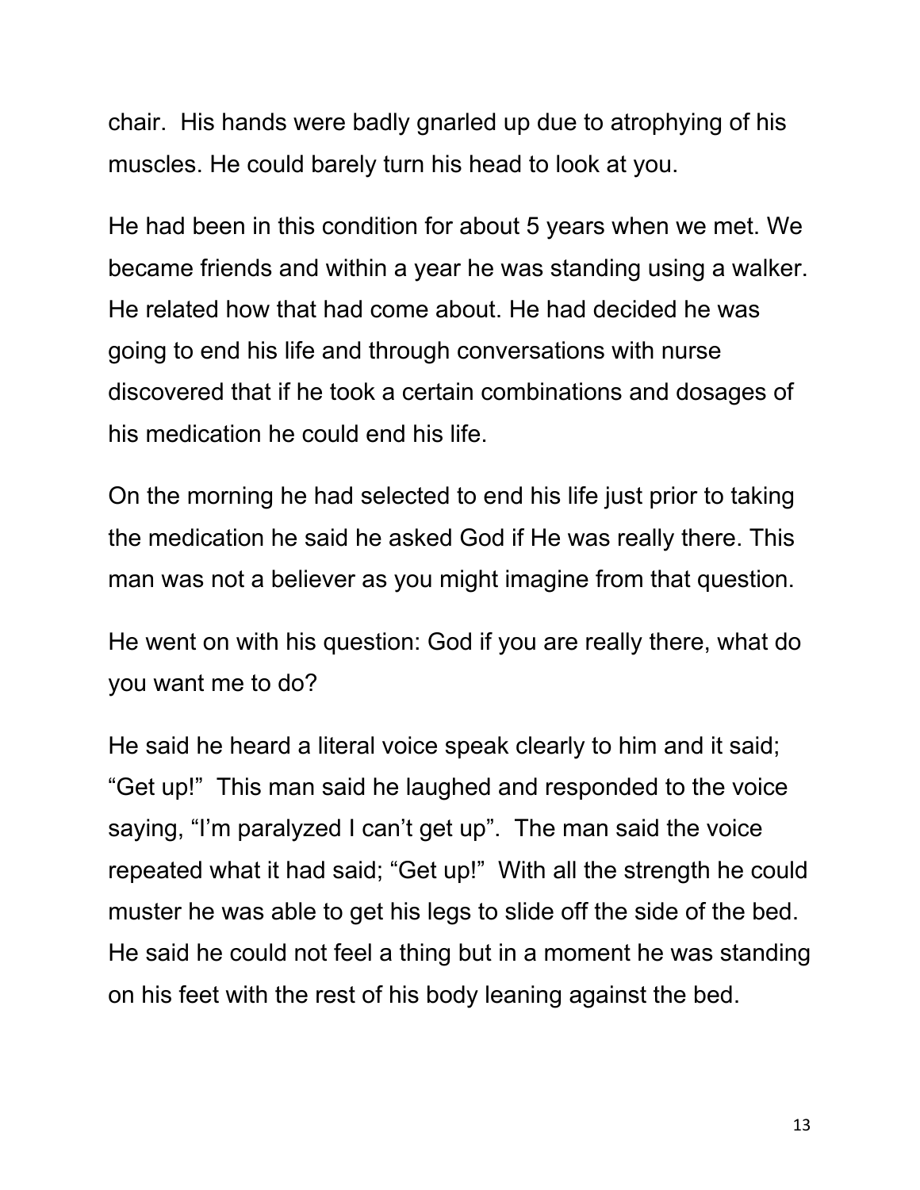chair. His hands were badly gnarled up due to atrophying of his muscles. He could barely turn his head to look at you.

He had been in this condition for about 5 years when we met. We became friends and within a year he was standing using a walker. He related how that had come about. He had decided he was going to end his life and through conversations with nurse discovered that if he took a certain combinations and dosages of his medication he could end his life.

On the morning he had selected to end his life just prior to taking the medication he said he asked God if He was really there. This man was not a believer as you might imagine from that question.

He went on with his question: God if you are really there, what do you want me to do?

He said he heard a literal voice speak clearly to him and it said; "Get up!" This man said he laughed and responded to the voice saying, "I'm paralyzed I can't get up". The man said the voice repeated what it had said; "Get up!" With all the strength he could muster he was able to get his legs to slide off the side of the bed. He said he could not feel a thing but in a moment he was standing on his feet with the rest of his body leaning against the bed.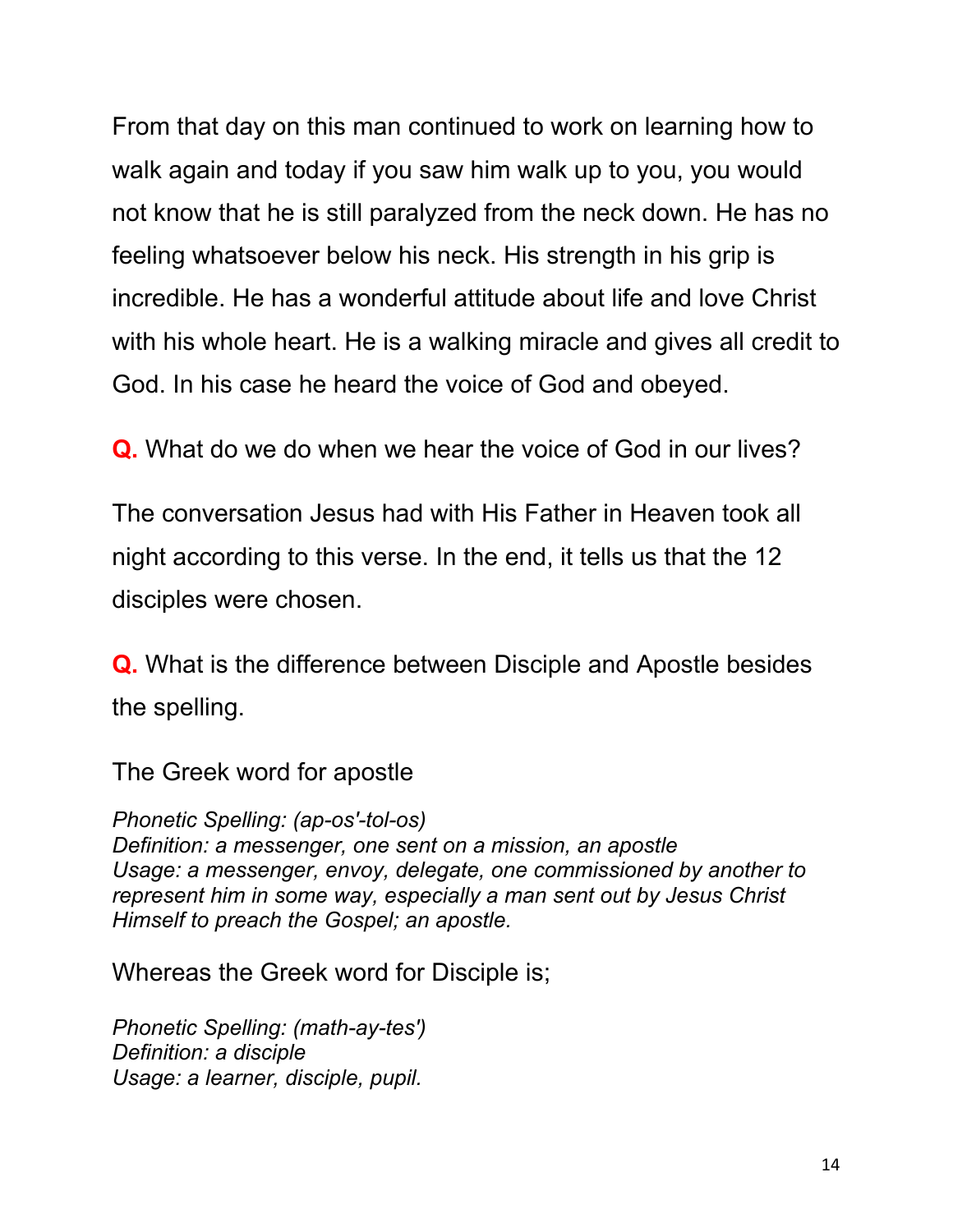From that day on this man continued to work on learning how to walk again and today if you saw him walk up to you, you would not know that he is still paralyzed from the neck down. He has no feeling whatsoever below his neck. His strength in his grip is incredible. He has a wonderful attitude about life and love Christ with his whole heart. He is a walking miracle and gives all credit to God. In his case he heard the voice of God and obeyed.

**Q.** What do we do when we hear the voice of God in our lives?

The conversation Jesus had with His Father in Heaven took all night according to this verse. In the end, it tells us that the 12 disciples were chosen.

**Q.** What is the difference between Disciple and Apostle besides the spelling.

The Greek word for apostle

*Phonetic Spelling: (ap-os'-tol-os)*
*Definition: a messenger, one sent on a mission, an apostle*
*Usage: a messenger, envoy, delegate, one commissioned by another to represent him in some way, especially a man sent out by Jesus Christ Himself to preach the Gospel; an apostle.*

Whereas the Greek word for Disciple is;

*Phonetic Spelling: (math-ay-tes')*
*Definition: a disciple*
*Usage: a learner, disciple, pupil.*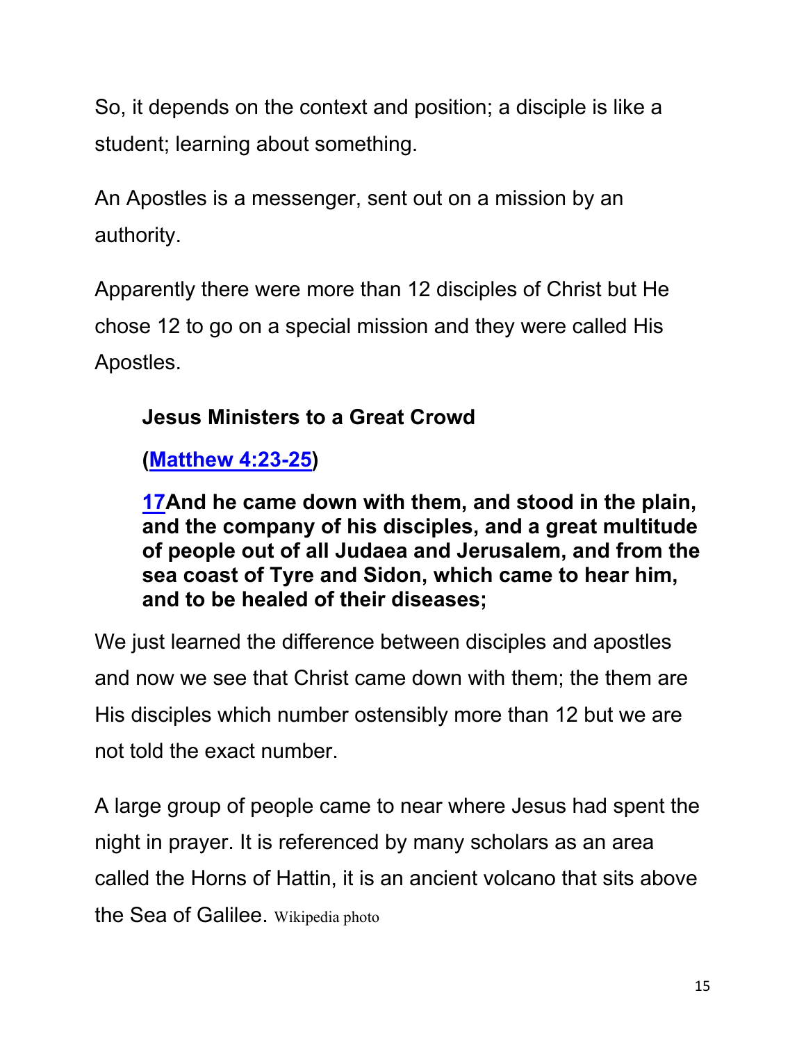So, it depends on the context and position; a disciple is like a student; learning about something.

An Apostles is a messenger, sent out on a mission by an authority.

Apparently there were more than 12 disciples of Christ but He chose 12 to go on a special mission and they were called His Apostles.

> **Jesus Ministers to a Great Crowd**
>
> **([Matthew 4:23-25](Matthew 4:23-25))**
>
> **[17](17)And he came down with them, and stood in the plain, and the company of his disciples, and a great multitude of people out of all Judaea and Jerusalem, and from the sea coast of Tyre and Sidon, which came to hear him, and to be healed of their diseases;**

We just learned the difference between disciples and apostles and now we see that Christ came down with them; the them are His disciples which number ostensibly more than 12 but we are not told the exact number.

A large group of people came to near where Jesus had spent the night in prayer. It is referenced by many scholars as an area called the Horns of Hattin, it is an ancient volcano that sits above the Sea of Galilee. Wikipedia photo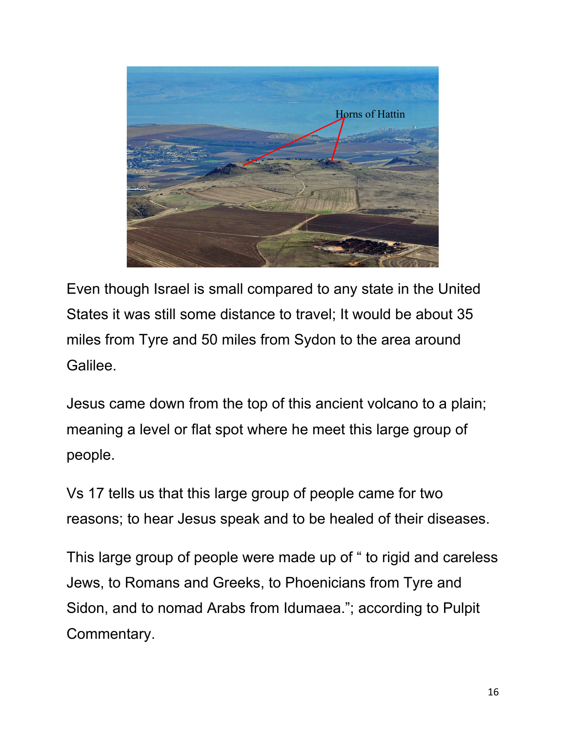Even though Israel is small compared to any state in the United States it was still some distance to travel; It would be about 35 miles from Tyre and 50 miles from Sydon to the area around Galilee.

Jesus came down from the top of this ancient volcano to a plain; meaning a level or flat spot where he meet this large group of people.

Vs 17 tells us that this large group of people came for two reasons; to hear Jesus speak and to be healed of their diseases.

This large group of people were made up of " to rigid and careless Jews, to Romans and Greeks, to Phoenicians from Tyre and Sidon, and to nomad Arabs from Idumaea."; according to Pulpit Commentary.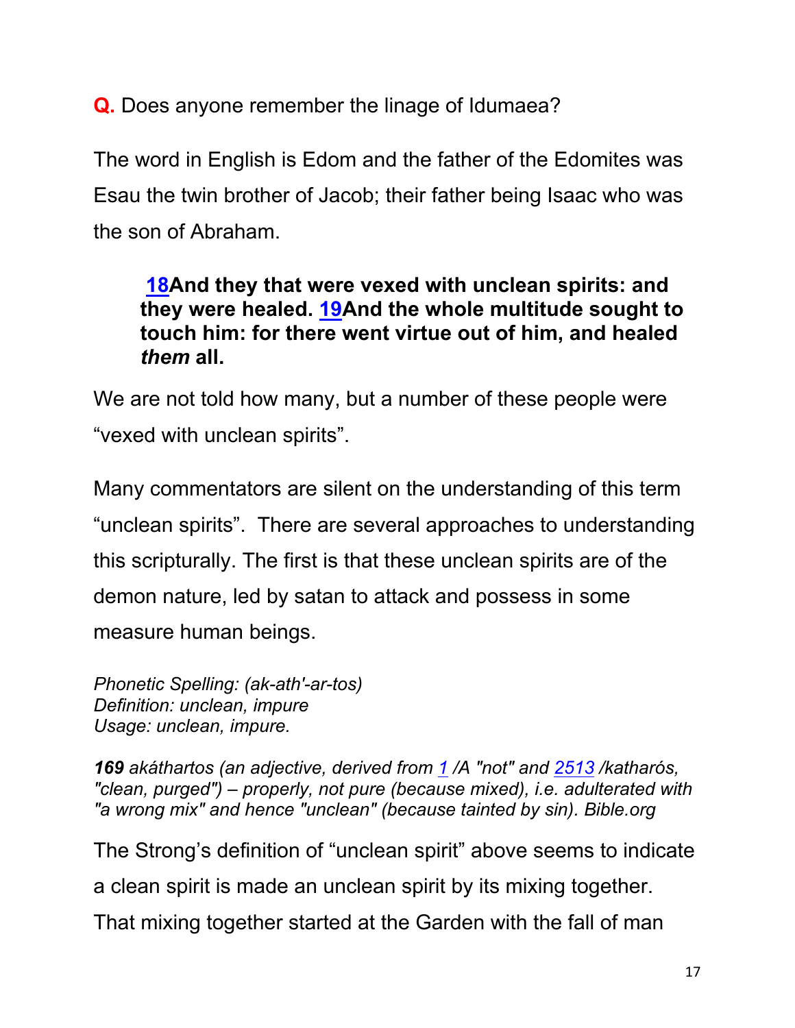**Q.** Does anyone remember the linage of Idumaea?

The word in English is Edom and the father of the Edomites was Esau the twin brother of Jacob; their father being Isaac who was the son of Abraham.

> **18And they that were vexed with unclean spirits: and they were healed. 19And the whole multitude sought to touch him: for there went virtue out of him, and healed *them* all.**

We are not told how many, but a number of these people were “vexed with unclean spirits”.

Many commentators are silent on the understanding of this term “unclean spirits”. There are several approaches to understanding this scripturally. The first is that these unclean spirits are of the demon nature, led by satan to attack and possess in some measure human beings.

*Phonetic Spelling: (ak-ath'-ar-tos)*
*Definition: unclean, impure*
*Usage: unclean, impure.*

***169** akáthartos (an adjective, derived from 1 /A "not" and 2513 /katharós, "clean, purged") – properly, not pure (because mixed), i.e. adulterated with "a wrong mix" and hence "unclean" (because tainted by sin). Bible.org*

The Strong’s definition of “unclean spirit” above seems to indicate a clean spirit is made an unclean spirit by its mixing together. That mixing together started at the Garden with the fall of man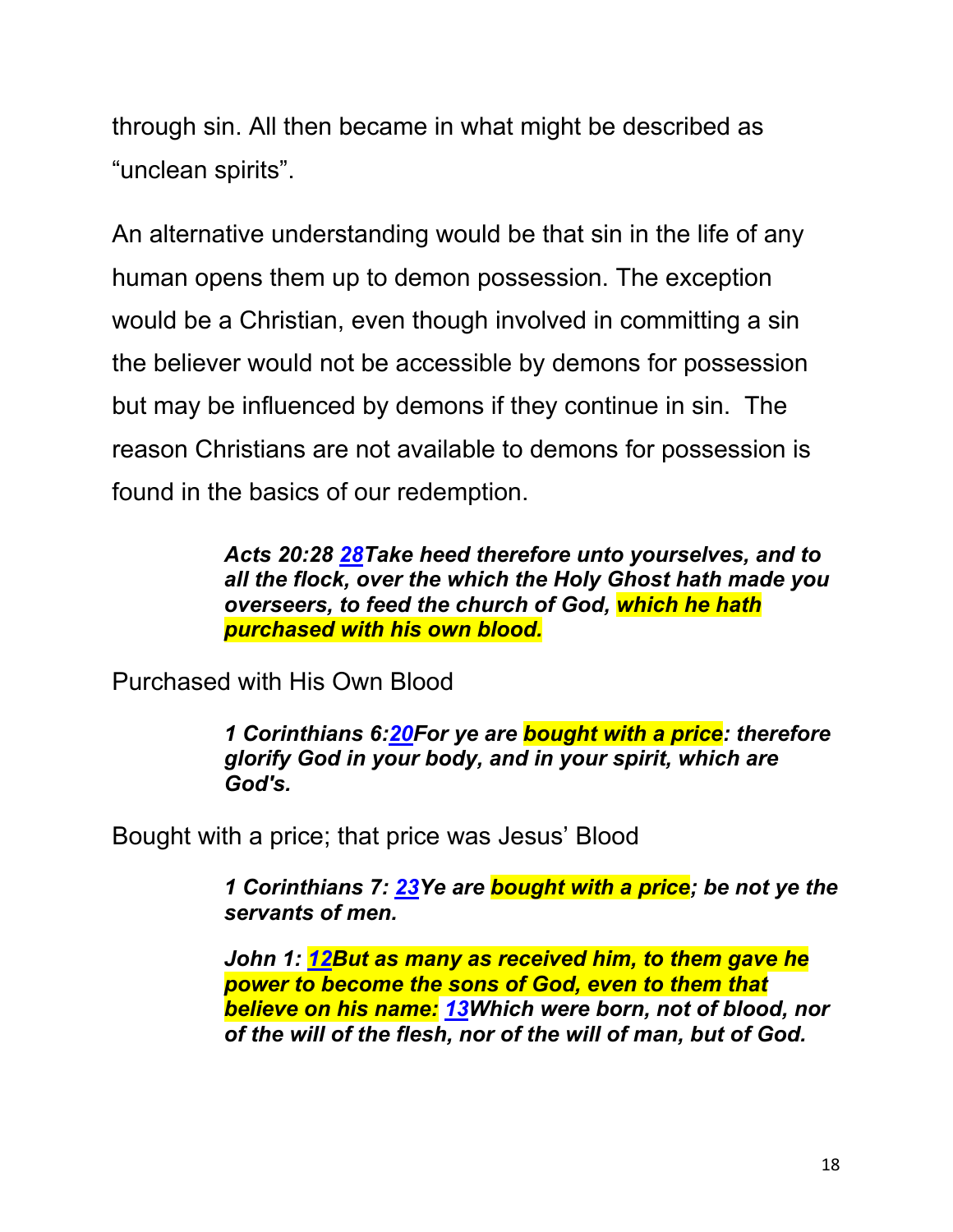through sin. All then became in what might be described as "unclean spirits".

An alternative understanding would be that sin in the life of any human opens them up to demon possession. The exception would be a Christian, even though involved in committing a sin the believer would not be accessible by demons for possession but may be influenced by demons if they continue in sin. The reason Christians are not available to demons for possession is found in the basics of our redemption.

> ***Acts 20:28 28Take heed therefore unto yourselves, and to all the flock, over the which the Holy Ghost hath made you overseers, to feed the church of God, which he hath purchased with his own blood.***

Purchased with His Own Blood

> ***1 Corinthians 6:20For ye are bought with a price: therefore glorify God in your body, and in your spirit, which are God's.***

Bought with a price; that price was Jesus' Blood

> ***1 Corinthians 7: 23Ye are bought with a price; be not ye the servants of men.***
>
> ***John 1: 12But as many as received him, to them gave he power to become the sons of God, even to them that believe on his name: 13Which were born, not of blood, nor of the will of the flesh, nor of the will of man, but of God.***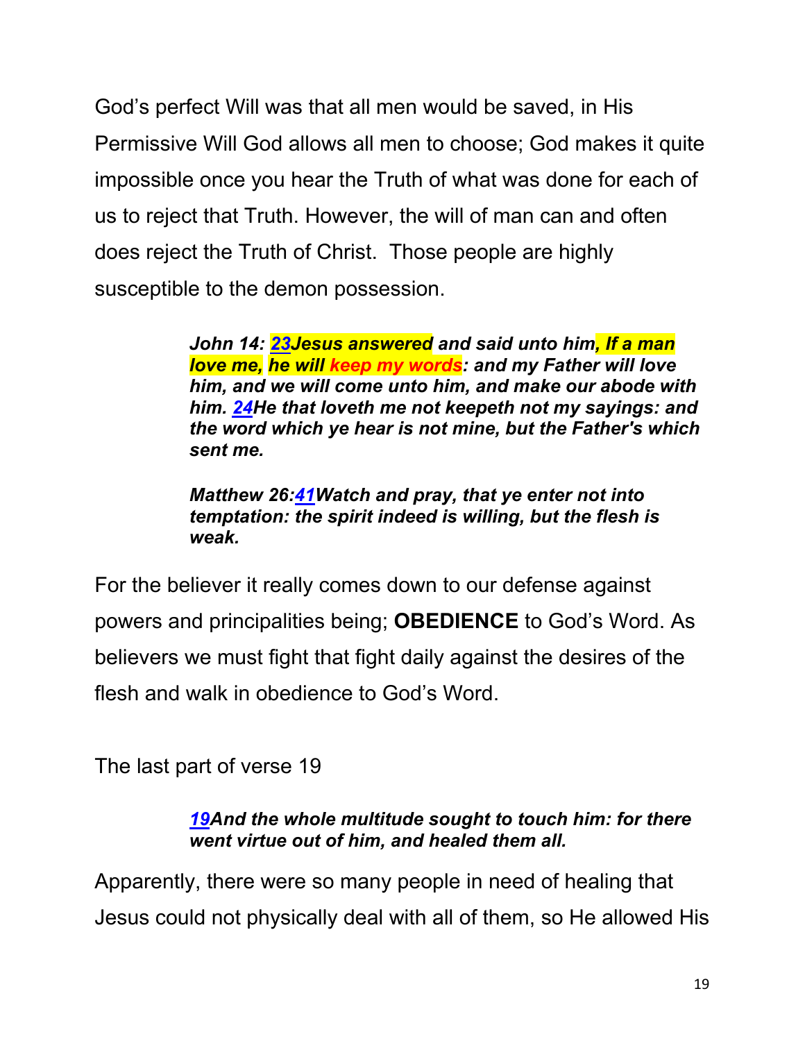God's perfect Will was that all men would be saved, in His Permissive Will God allows all men to choose; God makes it quite impossible once you hear the Truth of what was done for each of us to reject that Truth. However, the will of man can and often does reject the Truth of Christ.  Those people are highly susceptible to the demon possession.

> ***John 14: 23Jesus answered and said unto him, If a man love me, he will keep my words: and my Father will love him, and we will come unto him, and make our abode with him. 24He that loveth me not keepeth not my sayings: and the word which ye hear is not mine, but the Father's which sent me.***
>
> ***Matthew 26:41Watch and pray, that ye enter not into temptation: the spirit indeed is willing, but the flesh is weak.***

For the believer it really comes down to our defense against powers and principalities being; **OBEDIENCE** to God's Word. As believers we must fight that fight daily against the desires of the flesh and walk in obedience to God's Word.

The last part of verse 19

> ***19And the whole multitude sought to touch him: for there went virtue out of him, and healed them all.***

Apparently, there were so many people in need of healing that Jesus could not physically deal with all of them, so He allowed His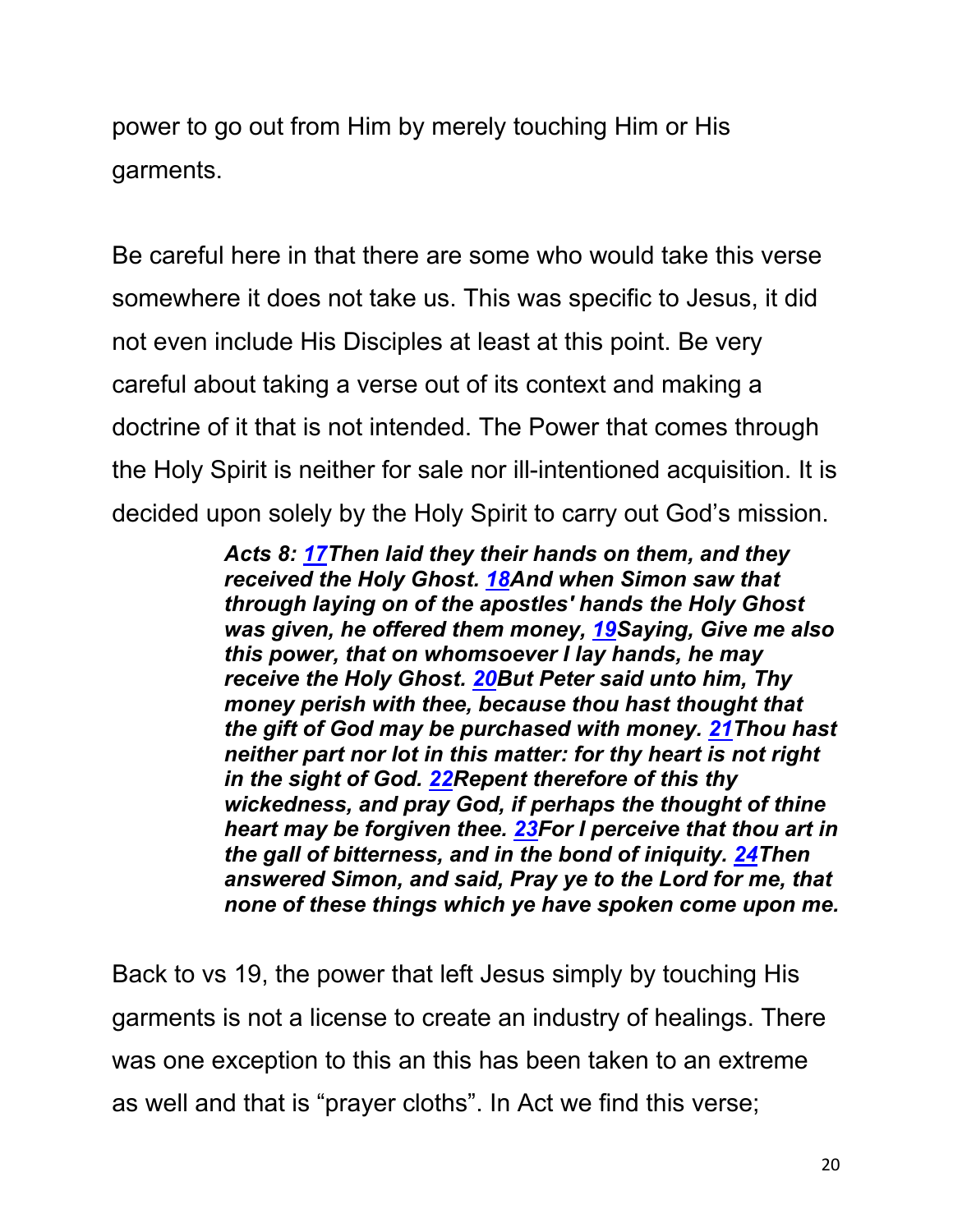power to go out from Him by merely touching Him or His garments.

Be careful here in that there are some who would take this verse somewhere it does not take us. This was specific to Jesus, it did not even include His Disciples at least at this point. Be very careful about taking a verse out of its context and making a doctrine of it that is not intended. The Power that comes through the Holy Spirit is neither for sale nor ill-intentioned acquisition. It is decided upon solely by the Holy Spirit to carry out God's mission.

> ***Acts 8: 17Then laid they their hands on them, and they received the Holy Ghost. 18And when Simon saw that through laying on of the apostles' hands the Holy Ghost was given, he offered them money, 19Saying, Give me also this power, that on whomsoever I lay hands, he may receive the Holy Ghost. 20But Peter said unto him, Thy money perish with thee, because thou hast thought that the gift of God may be purchased with money. 21Thou hast neither part nor lot in this matter: for thy heart is not right in the sight of God. 22Repent therefore of this thy wickedness, and pray God, if perhaps the thought of thine heart may be forgiven thee. 23For I perceive that thou art in the gall of bitterness, and in the bond of iniquity. 24Then answered Simon, and said, Pray ye to the Lord for me, that none of these things which ye have spoken come upon me.***

Back to vs 19, the power that left Jesus simply by touching His garments is not a license to create an industry of healings. There was one exception to this an this has been taken to an extreme as well and that is "prayer cloths". In Act we find this verse;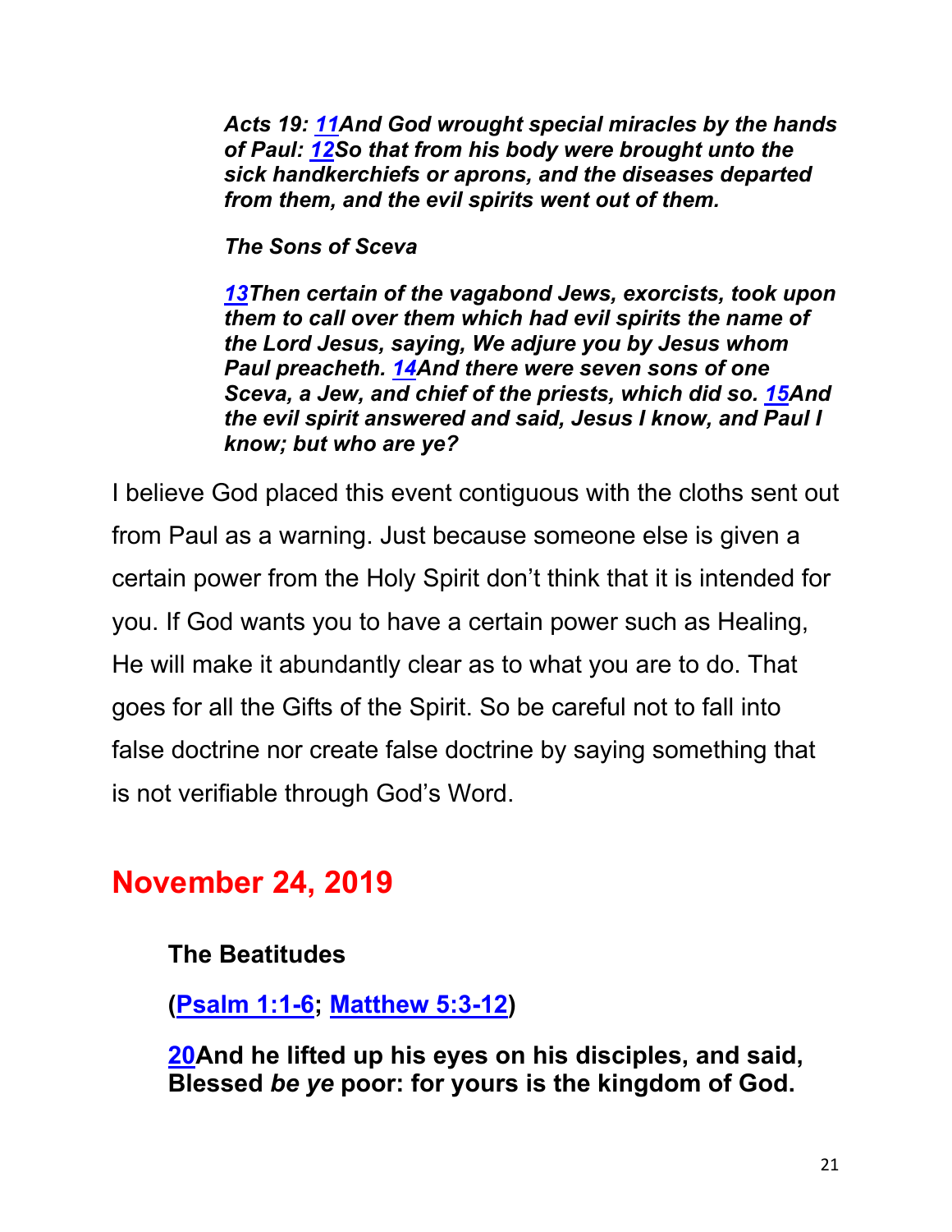***Acts 19: 11And God wrought special miracles by the hands of Paul: 12So that from his body were brought unto the sick handkerchiefs or aprons, and the diseases departed from them, and the evil spirits went out of them.***

***The Sons of Sceva***

***13Then certain of the vagabond Jews, exorcists, took upon them to call over them which had evil spirits the name of the Lord Jesus, saying, We adjure you by Jesus whom Paul preacheth. 14And there were seven sons of one Sceva, a Jew, and chief of the priests, which did so. 15And the evil spirit answered and said, Jesus I know, and Paul I know; but who are ye?***

I believe God placed this event contiguous with the cloths sent out from Paul as a warning. Just because someone else is given a certain power from the Holy Spirit don't think that it is intended for you. If God wants you to have a certain power such as Healing, He will make it abundantly clear as to what you are to do. That goes for all the Gifts of the Spirit. So be careful not to fall into false doctrine nor create false doctrine by saying something that is not verifiable through God's Word.

## November 24, 2019

**The Beatitudes**

**(Psalm 1:1-6; Matthew 5:3-12)**

**20And he lifted up his eyes on his disciples, and said, Blessed *be ye* poor: for yours is the kingdom of God.**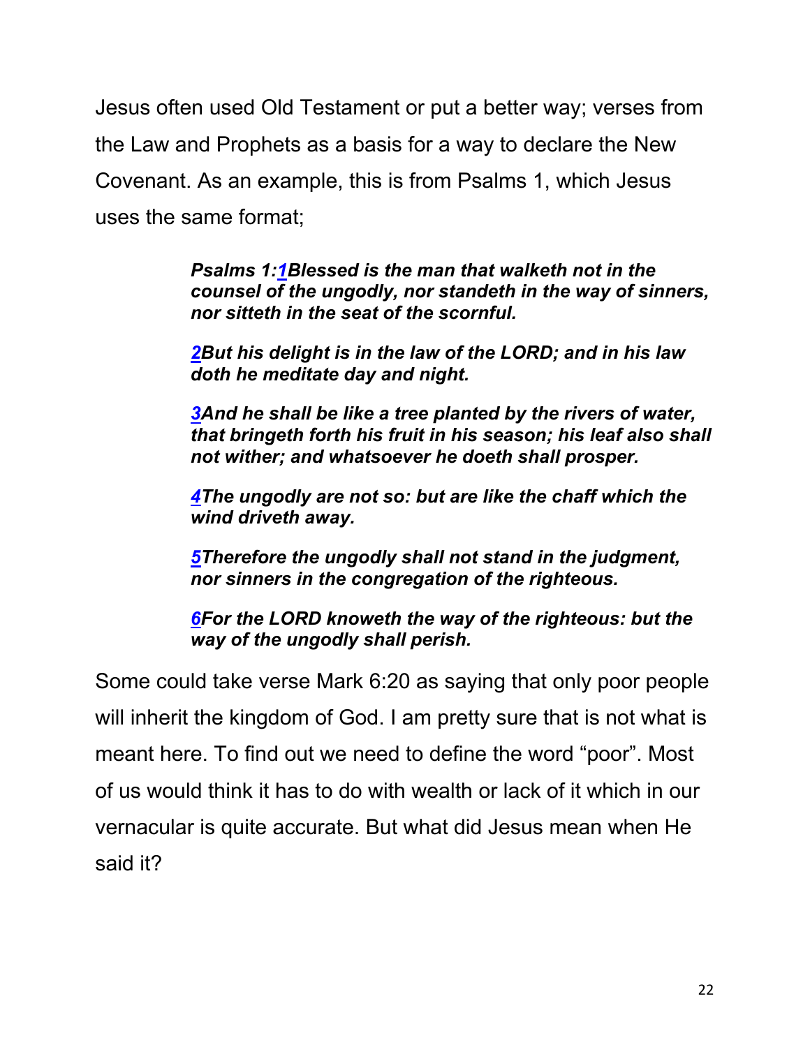Jesus often used Old Testament or put a better way; verses from the Law and Prophets as a basis for a way to declare the New Covenant. As an example, this is from Psalms 1, which Jesus uses the same format;

> ***Psalms 1:1Blessed is the man that walketh not in the counsel of the ungodly, nor standeth in the way of sinners, nor sitteth in the seat of the scornful.***
>
> ***2But his delight is in the law of the LORD; and in his law doth he meditate day and night.***
>
> ***3And he shall be like a tree planted by the rivers of water, that bringeth forth his fruit in his season; his leaf also shall not wither; and whatsoever he doeth shall prosper.***
>
> ***4The ungodly are not so: but are like the chaff which the wind driveth away.***
>
> ***5Therefore the ungodly shall not stand in the judgment, nor sinners in the congregation of the righteous.***
>
> ***6For the LORD knoweth the way of the righteous: but the way of the ungodly shall perish.***

Some could take verse Mark 6:20 as saying that only poor people will inherit the kingdom of God. I am pretty sure that is not what is meant here. To find out we need to define the word “poor”. Most of us would think it has to do with wealth or lack of it which in our vernacular is quite accurate. But what did Jesus mean when He said it?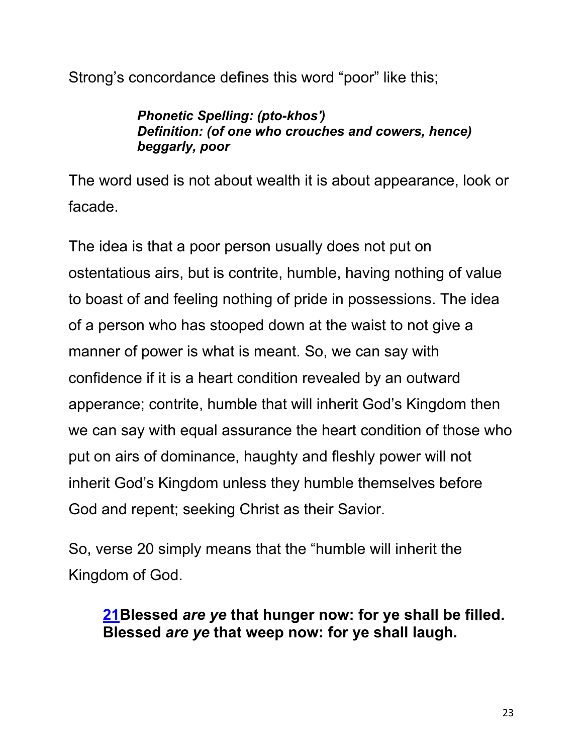Strong's concordance defines this word "poor" like this;

> ***Phonetic Spelling: (pto-khos')***
> ***Definition: (of one who crouches and cowers, hence) beggarly, poor***

The word used is not about wealth it is about appearance, look or facade.

The idea is that a poor person usually does not put on ostentatious airs, but is contrite, humble, having nothing of value to boast of and feeling nothing of pride in possessions. The idea of a person who has stooped down at the waist to not give a manner of power is what is meant. So, we can say with confidence if it is a heart condition revealed by an outward apperance; contrite, humble that will inherit God's Kingdom then we can say with equal assurance the heart condition of those who put on airs of dominance, haughty and fleshly power will not inherit God's Kingdom unless they humble themselves before God and repent; seeking Christ as their Savior.

So, verse 20 simply means that the "humble will inherit the Kingdom of God.

> **21Blessed *are ye* that hunger now: for ye shall be filled. Blessed *are ye* that weep now: for ye shall laugh.**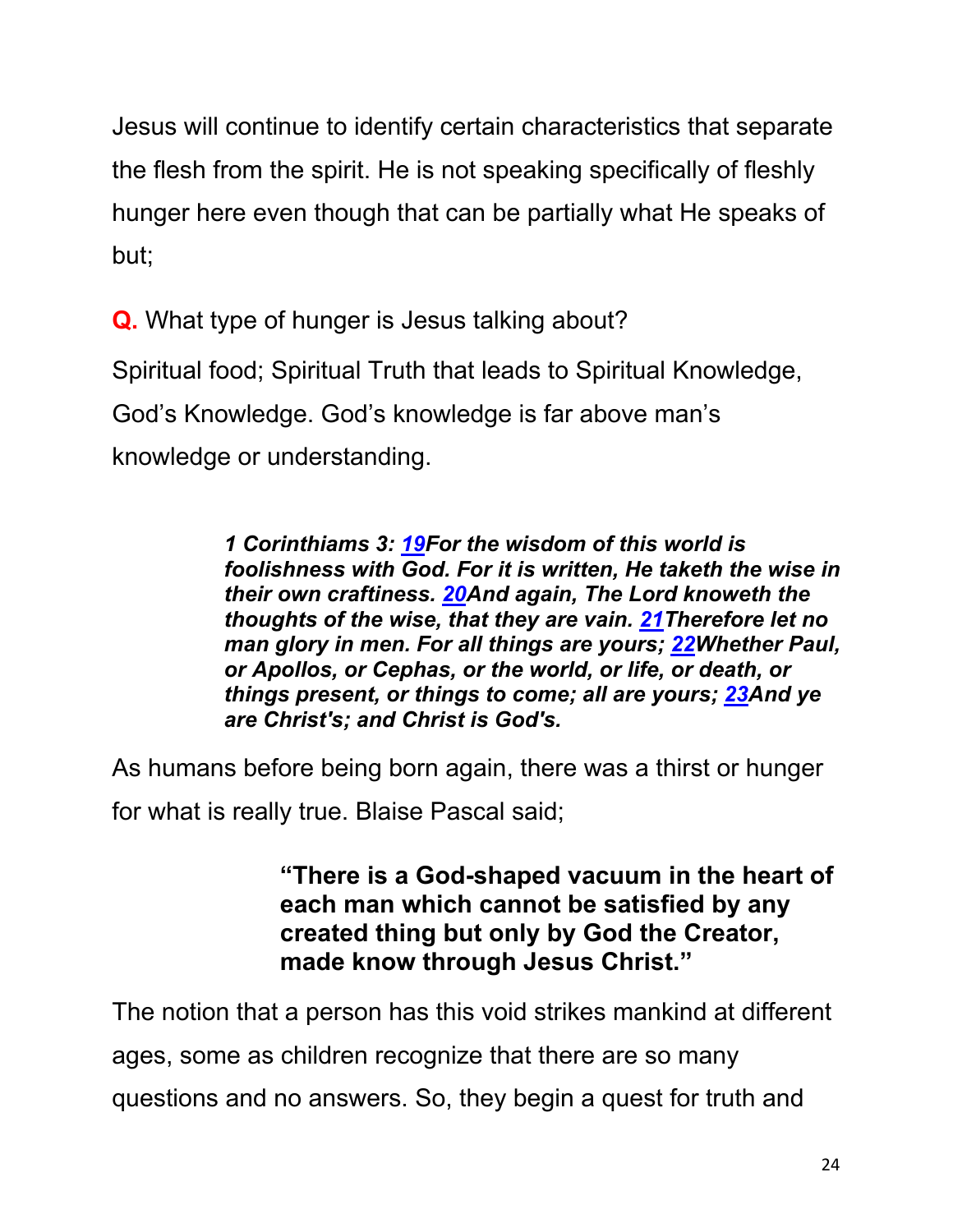Jesus will continue to identify certain characteristics that separate the flesh from the spirit. He is not speaking specifically of fleshly hunger here even though that can be partially what He speaks of but;

**Q.** What type of hunger is Jesus talking about?

Spiritual food; Spiritual Truth that leads to Spiritual Knowledge, God's Knowledge. God's knowledge is far above man's knowledge or understanding.

> ***1 Corinthiams 3: 19For the wisdom of this world is foolishness with God. For it is written, He taketh the wise in their own craftiness. 20And again, The Lord knoweth the thoughts of the wise, that they are vain. 21Therefore let no man glory in men. For all things are yours; 22Whether Paul, or Apollos, or Cephas, or the world, or life, or death, or things present, or things to come; all are yours; 23And ye are Christ's; and Christ is God's.***

As humans before being born again, there was a thirst or hunger for what is really true. Blaise Pascal said;

> **"There is a God-shaped vacuum in the heart of each man which cannot be satisfied by any created thing but only by God the Creator, made know through Jesus Christ."**

The notion that a person has this void strikes mankind at different ages, some as children recognize that there are so many questions and no answers. So, they begin a quest for truth and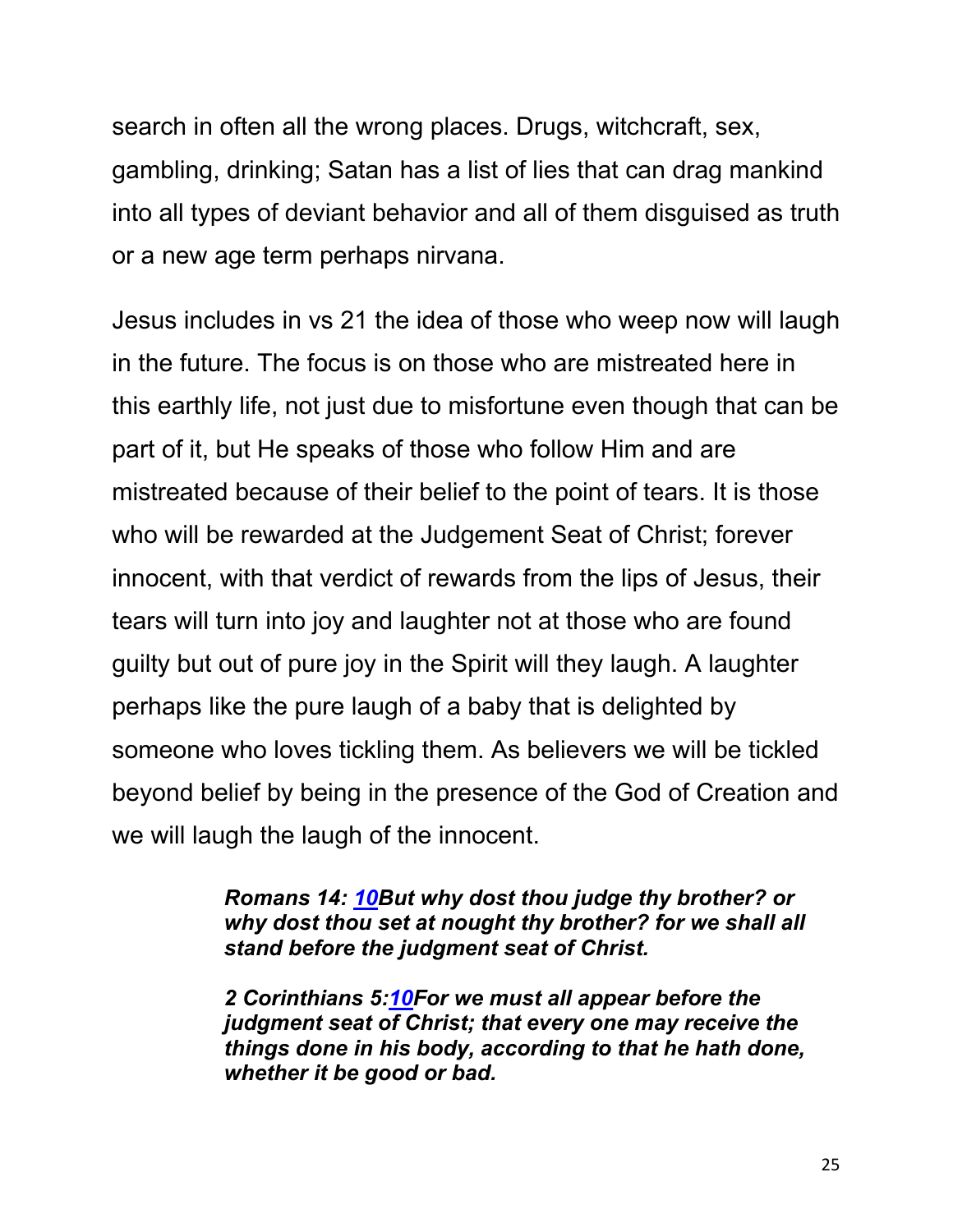search in often all the wrong places. Drugs, witchcraft, sex, gambling, drinking; Satan has a list of lies that can drag mankind into all types of deviant behavior and all of them disguised as truth or a new age term perhaps nirvana.

Jesus includes in vs 21 the idea of those who weep now will laugh in the future. The focus is on those who are mistreated here in this earthly life, not just due to misfortune even though that can be part of it, but He speaks of those who follow Him and are mistreated because of their belief to the point of tears. It is those who will be rewarded at the Judgement Seat of Christ; forever innocent, with that verdict of rewards from the lips of Jesus, their tears will turn into joy and laughter not at those who are found guilty but out of pure joy in the Spirit will they laugh. A laughter perhaps like the pure laugh of a baby that is delighted by someone who loves tickling them. As believers we will be tickled beyond belief by being in the presence of the God of Creation and we will laugh the laugh of the innocent.

> ***Romans 14: 10But why dost thou judge thy brother? or why dost thou set at nought thy brother? for we shall all stand before the judgment seat of Christ.***
>
> ***2 Corinthians 5:10For we must all appear before the judgment seat of Christ; that every one may receive the things done in his body, according to that he hath done, whether it be good or bad.***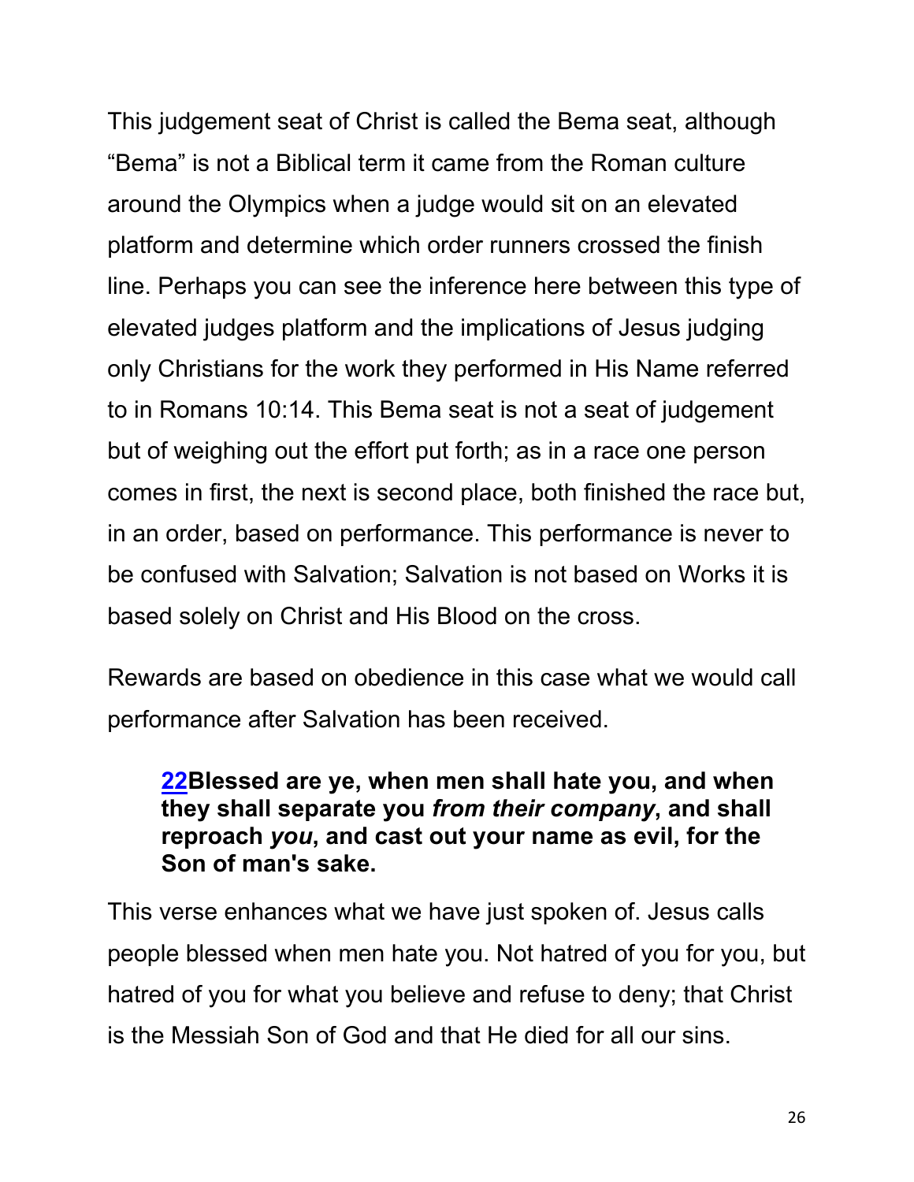This judgement seat of Christ is called the Bema seat, although "Bema" is not a Biblical term it came from the Roman culture around the Olympics when a judge would sit on an elevated platform and determine which order runners crossed the finish line. Perhaps you can see the inference here between this type of elevated judges platform and the implications of Jesus judging only Christians for the work they performed in His Name referred to in Romans 10:14. This Bema seat is not a seat of judgement but of weighing out the effort put forth; as in a race one person comes in first, the next is second place, both finished the race but, in an order, based on performance. This performance is never to be confused with Salvation; Salvation is not based on Works it is based solely on Christ and His Blood on the cross.

Rewards are based on obedience in this case what we would call performance after Salvation has been received.

> **[22](#)Blessed are ye, when men shall hate you, and when they shall separate you *from their company*, and shall reproach *you*, and cast out your name as evil, for the Son of man's sake.**

This verse enhances what we have just spoken of. Jesus calls people blessed when men hate you. Not hatred of you for you, but hatred of you for what you believe and refuse to deny; that Christ is the Messiah Son of God and that He died for all our sins.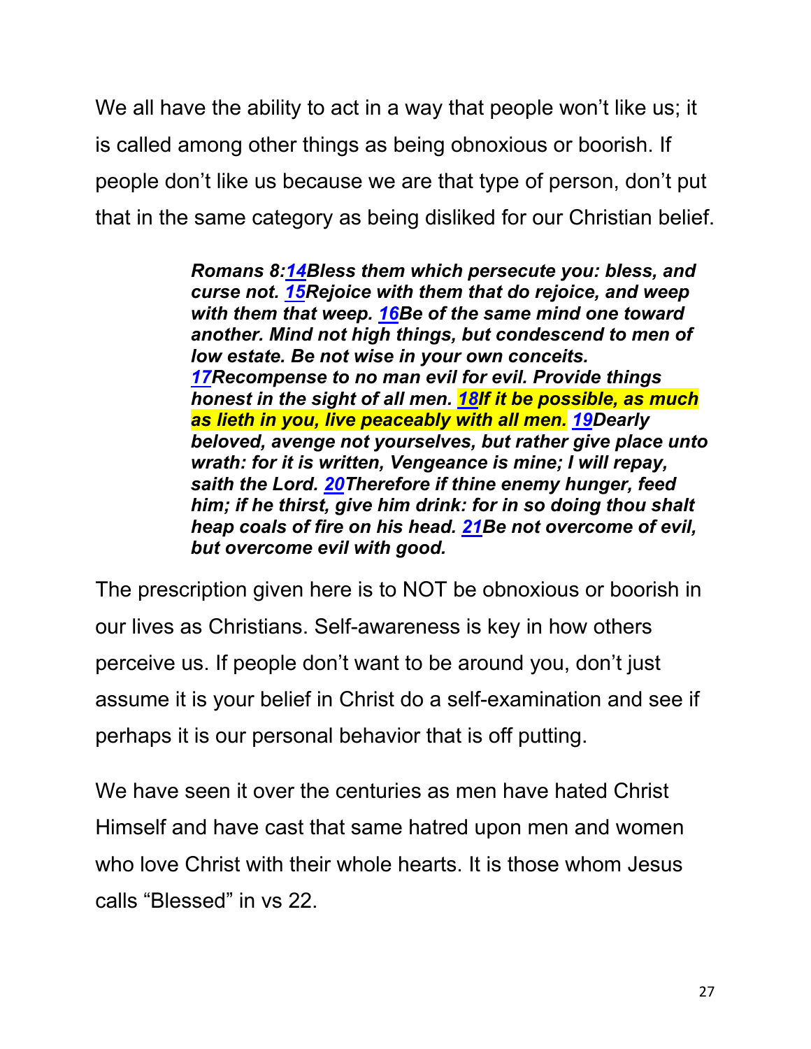We all have the ability to act in a way that people won't like us; it is called among other things as being obnoxious or boorish. If people don't like us because we are that type of person, don't put that in the same category as being disliked for our Christian belief.

> ***Romans 8:14Bless them which persecute you: bless, and curse not. 15Rejoice with them that do rejoice, and weep with them that weep. 16Be of the same mind one toward another. Mind not high things, but condescend to men of low estate. Be not wise in your own conceits. 17Recompense to no man evil for evil. Provide things honest in the sight of all men. 18If it be possible, as much as lieth in you, live peaceably with all men. 19Dearly beloved, avenge not yourselves, but rather give place unto wrath: for it is written, Vengeance is mine; I will repay, saith the Lord. 20Therefore if thine enemy hunger, feed him; if he thirst, give him drink: for in so doing thou shalt heap coals of fire on his head. 21Be not overcome of evil, but overcome evil with good.***

The prescription given here is to NOT be obnoxious or boorish in our lives as Christians. Self-awareness is key in how others perceive us. If people don't want to be around you, don't just assume it is your belief in Christ do a self-examination and see if perhaps it is our personal behavior that is off putting.

We have seen it over the centuries as men have hated Christ Himself and have cast that same hatred upon men and women who love Christ with their whole hearts. It is those whom Jesus calls "Blessed" in vs 22.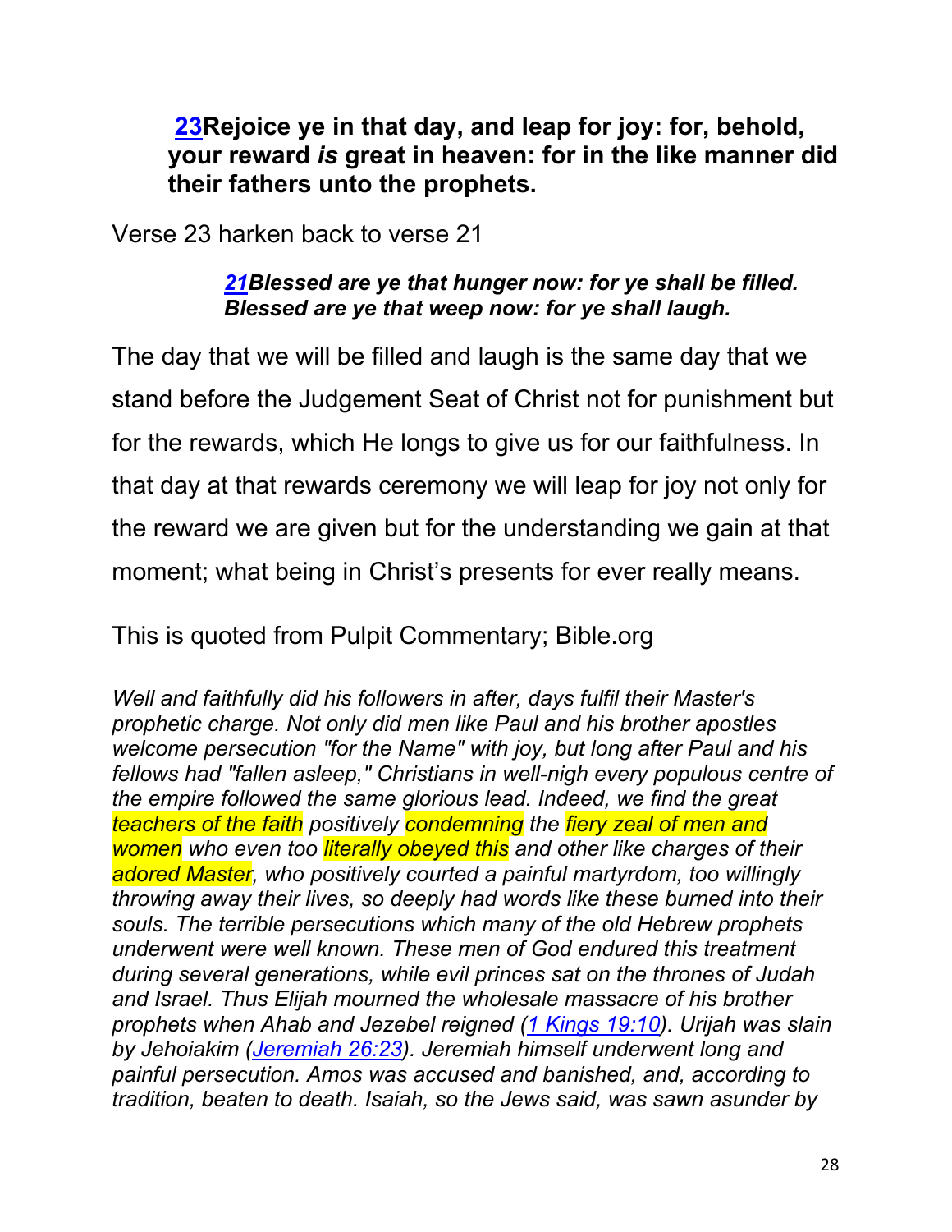**23Rejoice ye in that day, and leap for joy: for, behold, your reward *is* great in heaven: for in the like manner did their fathers unto the prophets.**

Verse 23 harken back to verse 21

> ***21Blessed are ye that hunger now: for ye shall be filled. Blessed are ye that weep now: for ye shall laugh.***

The day that we will be filled and laugh is the same day that we stand before the Judgement Seat of Christ not for punishment but for the rewards, which He longs to give us for our faithfulness. In that day at that rewards ceremony we will leap for joy not only for the reward we are given but for the understanding we gain at that moment; what being in Christ's presents for ever really means.

This is quoted from Pulpit Commentary; Bible.org

*Well and faithfully did his followers in after, days fulfil their Master's prophetic charge. Not only did men like Paul and his brother apostles welcome persecution "for the Name" with joy, but long after Paul and his fellows had "fallen asleep," Christians in well-nigh every populous centre of the empire followed the same glorious lead. Indeed, we find the great teachers of the faith positively condemning the fiery zeal of men and women who even too literally obeyed this and other like charges of their adored Master, who positively courted a painful martyrdom, too willingly throwing away their lives, so deeply had words like these burned into their souls. The terrible persecutions which many of the old Hebrew prophets underwent were well known. These men of God endured this treatment during several generations, while evil princes sat on the thrones of Judah and Israel. Thus Elijah mourned the wholesale massacre of his brother prophets when Ahab and Jezebel reigned (1 Kings 19:10). Urijah was slain by Jehoiakim (Jeremiah 26:23). Jeremiah himself underwent long and painful persecution. Amos was accused and banished, and, according to tradition, beaten to death. Isaiah, so the Jews said, was sawn asunder by*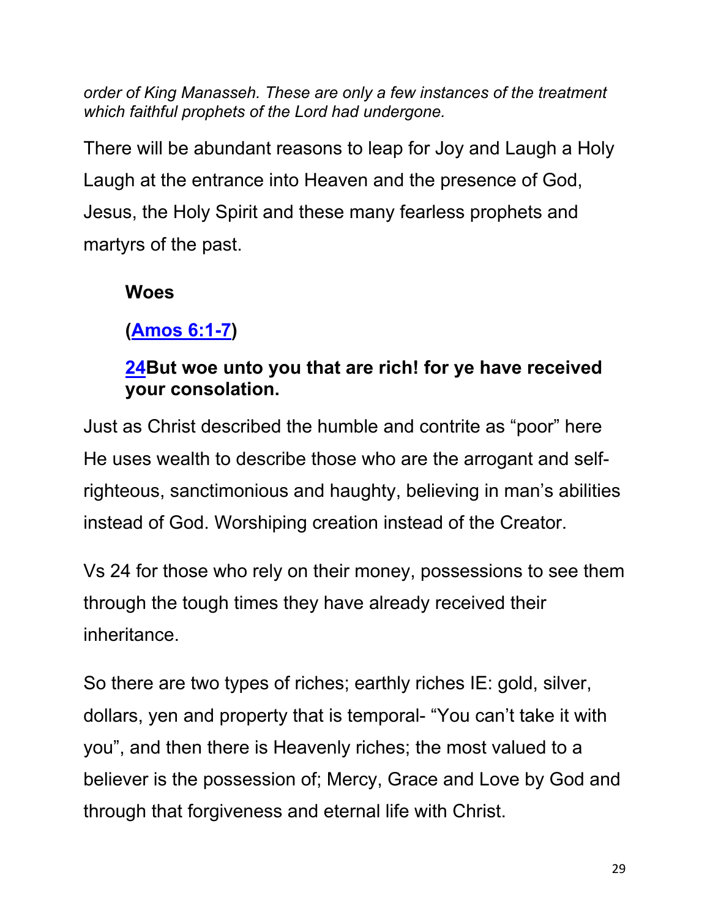*order of King Manasseh. These are only a few instances of the treatment which faithful prophets of the Lord had undergone.*

There will be abundant reasons to leap for Joy and Laugh a Holy Laugh at the entrance into Heaven and the presence of God, Jesus, the Holy Spirit and these many fearless prophets and martyrs of the past.

**Woes**

**(Amos 6:1-7)**

**24But woe unto you that are rich! for ye have received your consolation.**

Just as Christ described the humble and contrite as "poor" here He uses wealth to describe those who are the arrogant and self-righteous, sanctimonious and haughty, believing in man's abilities instead of God. Worshiping creation instead of the Creator.

Vs 24 for those who rely on their money, possessions to see them through the tough times they have already received their inheritance.

So there are two types of riches; earthly riches IE: gold, silver, dollars, yen and property that is temporal- "You can't take it with you", and then there is Heavenly riches; the most valued to a believer is the possession of; Mercy, Grace and Love by God and through that forgiveness and eternal life with Christ.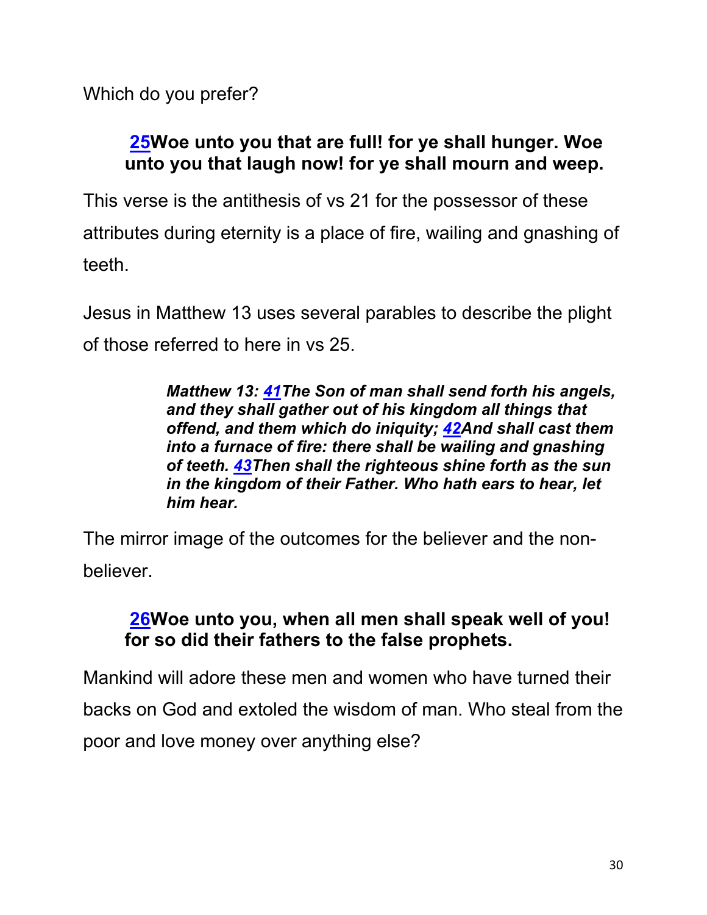Which do you prefer?

> **25Woe unto you that are full! for ye shall hunger. Woe unto you that laugh now! for ye shall mourn and weep.**

This verse is the antithesis of vs 21 for the possessor of these attributes during eternity is a place of fire, wailing and gnashing of teeth.

Jesus in Matthew 13 uses several parables to describe the plight of those referred to here in vs 25.

> ***Matthew 13: 41The Son of man shall send forth his angels, and they shall gather out of his kingdom all things that offend, and them which do iniquity; 42And shall cast them into a furnace of fire: there shall be wailing and gnashing of teeth. 43Then shall the righteous shine forth as the sun in the kingdom of their Father. Who hath ears to hear, let him hear.***

The mirror image of the outcomes for the believer and the non-believer.

> **26Woe unto you, when all men shall speak well of you! for so did their fathers to the false prophets.**

Mankind will adore these men and women who have turned their backs on God and extoled the wisdom of man. Who steal from the poor and love money over anything else?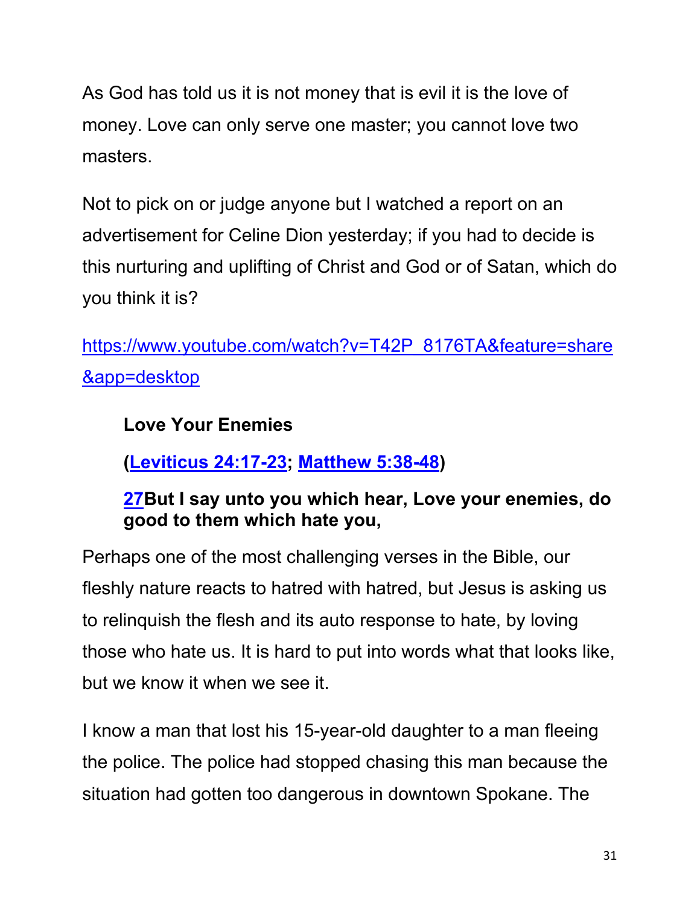As God has told us it is not money that is evil it is the love of money. Love can only serve one master; you cannot love two masters.

Not to pick on or judge anyone but I watched a report on an advertisement for Celine Dion yesterday; if you had to decide is this nurturing and uplifting of Christ and God or of Satan, which do you think it is?

https://www.youtube.com/watch?v=T42P_8176TA&feature=share&app=desktop

**Love Your Enemies**

**(Leviticus 24:17-23; Matthew 5:38-48)**

**27But I say unto you which hear, Love your enemies, do good to them which hate you,**

Perhaps one of the most challenging verses in the Bible, our fleshly nature reacts to hatred with hatred, but Jesus is asking us to relinquish the flesh and its auto response to hate, by loving those who hate us. It is hard to put into words what that looks like, but we know it when we see it.

I know a man that lost his 15-year-old daughter to a man fleeing the police. The police had stopped chasing this man because the situation had gotten too dangerous in downtown Spokane. The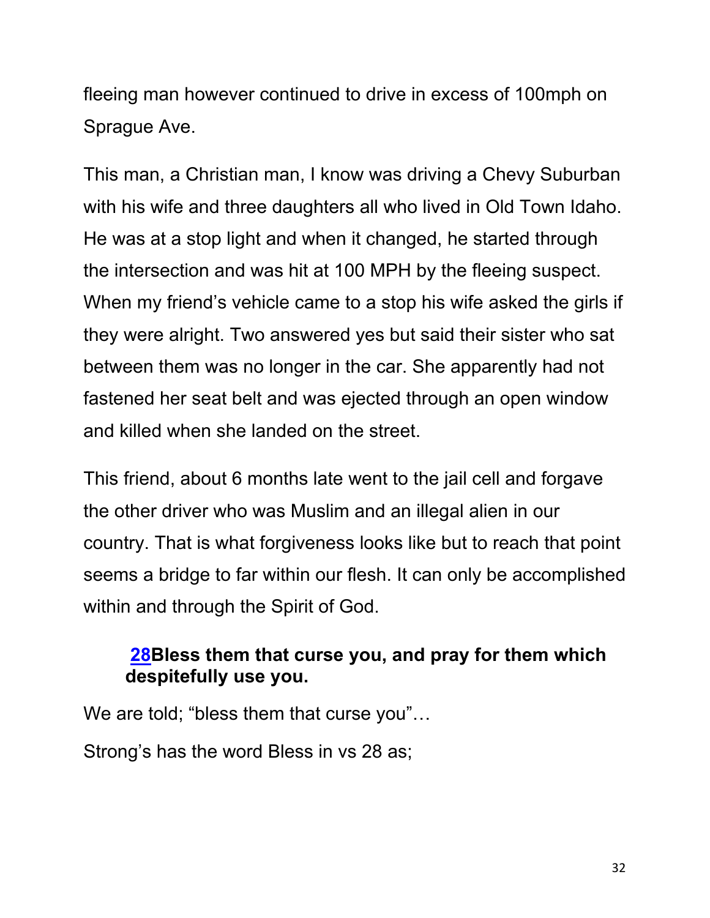fleeing man however continued to drive in excess of 100mph on Sprague Ave.

This man, a Christian man, I know was driving a Chevy Suburban with his wife and three daughters all who lived in Old Town Idaho. He was at a stop light and when it changed, he started through the intersection and was hit at 100 MPH by the fleeing suspect. When my friend's vehicle came to a stop his wife asked the girls if they were alright. Two answered yes but said their sister who sat between them was no longer in the car. She apparently had not fastened her seat belt and was ejected through an open window and killed when she landed on the street.

This friend, about 6 months late went to the jail cell and forgave the other driver who was Muslim and an illegal alien in our country. That is what forgiveness looks like but to reach that point seems a bridge to far within our flesh. It can only be accomplished within and through the Spirit of God.

> **28Bless them that curse you, and pray for them which despitefully use you.**

We are told; "bless them that curse you"…

Strong's has the word Bless in vs 28 as;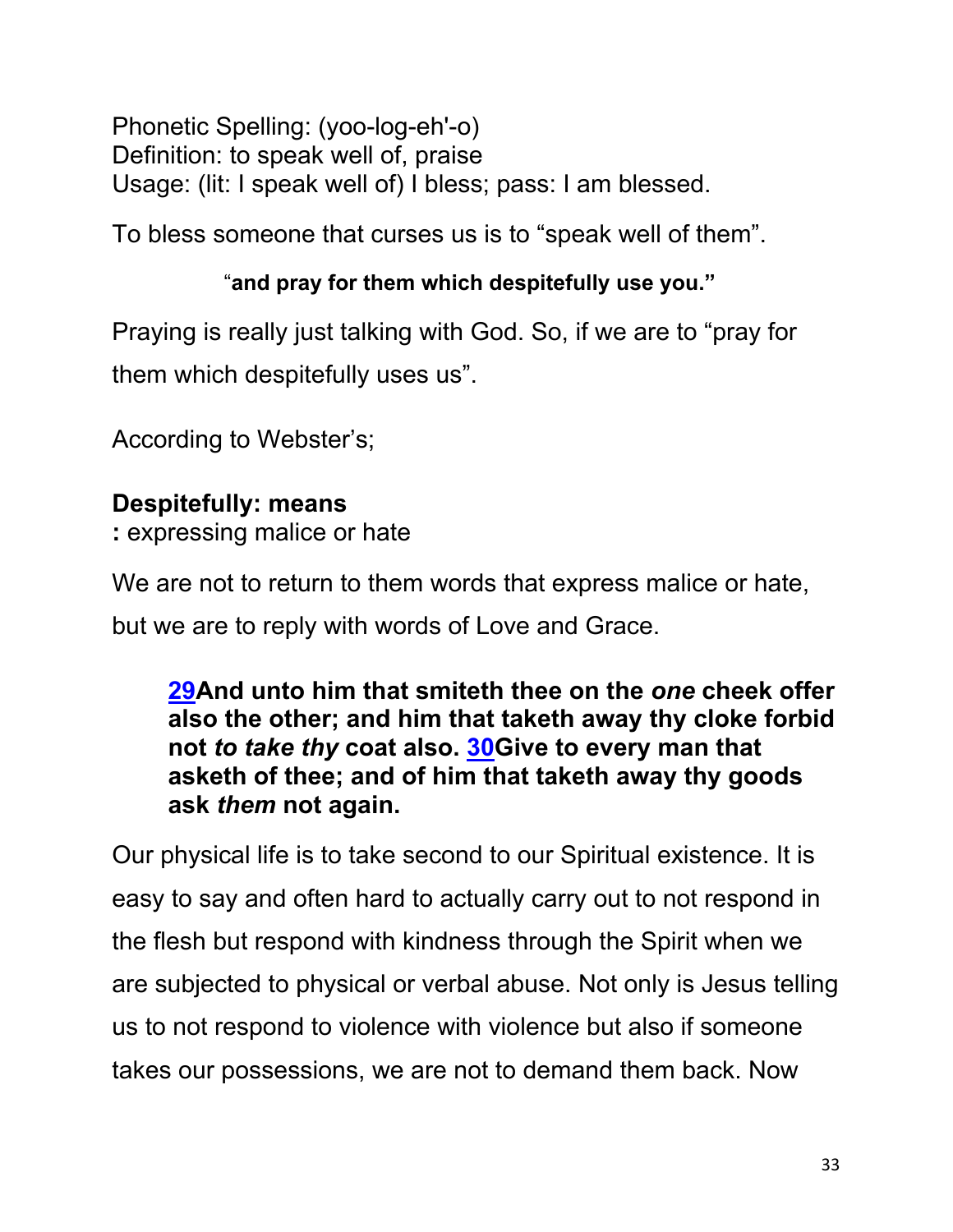Phonetic Spelling: (yoo-log-eh'-o)
Definition: to speak well of, praise
Usage: (lit: I speak well of) I bless; pass: I am blessed.

To bless someone that curses us is to "speak well of them".

"**and pray for them which despitefully use you."**

Praying is really just talking with God. So, if we are to "pray for them which despitefully uses us".

According to Webster's;

**Despitefully: means**
**:** expressing malice or hate

We are not to return to them words that express malice or hate, but we are to reply with words of Love and Grace.

> **29And unto him that smiteth thee on the *one* cheek offer also the other; and him that taketh away thy cloke forbid not *to take thy* coat also. 30Give to every man that asketh of thee; and of him that taketh away thy goods ask *them* not again.**

Our physical life is to take second to our Spiritual existence. It is easy to say and often hard to actually carry out to not respond in the flesh but respond with kindness through the Spirit when we are subjected to physical or verbal abuse. Not only is Jesus telling us to not respond to violence with violence but also if someone takes our possessions, we are not to demand them back. Now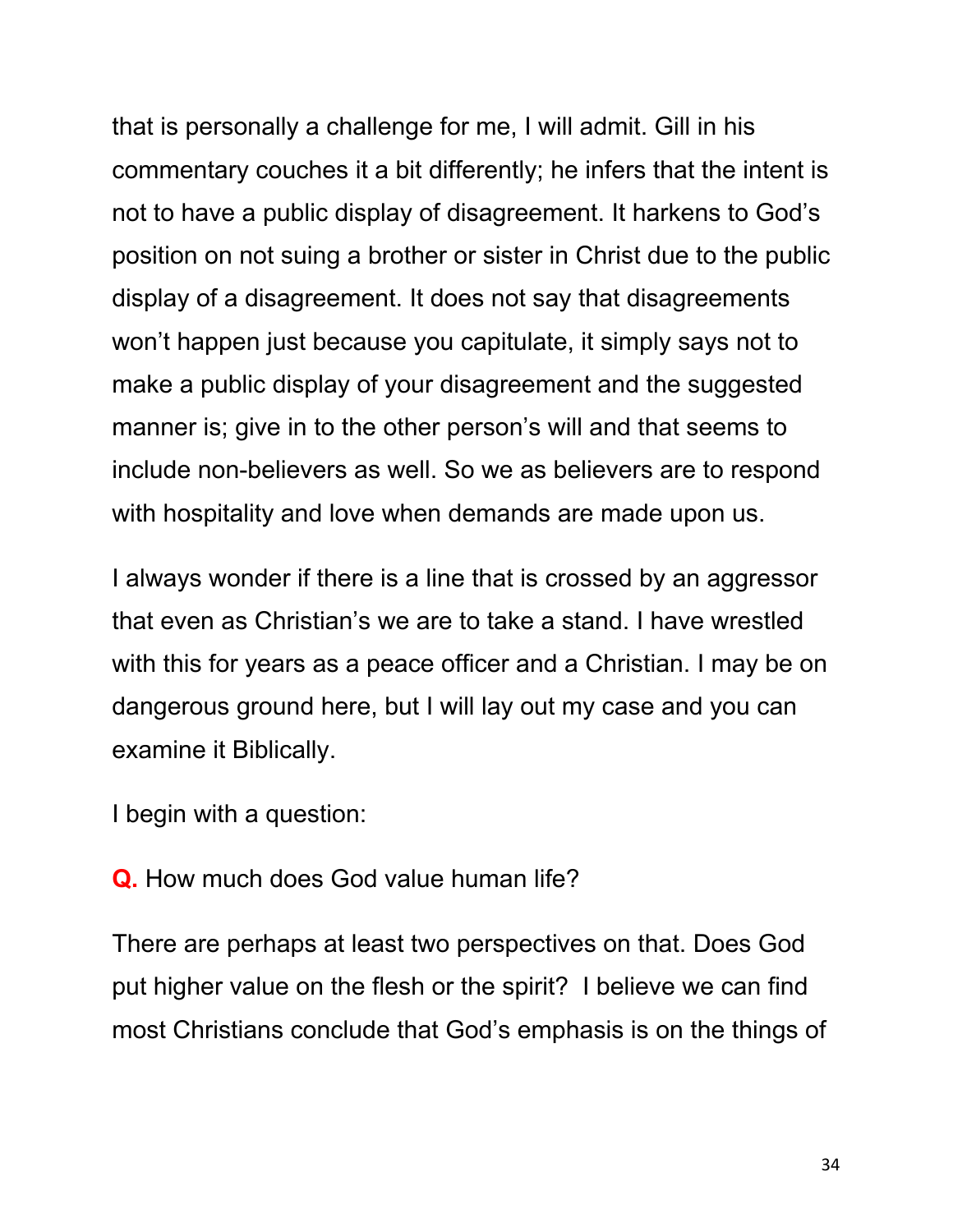that is personally a challenge for me, I will admit. Gill in his commentary couches it a bit differently; he infers that the intent is not to have a public display of disagreement. It harkens to God's position on not suing a brother or sister in Christ due to the public display of a disagreement. It does not say that disagreements won't happen just because you capitulate, it simply says not to make a public display of your disagreement and the suggested manner is; give in to the other person's will and that seems to include non-believers as well. So we as believers are to respond with hospitality and love when demands are made upon us.

I always wonder if there is a line that is crossed by an aggressor that even as Christian's we are to take a stand. I have wrestled with this for years as a peace officer and a Christian. I may be on dangerous ground here, but I will lay out my case and you can examine it Biblically.

I begin with a question:

**Q.** How much does God value human life?

There are perhaps at least two perspectives on that. Does God put higher value on the flesh or the spirit? I believe we can find most Christians conclude that God's emphasis is on the things of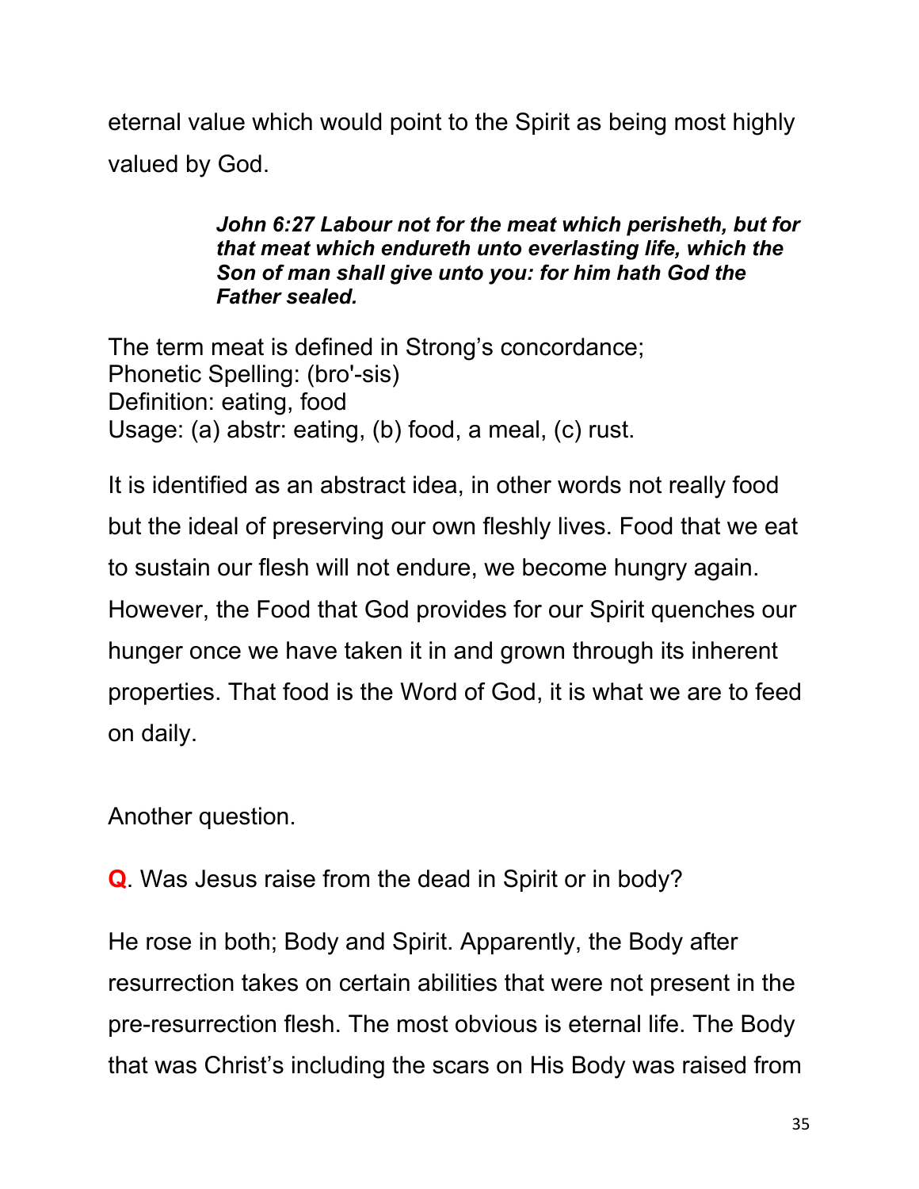eternal value which would point to the Spirit as being most highly valued by God.

> ***John 6:27 Labour not for the meat which perisheth, but for that meat which endureth unto everlasting life, which the Son of man shall give unto you: for him hath God the Father sealed.***

The term meat is defined in Strong's concordance;
Phonetic Spelling: (bro'-sis)
Definition: eating, food
Usage: (a) abstr: eating, (b) food, a meal, (c) rust.

It is identified as an abstract idea, in other words not really food but the ideal of preserving our own fleshly lives. Food that we eat to sustain our flesh will not endure, we become hungry again. However, the Food that God provides for our Spirit quenches our hunger once we have taken it in and grown through its inherent properties. That food is the Word of God, it is what we are to feed on daily.

Another question.

**Q**. Was Jesus raise from the dead in Spirit or in body?

He rose in both; Body and Spirit. Apparently, the Body after resurrection takes on certain abilities that were not present in the pre-resurrection flesh. The most obvious is eternal life. The Body that was Christ's including the scars on His Body was raised from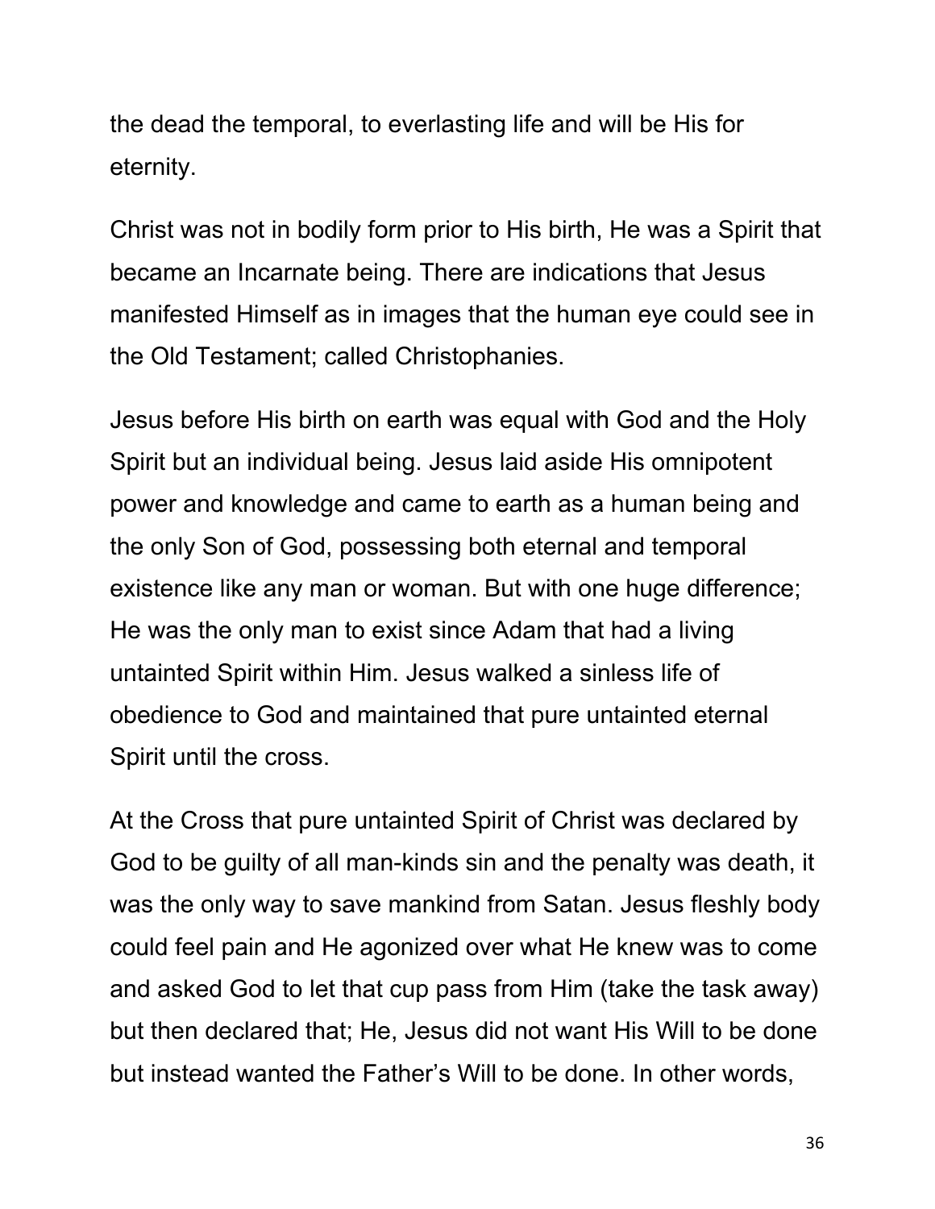the dead the temporal, to everlasting life and will be His for eternity.

Christ was not in bodily form prior to His birth, He was a Spirit that became an Incarnate being. There are indications that Jesus manifested Himself as in images that the human eye could see in the Old Testament; called Christophanies.

Jesus before His birth on earth was equal with God and the Holy Spirit but an individual being. Jesus laid aside His omnipotent power and knowledge and came to earth as a human being and the only Son of God, possessing both eternal and temporal existence like any man or woman. But with one huge difference; He was the only man to exist since Adam that had a living untainted Spirit within Him. Jesus walked a sinless life of obedience to God and maintained that pure untainted eternal Spirit until the cross.

At the Cross that pure untainted Spirit of Christ was declared by God to be guilty of all man-kinds sin and the penalty was death, it was the only way to save mankind from Satan. Jesus fleshly body could feel pain and He agonized over what He knew was to come and asked God to let that cup pass from Him (take the task away) but then declared that; He, Jesus did not want His Will to be done but instead wanted the Father's Will to be done. In other words,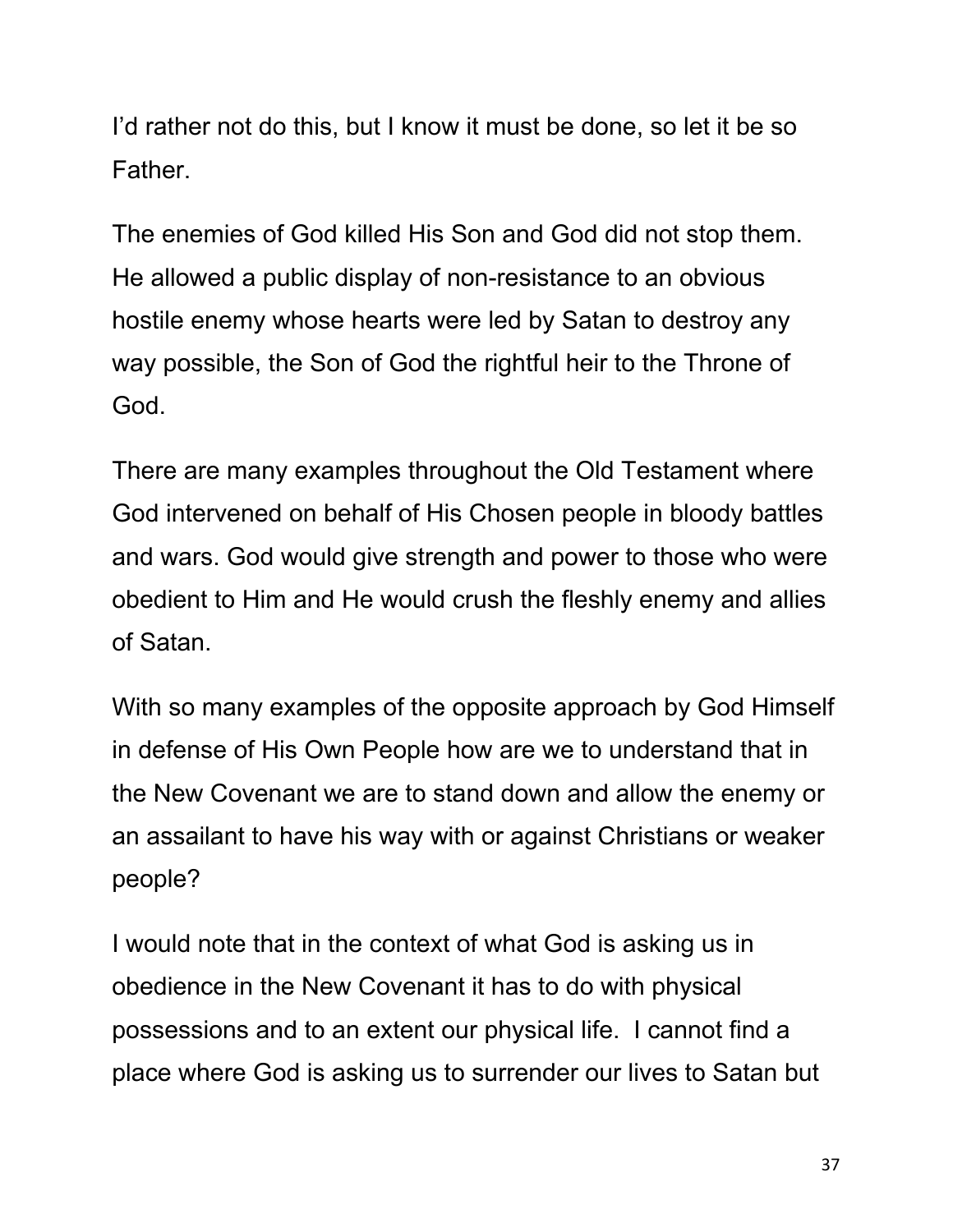I'd rather not do this, but I know it must be done, so let it be so Father.

The enemies of God killed His Son and God did not stop them. He allowed a public display of non-resistance to an obvious hostile enemy whose hearts were led by Satan to destroy any way possible, the Son of God the rightful heir to the Throne of God.

There are many examples throughout the Old Testament where God intervened on behalf of His Chosen people in bloody battles and wars. God would give strength and power to those who were obedient to Him and He would crush the fleshly enemy and allies of Satan.

With so many examples of the opposite approach by God Himself in defense of His Own People how are we to understand that in the New Covenant we are to stand down and allow the enemy or an assailant to have his way with or against Christians or weaker people?

I would note that in the context of what God is asking us in obedience in the New Covenant it has to do with physical possessions and to an extent our physical life. I cannot find a place where God is asking us to surrender our lives to Satan but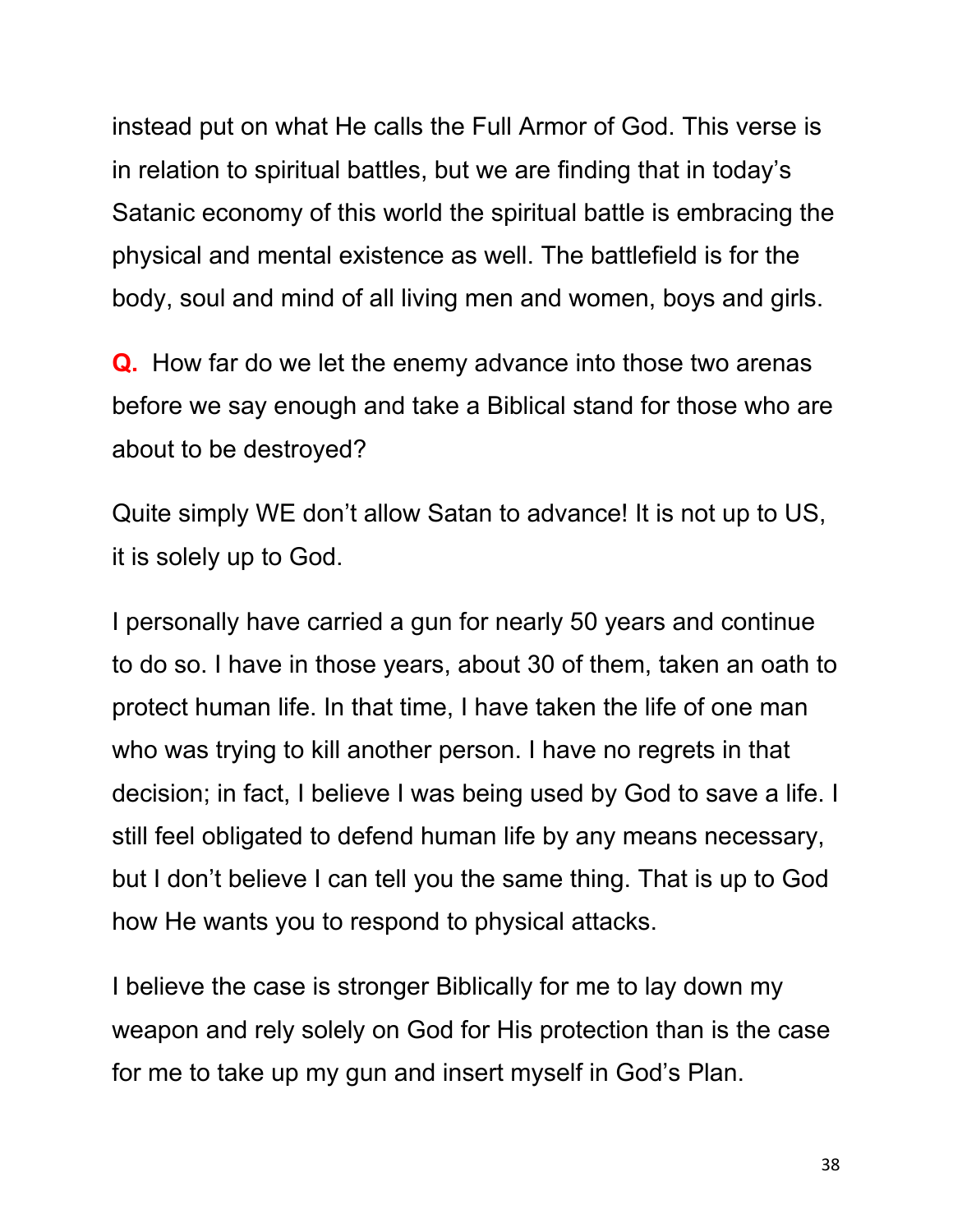instead put on what He calls the Full Armor of God. This verse is in relation to spiritual battles, but we are finding that in today's Satanic economy of this world the spiritual battle is embracing the physical and mental existence as well. The battlefield is for the body, soul and mind of all living men and women, boys and girls.

**Q.** How far do we let the enemy advance into those two arenas before we say enough and take a Biblical stand for those who are about to be destroyed?

Quite simply WE don't allow Satan to advance! It is not up to US, it is solely up to God.

I personally have carried a gun for nearly 50 years and continue to do so. I have in those years, about 30 of them, taken an oath to protect human life. In that time, I have taken the life of one man who was trying to kill another person. I have no regrets in that decision; in fact, I believe I was being used by God to save a life. I still feel obligated to defend human life by any means necessary, but I don't believe I can tell you the same thing. That is up to God how He wants you to respond to physical attacks.

I believe the case is stronger Biblically for me to lay down my weapon and rely solely on God for His protection than is the case for me to take up my gun and insert myself in God's Plan.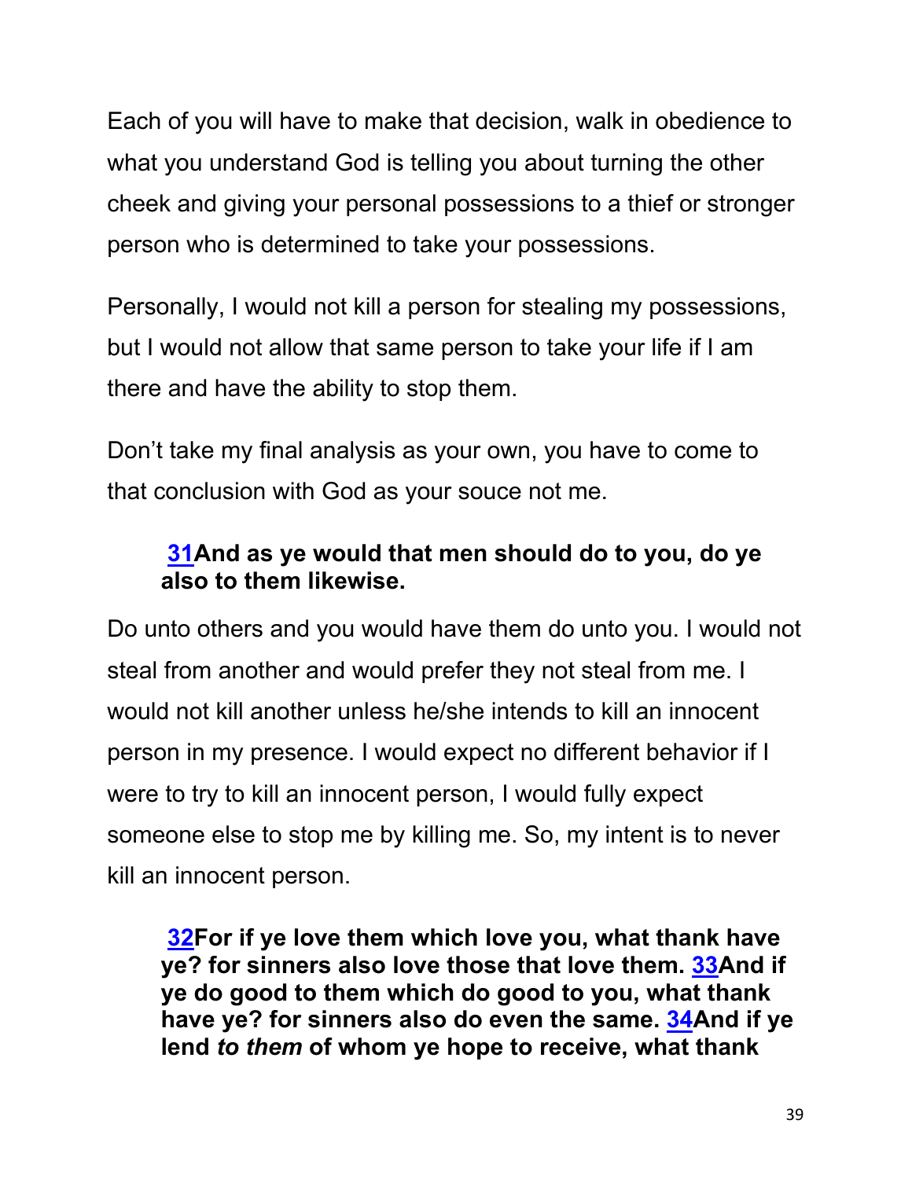Each of you will have to make that decision, walk in obedience to what you understand God is telling you about turning the other cheek and giving your personal possessions to a thief or stronger person who is determined to take your possessions.

Personally, I would not kill a person for stealing my possessions, but I would not allow that same person to take your life if I am there and have the ability to stop them.

Don't take my final analysis as your own, you have to come to that conclusion with God as your souce not me.

> **31And as ye would that men should do to you, do ye also to them likewise.**

Do unto others and you would have them do unto you. I would not steal from another and would prefer they not steal from me. I would not kill another unless he/she intends to kill an innocent person in my presence. I would expect no different behavior if I were to try to kill an innocent person, I would fully expect someone else to stop me by killing me. So, my intent is to never kill an innocent person.

> **32For if ye love them which love you, what thank have ye? for sinners also love those that love them. 33And if ye do good to them which do good to you, what thank have ye? for sinners also do even the same. 34And if ye lend *to them* of whom ye hope to receive, what thank**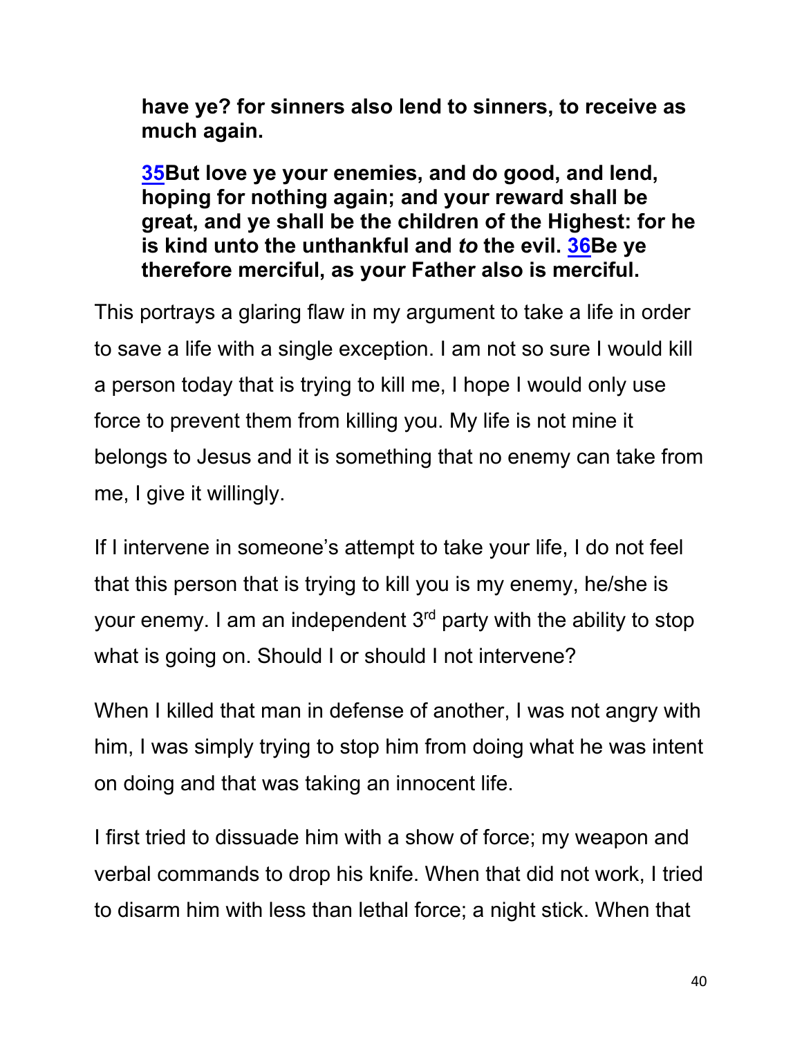**have ye? for sinners also lend to sinners, to receive as much again.**

**35But love ye your enemies, and do good, and lend, hoping for nothing again; and your reward shall be great, and ye shall be the children of the Highest: for he is kind unto the unthankful and *to* the evil. 36Be ye therefore merciful, as your Father also is merciful.**

This portrays a glaring flaw in my argument to take a life in order to save a life with a single exception. I am not so sure I would kill a person today that is trying to kill me, I hope I would only use force to prevent them from killing you. My life is not mine it belongs to Jesus and it is something that no enemy can take from me, I give it willingly.

If I intervene in someone's attempt to take your life, I do not feel that this person that is trying to kill you is my enemy, he/she is your enemy. I am an independent 3rd party with the ability to stop what is going on. Should I or should I not intervene?

When I killed that man in defense of another, I was not angry with him, I was simply trying to stop him from doing what he was intent on doing and that was taking an innocent life.

I first tried to dissuade him with a show of force; my weapon and verbal commands to drop his knife. When that did not work, I tried to disarm him with less than lethal force; a night stick. When that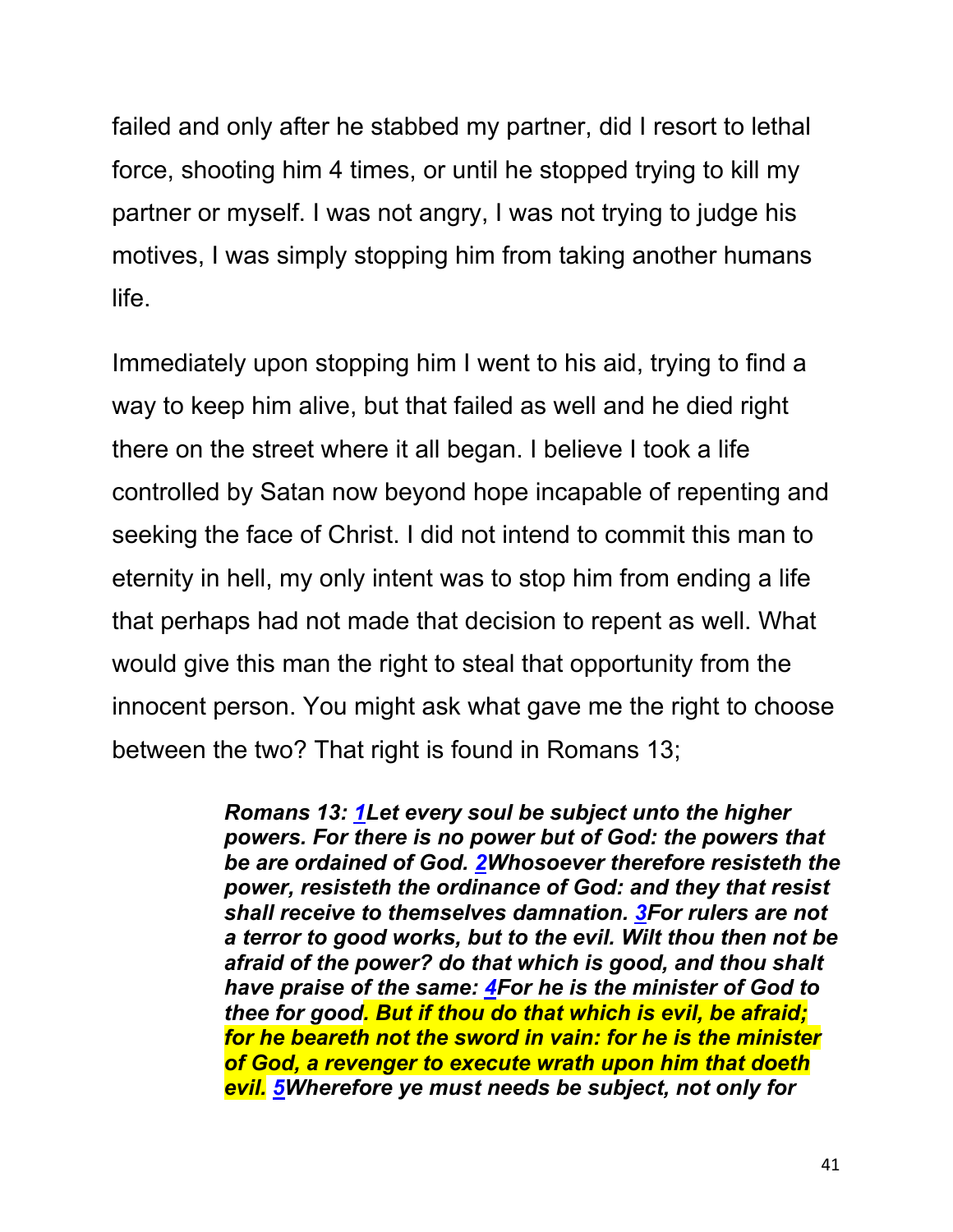failed and only after he stabbed my partner, did I resort to lethal force, shooting him 4 times, or until he stopped trying to kill my partner or myself. I was not angry, I was not trying to judge his motives, I was simply stopping him from taking another humans life.

Immediately upon stopping him I went to his aid, trying to find a way to keep him alive, but that failed as well and he died right there on the street where it all began. I believe I took a life controlled by Satan now beyond hope incapable of repenting and seeking the face of Christ. I did not intend to commit this man to eternity in hell, my only intent was to stop him from ending a life that perhaps had not made that decision to repent as well. What would give this man the right to steal that opportunity from the innocent person. You might ask what gave me the right to choose between the two? That right is found in Romans 13;

> ***Romans 13: 1Let every soul be subject unto the higher powers. For there is no power but of God: the powers that be are ordained of God. 2Whosoever therefore resisteth the power, resisteth the ordinance of God: and they that resist shall receive to themselves damnation. 3For rulers are not a terror to good works, but to the evil. Wilt thou then not be afraid of the power? do that which is good, and thou shalt have praise of the same: 4For he is the minister of God to thee for good. But if thou do that which is evil, be afraid; for he beareth not the sword in vain: for he is the minister of God, a revenger to execute wrath upon him that doeth evil. 5Wherefore ye must needs be subject, not only for***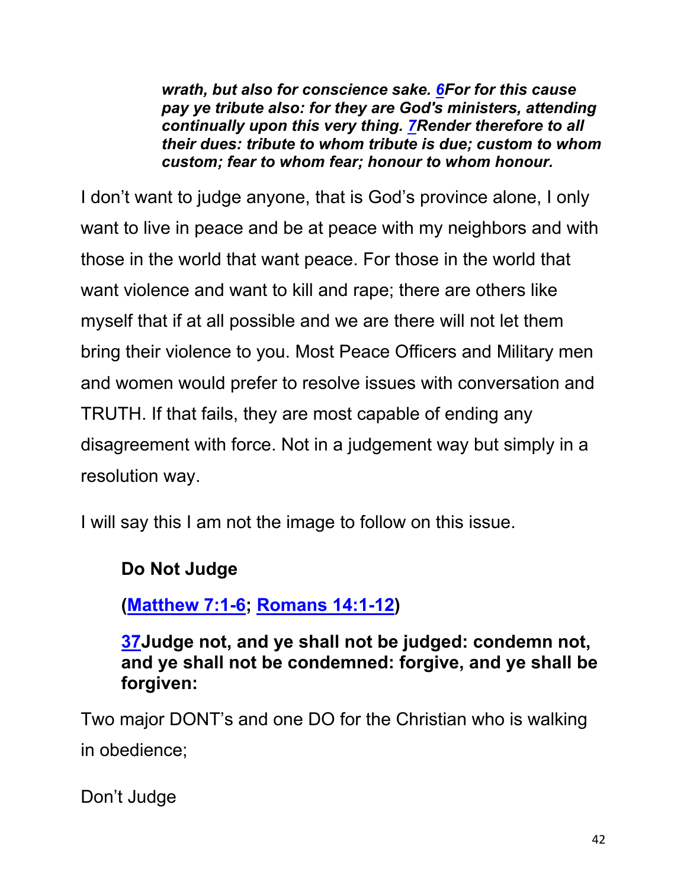> ***wrath, but also for conscience sake. 6For for this cause pay ye tribute also: for they are God's ministers, attending continually upon this very thing. 7Render therefore to all their dues: tribute to whom tribute is due; custom to whom custom; fear to whom fear; honour to whom honour.***

I don't want to judge anyone, that is God's province alone, I only want to live in peace and be at peace with my neighbors and with those in the world that want peace. For those in the world that want violence and want to kill and rape; there are others like myself that if at all possible and we are there will not let them bring their violence to you. Most Peace Officers and Military men and women would prefer to resolve issues with conversation and TRUTH. If that fails, they are most capable of ending any disagreement with force. Not in a judgement way but simply in a resolution way.

I will say this I am not the image to follow on this issue.

> **Do Not Judge**
>
> **(Matthew 7:1-6; Romans 14:1-12)**
>
> **37Judge not, and ye shall not be judged: condemn not, and ye shall not be condemned: forgive, and ye shall be forgiven:**

Two major DONT's and one DO for the Christian who is walking in obedience;

Don't Judge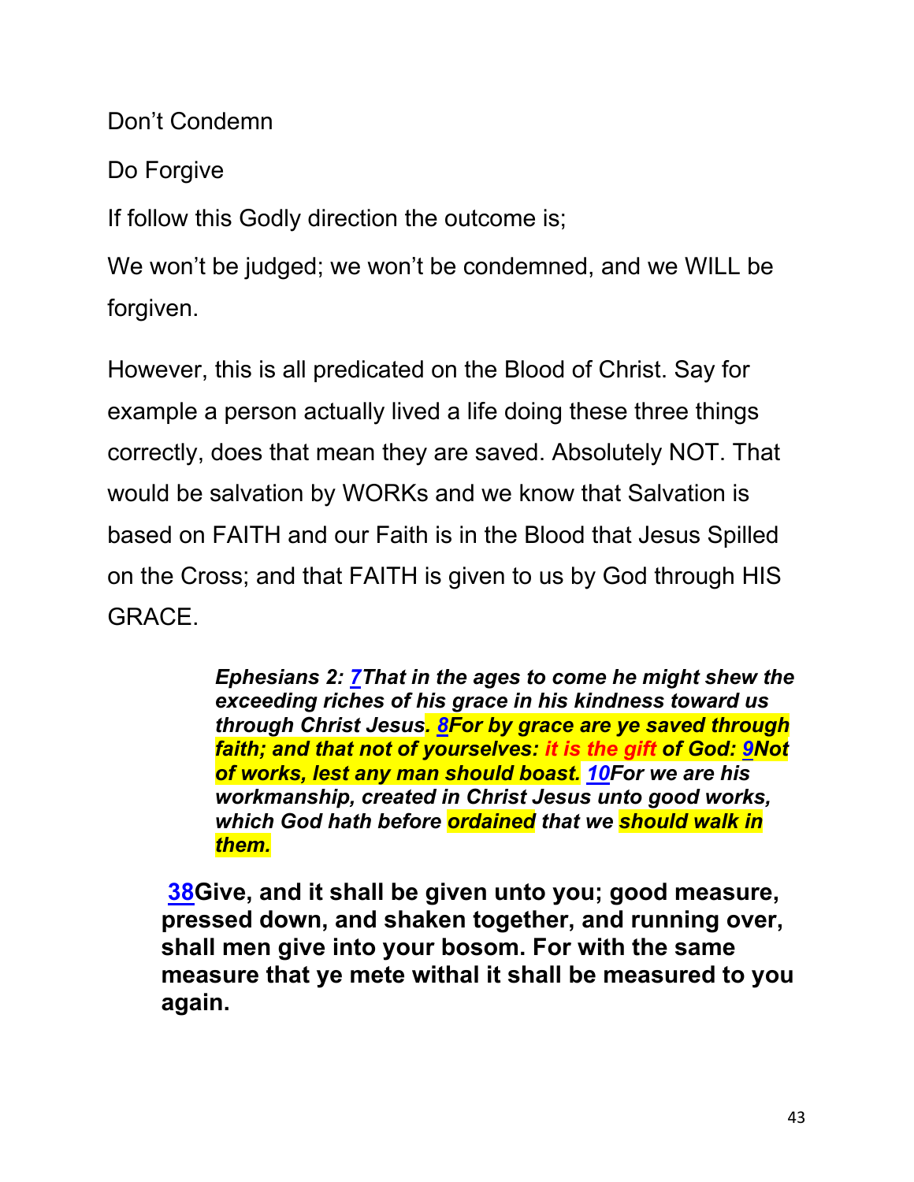Don't Condemn

Do Forgive

If follow this Godly direction the outcome is;

We won't be judged; we won't be condemned, and we WILL be forgiven.

However, this is all predicated on the Blood of Christ. Say for example a person actually lived a life doing these three things correctly, does that mean they are saved. Absolutely NOT. That would be salvation by WORKs and we know that Salvation is based on FAITH and our Faith is in the Blood that Jesus Spilled on the Cross; and that FAITH is given to us by God through HIS GRACE.

> ***Ephesians 2: 7That in the ages to come he might shew the exceeding riches of his grace in his kindness toward us through Christ Jesus. 8For by grace are ye saved through faith; and that not of yourselves: it is the gift of God: 9Not of works, lest any man should boast. 10For we are his workmanship, created in Christ Jesus unto good works, which God hath before ordained that we should walk in them.***

> **38Give, and it shall be given unto you; good measure, pressed down, and shaken together, and running over, shall men give into your bosom. For with the same measure that ye mete withal it shall be measured to you again.**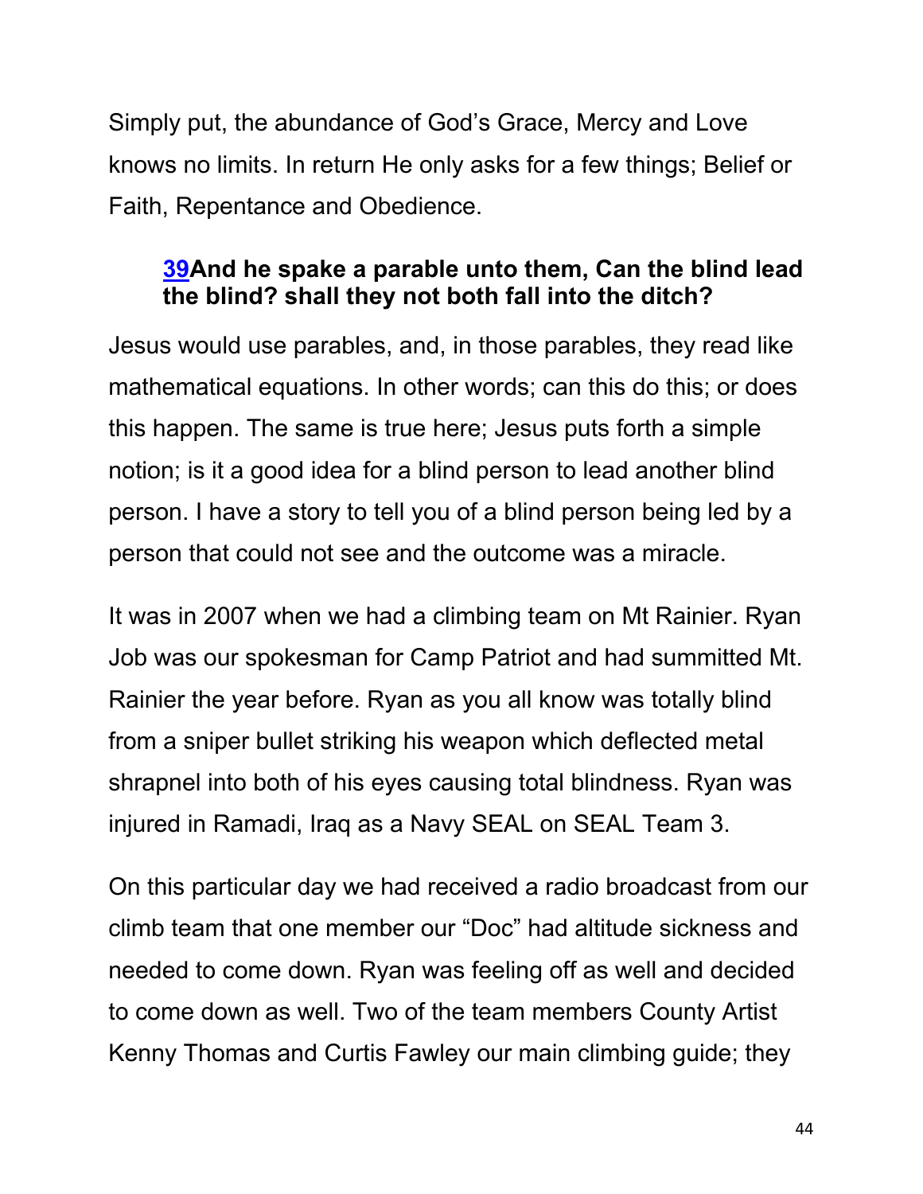Simply put, the abundance of God's Grace, Mercy and Love knows no limits. In return He only asks for a few things; Belief or Faith, Repentance and Obedience.

> **39And he spake a parable unto them, Can the blind lead the blind? shall they not both fall into the ditch?**

Jesus would use parables, and, in those parables, they read like mathematical equations. In other words; can this do this; or does this happen. The same is true here; Jesus puts forth a simple notion; is it a good idea for a blind person to lead another blind person. I have a story to tell you of a blind person being led by a person that could not see and the outcome was a miracle.

It was in 2007 when we had a climbing team on Mt Rainier. Ryan Job was our spokesman for Camp Patriot and had summitted Mt. Rainier the year before. Ryan as you all know was totally blind from a sniper bullet striking his weapon which deflected metal shrapnel into both of his eyes causing total blindness. Ryan was injured in Ramadi, Iraq as a Navy SEAL on SEAL Team 3.

On this particular day we had received a radio broadcast from our climb team that one member our "Doc" had altitude sickness and needed to come down. Ryan was feeling off as well and decided to come down as well. Two of the team members County Artist Kenny Thomas and Curtis Fawley our main climbing guide; they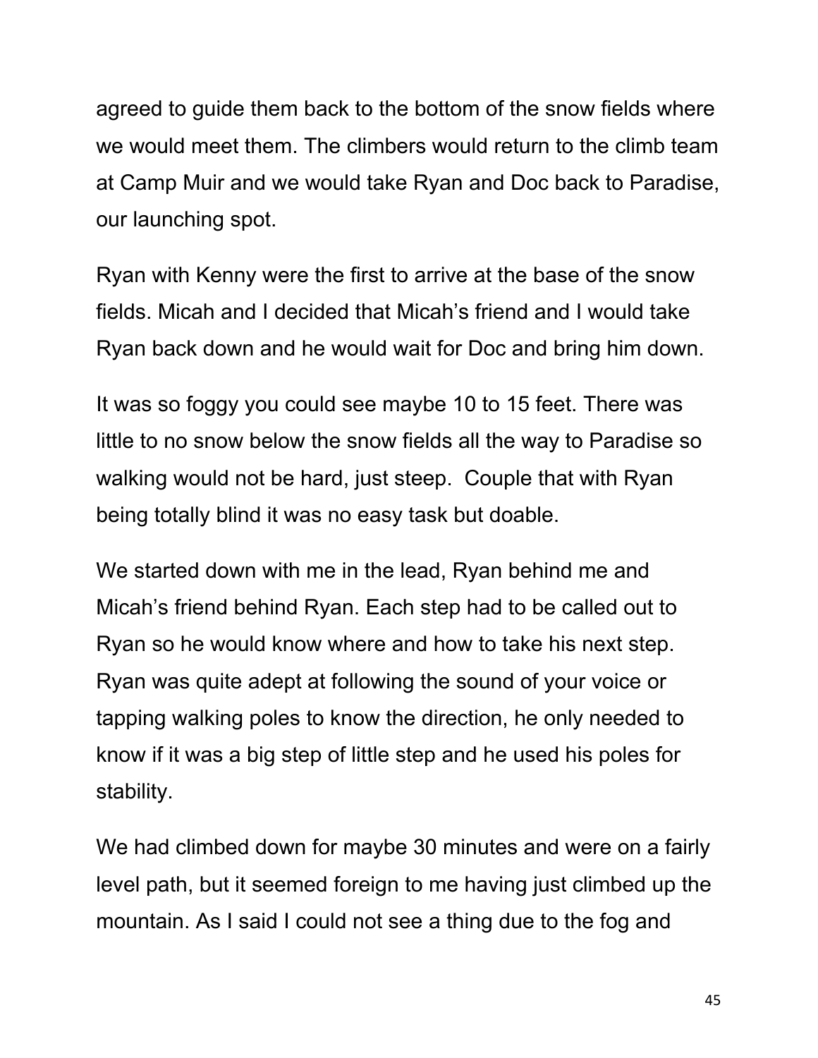agreed to guide them back to the bottom of the snow fields where we would meet them. The climbers would return to the climb team at Camp Muir and we would take Ryan and Doc back to Paradise, our launching spot.

Ryan with Kenny were the first to arrive at the base of the snow fields. Micah and I decided that Micah's friend and I would take Ryan back down and he would wait for Doc and bring him down.

It was so foggy you could see maybe 10 to 15 feet. There was little to no snow below the snow fields all the way to Paradise so walking would not be hard, just steep.  Couple that with Ryan being totally blind it was no easy task but doable.

We started down with me in the lead, Ryan behind me and Micah's friend behind Ryan. Each step had to be called out to Ryan so he would know where and how to take his next step. Ryan was quite adept at following the sound of your voice or tapping walking poles to know the direction, he only needed to know if it was a big step of little step and he used his poles for stability.

We had climbed down for maybe 30 minutes and were on a fairly level path, but it seemed foreign to me having just climbed up the mountain. As I said I could not see a thing due to the fog and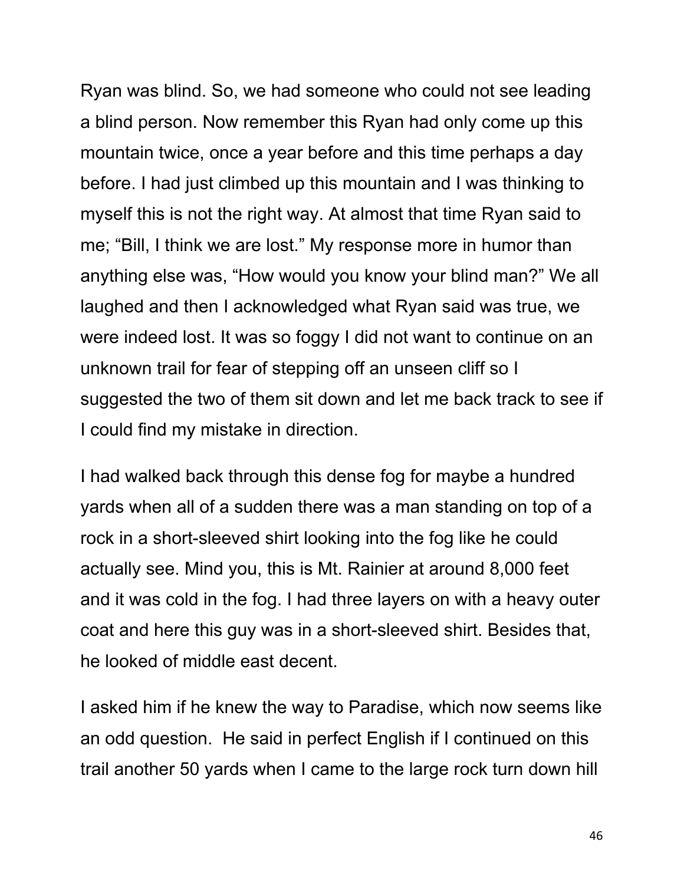Ryan was blind. So, we had someone who could not see leading a blind person. Now remember this Ryan had only come up this mountain twice, once a year before and this time perhaps a day before. I had just climbed up this mountain and I was thinking to myself this is not the right way. At almost that time Ryan said to me; “Bill, I think we are lost.” My response more in humor than anything else was, “How would you know your blind man?” We all laughed and then I acknowledged what Ryan said was true, we were indeed lost. It was so foggy I did not want to continue on an unknown trail for fear of stepping off an unseen cliff so I suggested the two of them sit down and let me back track to see if I could find my mistake in direction.

I had walked back through this dense fog for maybe a hundred yards when all of a sudden there was a man standing on top of a rock in a short-sleeved shirt looking into the fog like he could actually see. Mind you, this is Mt. Rainier at around 8,000 feet and it was cold in the fog. I had three layers on with a heavy outer coat and here this guy was in a short-sleeved shirt. Besides that, he looked of middle east decent.

I asked him if he knew the way to Paradise, which now seems like an odd question. He said in perfect English if I continued on this trail another 50 yards when I came to the large rock turn down hill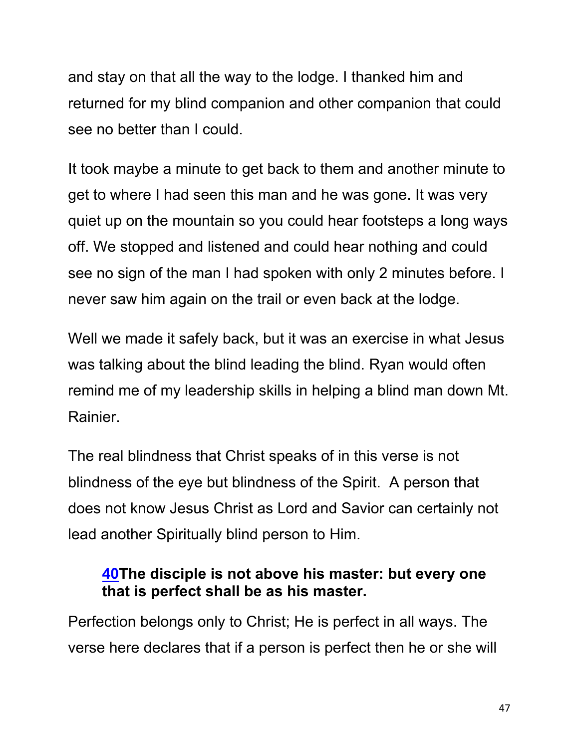and stay on that all the way to the lodge. I thanked him and returned for my blind companion and other companion that could see no better than I could.

It took maybe a minute to get back to them and another minute to get to where I had seen this man and he was gone. It was very quiet up on the mountain so you could hear footsteps a long ways off. We stopped and listened and could hear nothing and could see no sign of the man I had spoken with only 2 minutes before. I never saw him again on the trail or even back at the lodge.

Well we made it safely back, but it was an exercise in what Jesus was talking about the blind leading the blind. Ryan would often remind me of my leadership skills in helping a blind man down Mt. Rainier.

The real blindness that Christ speaks of in this verse is not blindness of the eye but blindness of the Spirit.  A person that does not know Jesus Christ as Lord and Savior can certainly not lead another Spiritually blind person to Him.

> **40The disciple is not above his master: but every one that is perfect shall be as his master.**

Perfection belongs only to Christ; He is perfect in all ways. The verse here declares that if a person is perfect then he or she will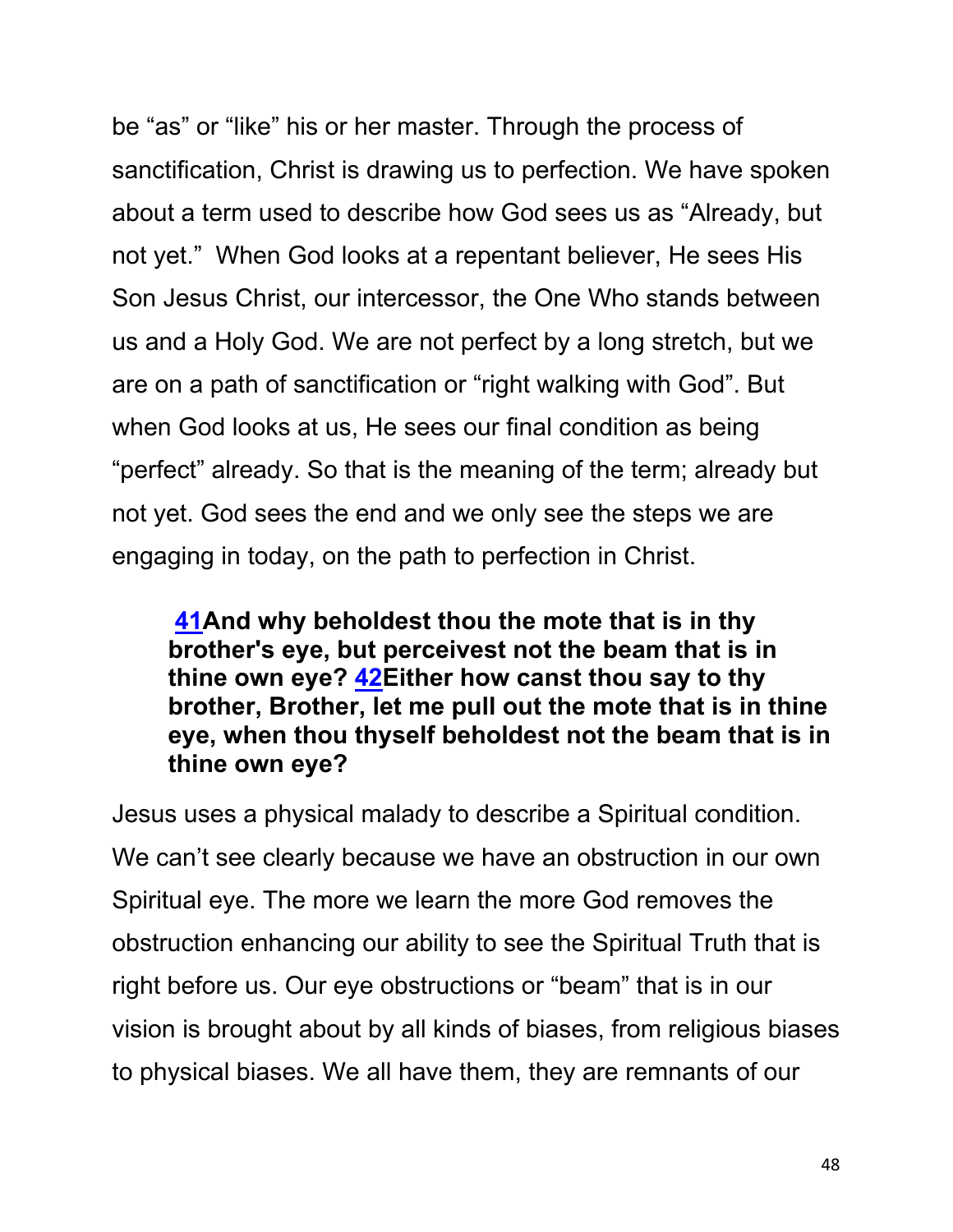be "as" or "like" his or her master. Through the process of sanctification, Christ is drawing us to perfection. We have spoken about a term used to describe how God sees us as "Already, but not yet." When God looks at a repentant believer, He sees His Son Jesus Christ, our intercessor, the One Who stands between us and a Holy God. We are not perfect by a long stretch, but we are on a path of sanctification or "right walking with God". But when God looks at us, He sees our final condition as being "perfect" already. So that is the meaning of the term; already but not yet. God sees the end and we only see the steps we are engaging in today, on the path to perfection in Christ.

> **41And why beholdest thou the mote that is in thy brother's eye, but perceivest not the beam that is in thine own eye? 42Either how canst thou say to thy brother, Brother, let me pull out the mote that is in thine eye, when thou thyself beholdest not the beam that is in thine own eye?**

Jesus uses a physical malady to describe a Spiritual condition. We can't see clearly because we have an obstruction in our own Spiritual eye. The more we learn the more God removes the obstruction enhancing our ability to see the Spiritual Truth that is right before us. Our eye obstructions or "beam" that is in our vision is brought about by all kinds of biases, from religious biases to physical biases. We all have them, they are remnants of our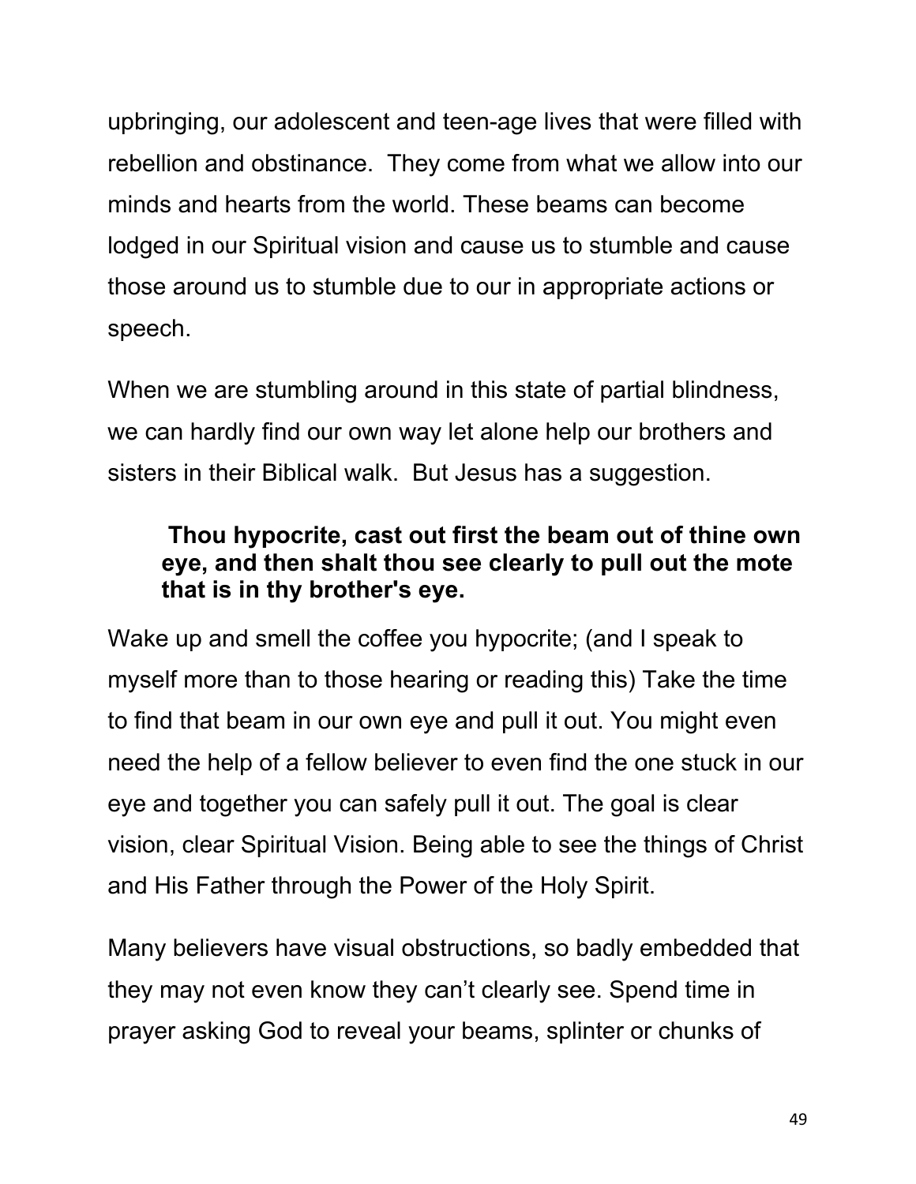upbringing, our adolescent and teen-age lives that were filled with rebellion and obstinance. They come from what we allow into our minds and hearts from the world. These beams can become lodged in our Spiritual vision and cause us to stumble and cause those around us to stumble due to our in appropriate actions or speech.

When we are stumbling around in this state of partial blindness, we can hardly find our own way let alone help our brothers and sisters in their Biblical walk. But Jesus has a suggestion.

> **Thou hypocrite, cast out first the beam out of thine own eye, and then shalt thou see clearly to pull out the mote that is in thy brother's eye.**

Wake up and smell the coffee you hypocrite; (and I speak to myself more than to those hearing or reading this) Take the time to find that beam in our own eye and pull it out. You might even need the help of a fellow believer to even find the one stuck in our eye and together you can safely pull it out. The goal is clear vision, clear Spiritual Vision. Being able to see the things of Christ and His Father through the Power of the Holy Spirit.

Many believers have visual obstructions, so badly embedded that they may not even know they can't clearly see. Spend time in prayer asking God to reveal your beams, splinter or chunks of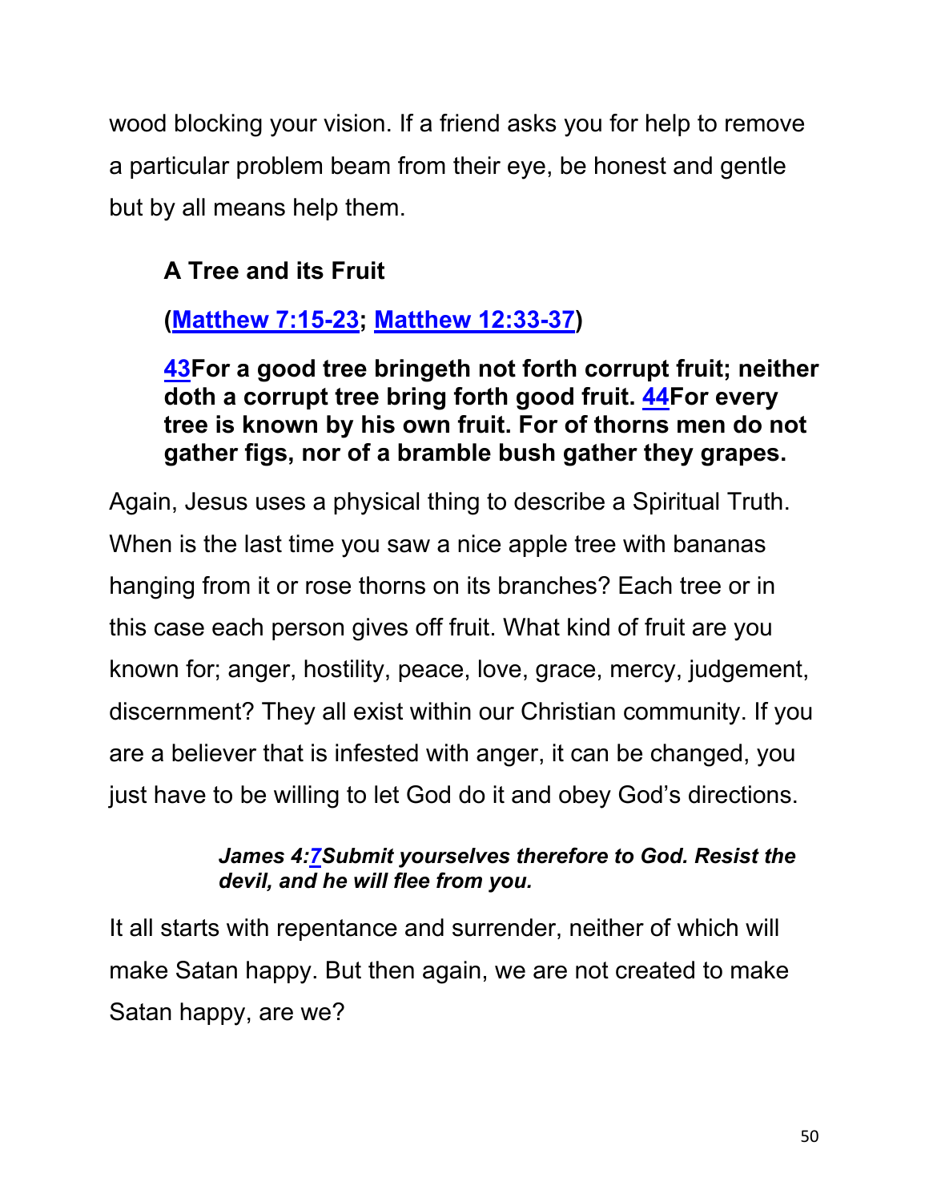wood blocking your vision. If a friend asks you for help to remove a particular problem beam from their eye, be honest and gentle but by all means help them.

**A Tree and its Fruit**

**([Matthew 7:15-23](); [Matthew 12:33-37]())**

**[43]()For a good tree bringeth not forth corrupt fruit; neither doth a corrupt tree bring forth good fruit. [44]()For every tree is known by his own fruit. For of thorns men do not gather figs, nor of a bramble bush gather they grapes.**

Again, Jesus uses a physical thing to describe a Spiritual Truth. When is the last time you saw a nice apple tree with bananas hanging from it or rose thorns on its branches? Each tree or in this case each person gives off fruit. What kind of fruit are you known for; anger, hostility, peace, love, grace, mercy, judgement, discernment? They all exist within our Christian community. If you are a believer that is infested with anger, it can be changed, you just have to be willing to let God do it and obey God's directions.

> ***James 4:[7]()Submit yourselves therefore to God. Resist the devil, and he will flee from you.***

It all starts with repentance and surrender, neither of which will make Satan happy. But then again, we are not created to make Satan happy, are we?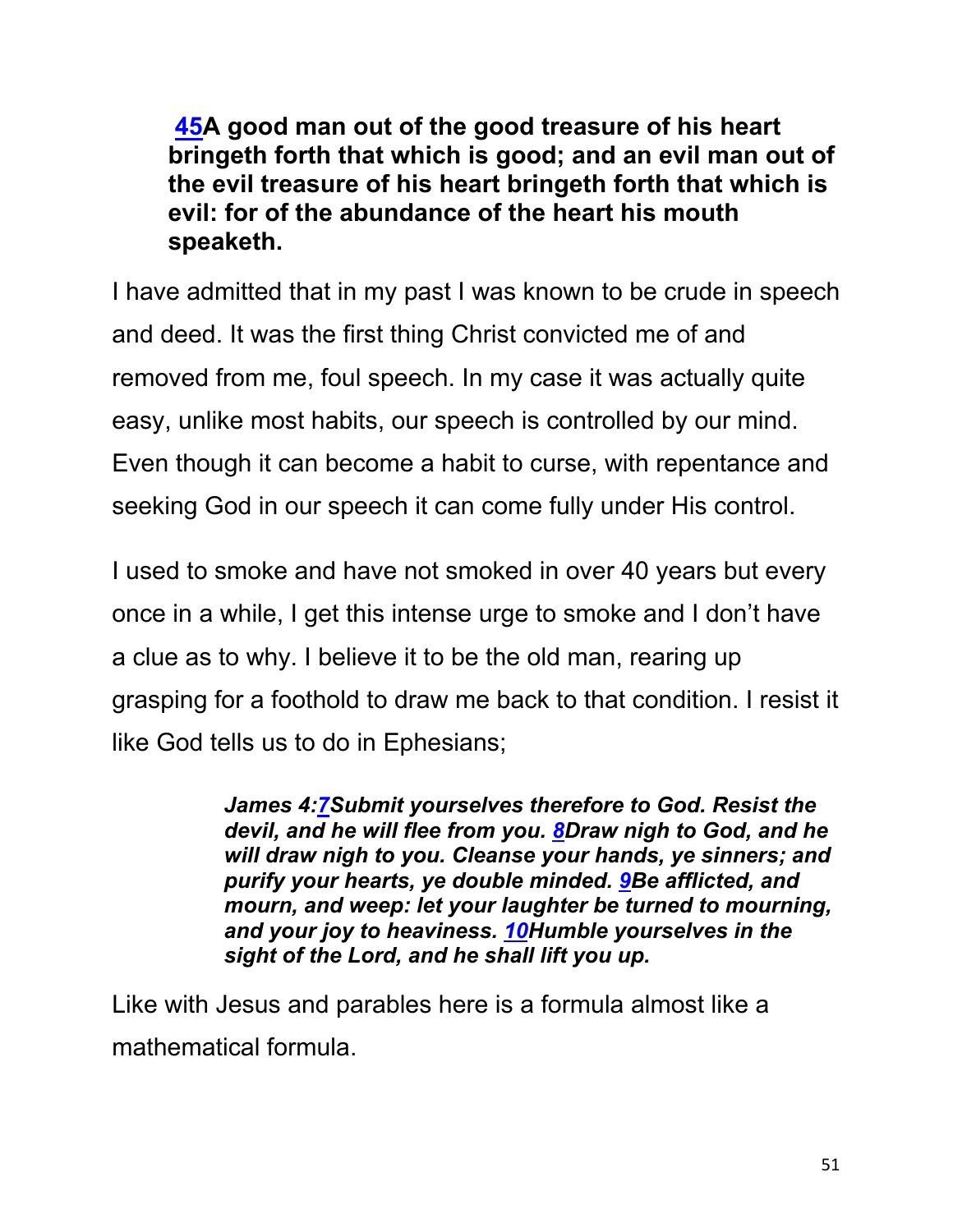**[45](#)A good man out of the good treasure of his heart bringeth forth that which is good; and an evil man out of the evil treasure of his heart bringeth forth that which is evil: for of the abundance of the heart his mouth speaketh.**

I have admitted that in my past I was known to be crude in speech and deed. It was the first thing Christ convicted me of and removed from me, foul speech. In my case it was actually quite easy, unlike most habits, our speech is controlled by our mind. Even though it can become a habit to curse, with repentance and seeking God in our speech it can come fully under His control.

I used to smoke and have not smoked in over 40 years but every once in a while, I get this intense urge to smoke and I don't have a clue as to why. I believe it to be the old man, rearing up grasping for a foothold to draw me back to that condition. I resist it like God tells us to do in Ephesians;

> ***James 4:[7](#)Submit yourselves therefore to God. Resist the devil, and he will flee from you. [8](#)Draw nigh to God, and he will draw nigh to you. Cleanse your hands, ye sinners; and purify your hearts, ye double minded. [9](#)Be afflicted, and mourn, and weep: let your laughter be turned to mourning, and your joy to heaviness. [10](#)Humble yourselves in the sight of the Lord, and he shall lift you up.***

Like with Jesus and parables here is a formula almost like a mathematical formula.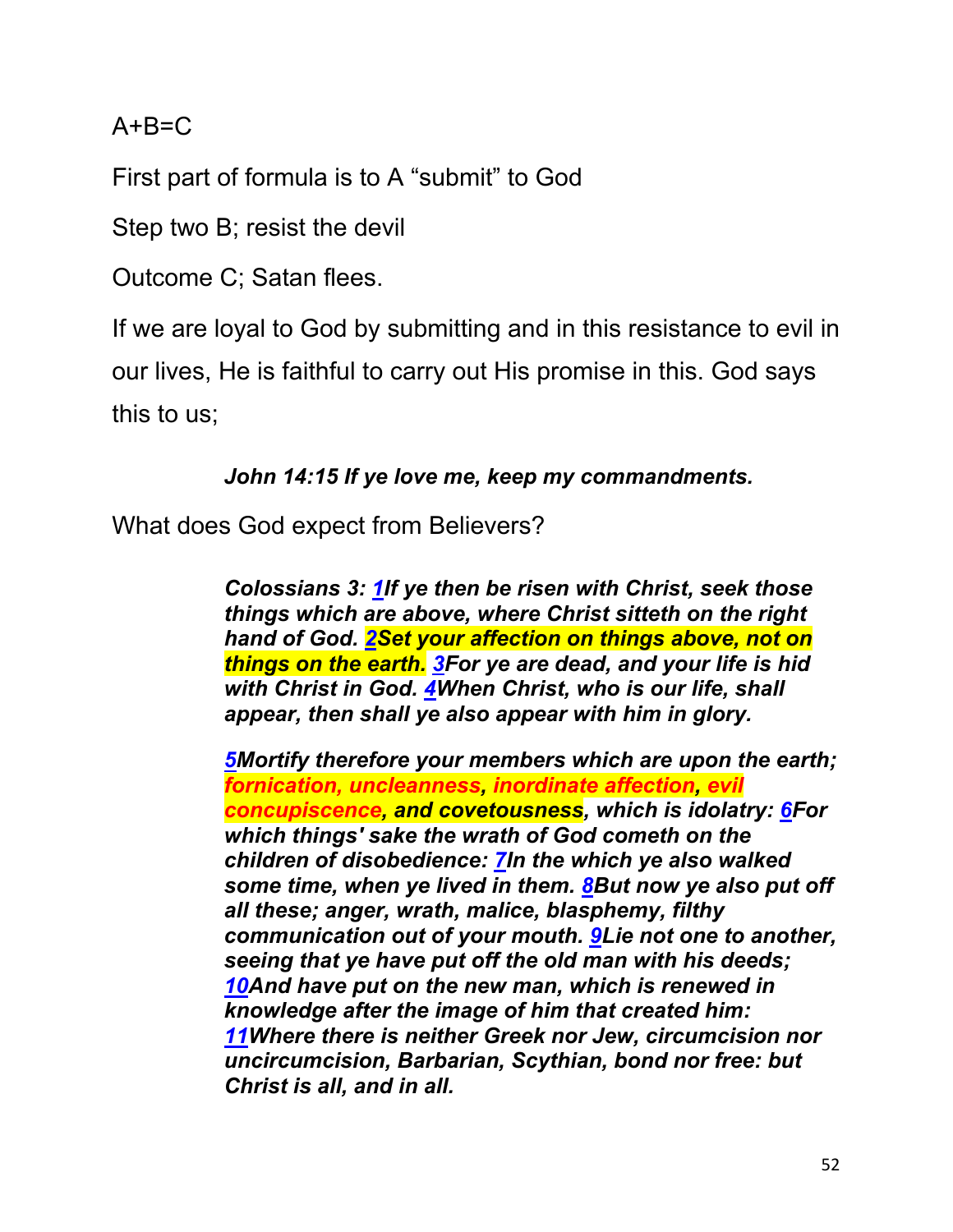A+B=C

First part of formula is to A "submit" to God

Step two B; resist the devil

Outcome C; Satan flees.

If we are loyal to God by submitting and in this resistance to evil in our lives, He is faithful to carry out His promise in this. God says this to us;

***John 14:15 If ye love me, keep my commandments.***

What does God expect from Believers?

> ***Colossians 3: 1If ye then be risen with Christ, seek those things which are above, where Christ sitteth on the right hand of God. 2Set your affection on things above, not on things on the earth. 3For ye are dead, and your life is hid with Christ in God. 4When Christ, who is our life, shall appear, then shall ye also appear with him in glory.***
>
> ***5Mortify therefore your members which are upon the earth; fornication, uncleanness, inordinate affection, evil concupiscence, and covetousness, which is idolatry: 6For which things' sake the wrath of God cometh on the children of disobedience: 7In the which ye also walked some time, when ye lived in them. 8But now ye also put off all these; anger, wrath, malice, blasphemy, filthy communication out of your mouth. 9Lie not one to another, seeing that ye have put off the old man with his deeds; 10And have put on the new man, which is renewed in knowledge after the image of him that created him: 11Where there is neither Greek nor Jew, circumcision nor uncircumcision, Barbarian, Scythian, bond nor free: but Christ is all, and in all.***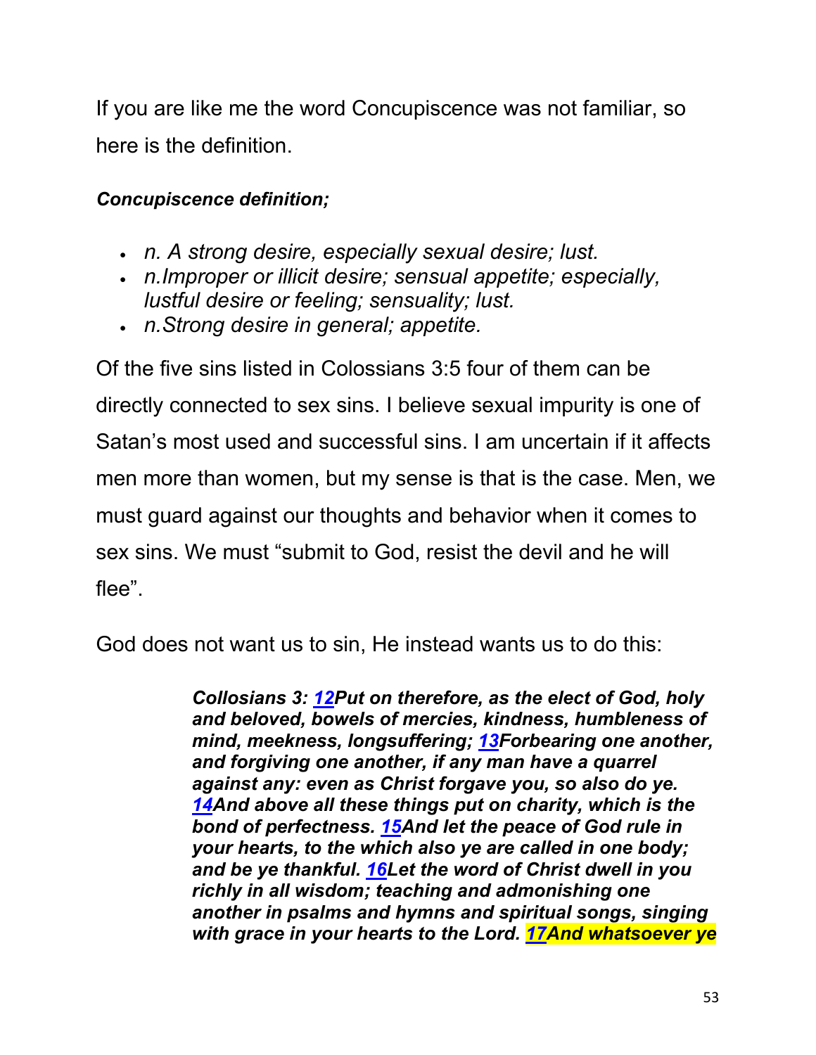If you are like me the word Concupiscence was not familiar, so here is the definition.

***Concupiscence definition;***

- *n. A strong desire, especially sexual desire; lust.*
- *n.Improper or illicit desire; sensual appetite; especially, lustful desire or feeling; sensuality; lust.*
- *n.Strong desire in general; appetite.*

Of the five sins listed in Colossians 3:5 four of them can be directly connected to sex sins. I believe sexual impurity is one of Satan's most used and successful sins. I am uncertain if it affects men more than women, but my sense is that is the case. Men, we must guard against our thoughts and behavior when it comes to sex sins. We must "submit to God, resist the devil and he will flee".

God does not want us to sin, He instead wants us to do this:

> ***Collosians 3: 12Put on therefore, as the elect of God, holy and beloved, bowels of mercies, kindness, humbleness of mind, meekness, longsuffering; 13Forbearing one another, and forgiving one another, if any man have a quarrel against any: even as Christ forgave you, so also do ye. 14And above all these things put on charity, which is the bond of perfectness. 15And let the peace of God rule in your hearts, to the which also ye are called in one body; and be ye thankful. 16Let the word of Christ dwell in you richly in all wisdom; teaching and admonishing one another in psalms and hymns and spiritual songs, singing with grace in your hearts to the Lord. 17And whatsoever ye***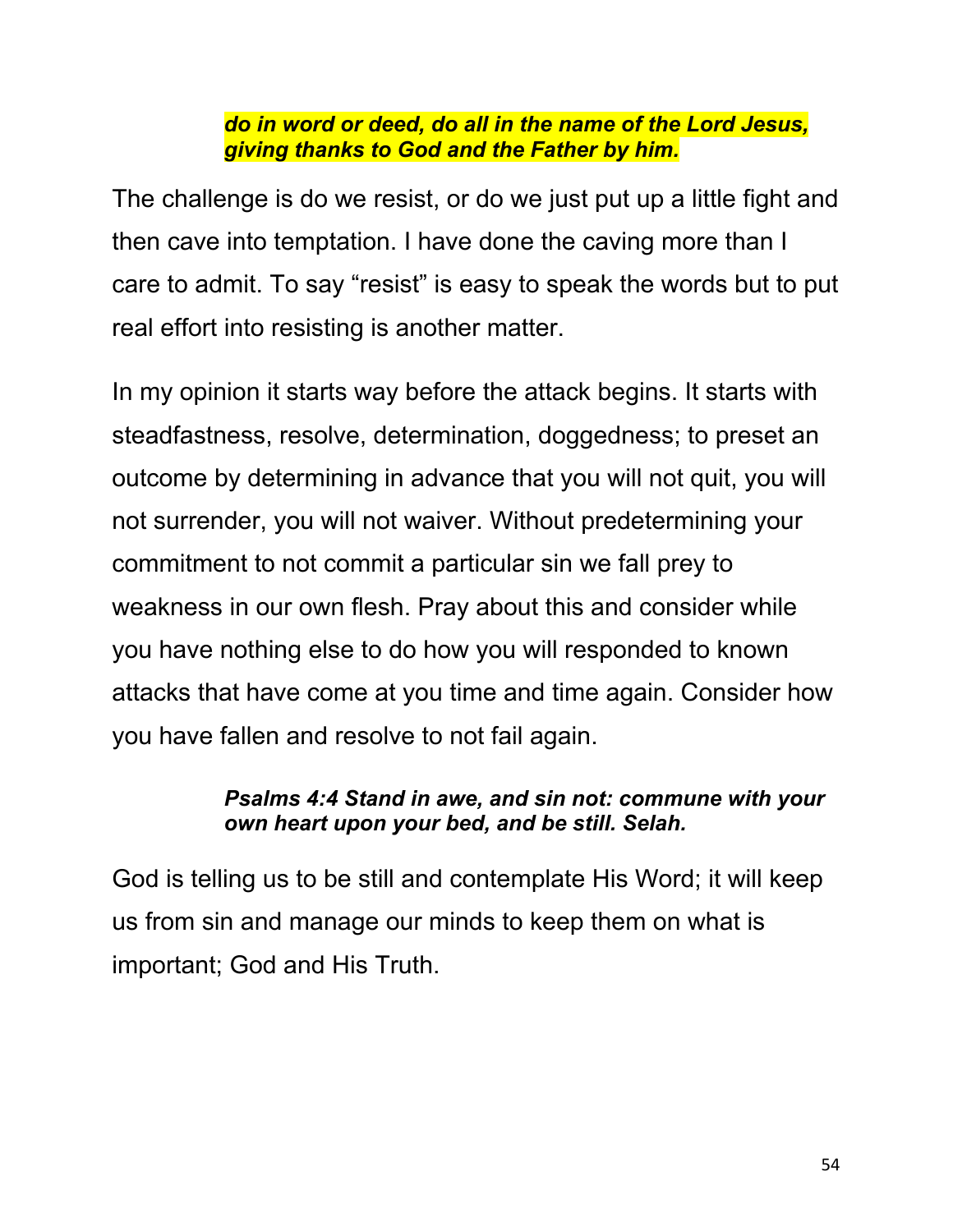> ***do in word or deed, do all in the name of the Lord Jesus, giving thanks to God and the Father by him.***

The challenge is do we resist, or do we just put up a little fight and then cave into temptation. I have done the caving more than I care to admit. To say "resist" is easy to speak the words but to put real effort into resisting is another matter.

In my opinion it starts way before the attack begins. It starts with steadfastness, resolve, determination, doggedness; to preset an outcome by determining in advance that you will not quit, you will not surrender, you will not waiver. Without predetermining your commitment to not commit a particular sin we fall prey to weakness in our own flesh. Pray about this and consider while you have nothing else to do how you will responded to known attacks that have come at you time and time again. Consider how you have fallen and resolve to not fail again.

> ***Psalms 4:4 Stand in awe, and sin not: commune with your own heart upon your bed, and be still. Selah.***

God is telling us to be still and contemplate His Word; it will keep us from sin and manage our minds to keep them on what is important; God and His Truth.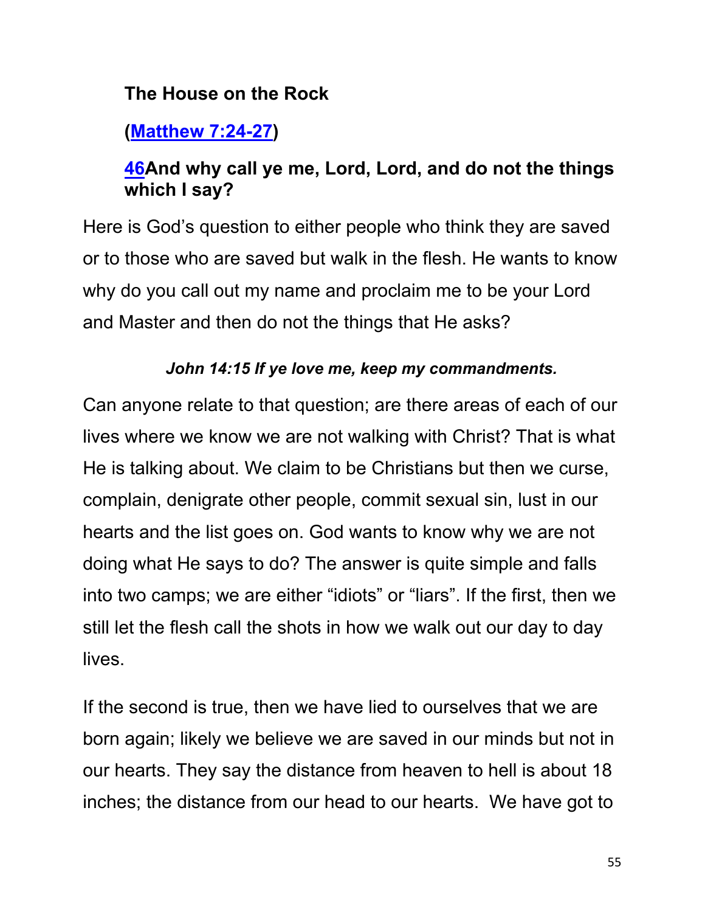**The House on the Rock**

**([Matthew 7:24-27](Matthew 7:24-27))**

**[46](46)And why call ye me, Lord, Lord, and do not the things which I say?**

Here is God's question to either people who think they are saved or to those who are saved but walk in the flesh. He wants to know why do you call out my name and proclaim me to be your Lord and Master and then do not the things that He asks?

***John 14:15 If ye love me, keep my commandments.***

Can anyone relate to that question; are there areas of each of our lives where we know we are not walking with Christ? That is what He is talking about. We claim to be Christians but then we curse, complain, denigrate other people, commit sexual sin, lust in our hearts and the list goes on. God wants to know why we are not doing what He says to do? The answer is quite simple and falls into two camps; we are either "idiots" or "liars". If the first, then we still let the flesh call the shots in how we walk out our day to day lives.

If the second is true, then we have lied to ourselves that we are born again; likely we believe we are saved in our minds but not in our hearts. They say the distance from heaven to hell is about 18 inches; the distance from our head to our hearts. We have got to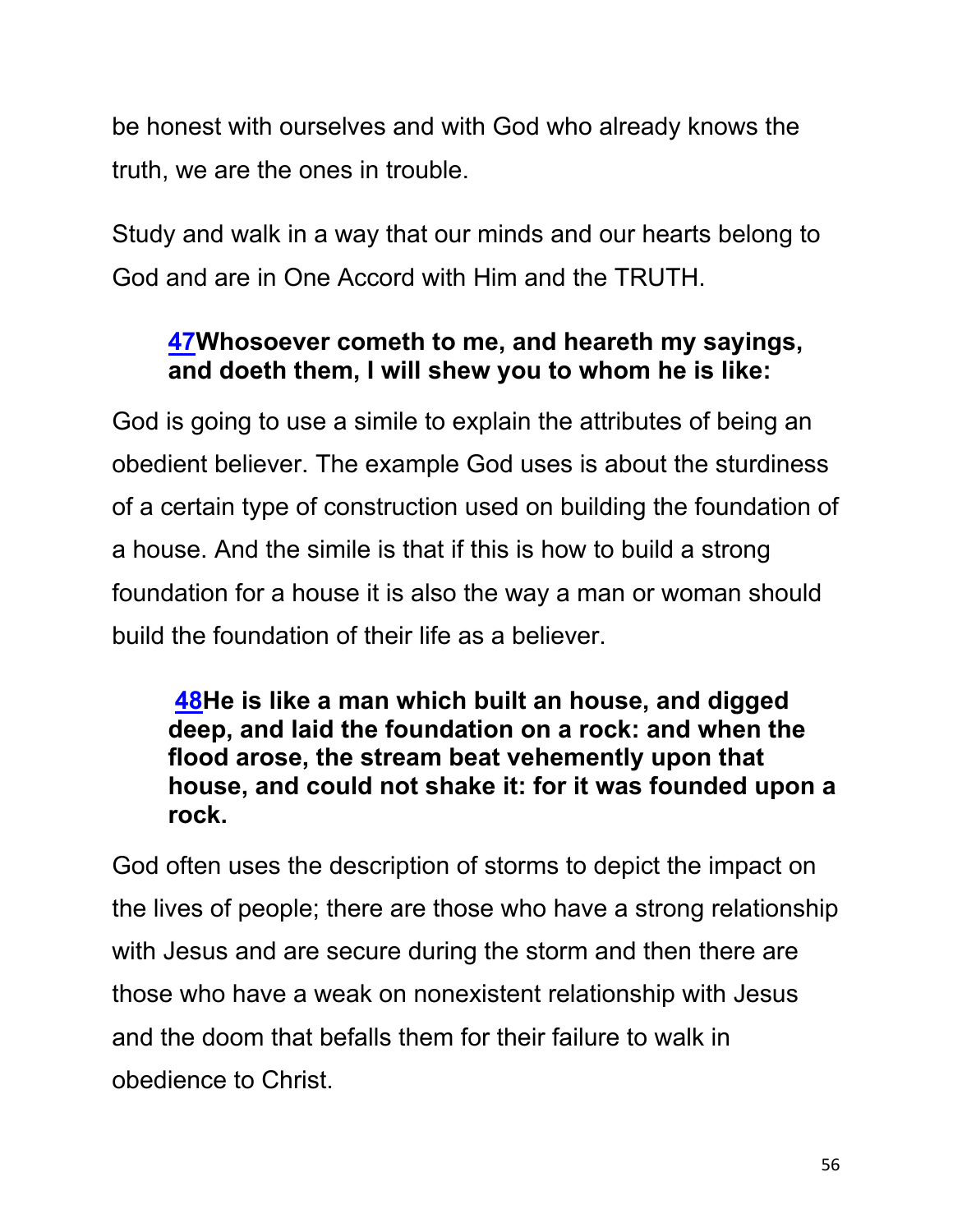be honest with ourselves and with God who already knows the truth, we are the ones in trouble.

Study and walk in a way that our minds and our hearts belong to God and are in One Accord with Him and the TRUTH.

> **47Whosoever cometh to me, and heareth my sayings, and doeth them, I will shew you to whom he is like:**

God is going to use a simile to explain the attributes of being an obedient believer. The example God uses is about the sturdiness of a certain type of construction used on building the foundation of a house. And the simile is that if this is how to build a strong foundation for a house it is also the way a man or woman should build the foundation of their life as a believer.

> **48He is like a man which built an house, and digged deep, and laid the foundation on a rock: and when the flood arose, the stream beat vehemently upon that house, and could not shake it: for it was founded upon a rock.**

God often uses the description of storms to depict the impact on the lives of people; there are those who have a strong relationship with Jesus and are secure during the storm and then there are those who have a weak on nonexistent relationship with Jesus and the doom that befalls them for their failure to walk in obedience to Christ.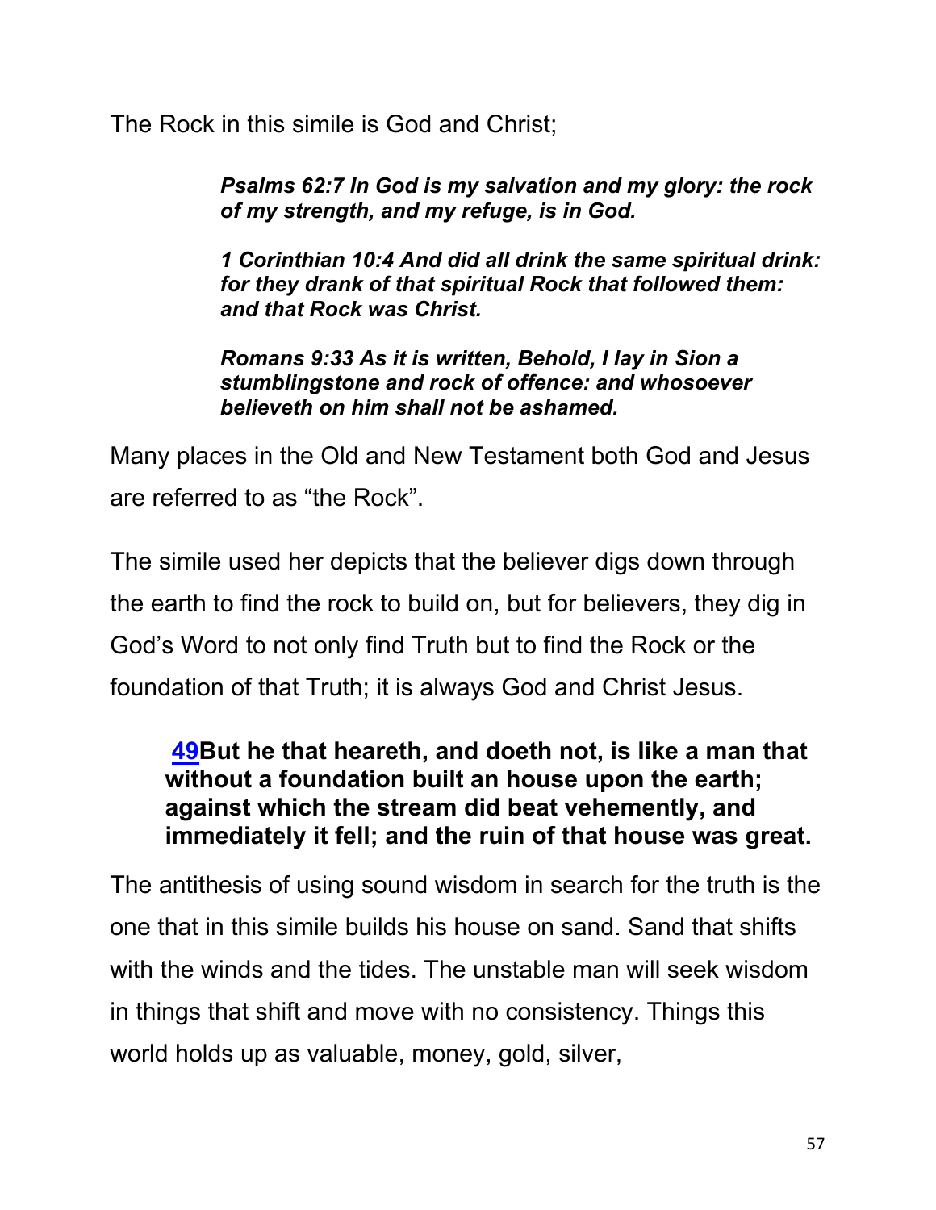The Rock in this simile is God and Christ;

> ***Psalms 62:7 In God is my salvation and my glory: the rock of my strength, and my refuge, is in God.***
>
> ***1 Corinthian 10:4 And did all drink the same spiritual drink: for they drank of that spiritual Rock that followed them: and that Rock was Christ.***
>
> ***Romans 9:33 As it is written, Behold, I lay in Sion a stumblingstone and rock of offence: and whosoever believeth on him shall not be ashamed.***

Many places in the Old and New Testament both God and Jesus are referred to as "the Rock".

The simile used her depicts that the believer digs down through the earth to find the rock to build on, but for believers, they dig in God's Word to not only find Truth but to find the Rock or the foundation of that Truth; it is always God and Christ Jesus.

> **49 But he that heareth, and doeth not, is like a man that without a foundation built an house upon the earth; against which the stream did beat vehemently, and immediately it fell; and the ruin of that house was great.**

The antithesis of using sound wisdom in search for the truth is the one that in this simile builds his house on sand. Sand that shifts with the winds and the tides. The unstable man will seek wisdom in things that shift and move with no consistency. Things this world holds up as valuable, money, gold, silver,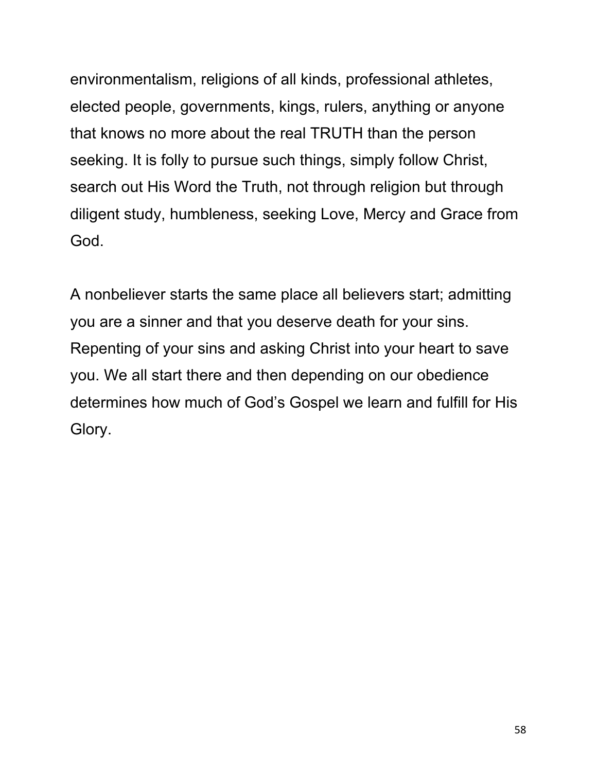environmentalism, religions of all kinds, professional athletes, elected people, governments, kings, rulers, anything or anyone that knows no more about the real TRUTH than the person seeking. It is folly to pursue such things, simply follow Christ, search out His Word the Truth, not through religion but through diligent study, humbleness, seeking Love, Mercy and Grace from God.

A nonbeliever starts the same place all believers start; admitting you are a sinner and that you deserve death for your sins. Repenting of your sins and asking Christ into your heart to save you. We all start there and then depending on our obedience determines how much of God's Gospel we learn and fulfill for His Glory.